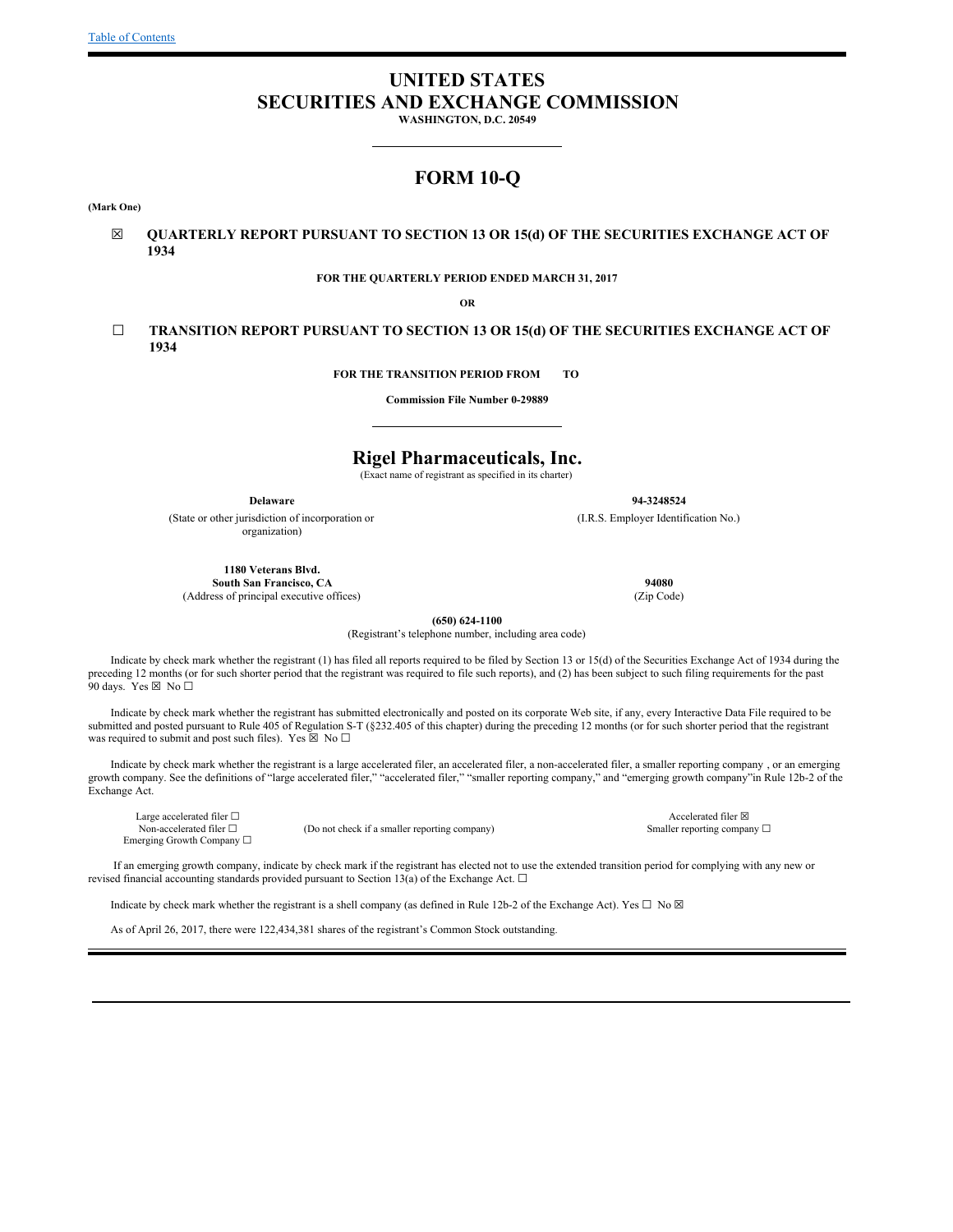[Table of Contents](#)

# UNITED STATES
# SECURITIES AND EXCHANGE COMMISSION

**WASHINGTON, D.C. 20549**

# FORM 10-Q

**(Mark One)**

☒ **QUARTERLY REPORT PURSUANT TO SECTION 13 OR 15(d) OF THE SECURITIES EXCHANGE ACT OF 1934**

**FOR THE QUARTERLY PERIOD ENDED MARCH 31, 2017**

**OR**

☐ **TRANSITION REPORT PURSUANT TO SECTION 13 OR 15(d) OF THE SECURITIES EXCHANGE ACT OF 1934**

**FOR THE TRANSITION PERIOD FROM TO**

**Commission File Number 0-29889**

# Rigel Pharmaceuticals, Inc.

(Exact name of registrant as specified in its charter)

| | |
|---|---|
| **Delaware** | **94-3248524** |
| (State or other jurisdiction of incorporation or organization) | (I.R.S. Employer Identification No.) |
| **1180 Veterans Blvd.** **South San Francisco, CA** | **94080** |
| (Address of principal executive offices) | (Zip Code) |

**(650) 624-1100**

(Registrant's telephone number, including area code)

Indicate by check mark whether the registrant (1) has filed all reports required to be filed by Section 13 or 15(d) of the Securities Exchange Act of 1934 during the preceding 12 months (or for such shorter period that the registrant was required to file such reports), and (2) has been subject to such filing requirements for the past 90 days. Yes ☒ No ☐

Indicate by check mark whether the registrant has submitted electronically and posted on its corporate Web site, if any, every Interactive Data File required to be submitted and posted pursuant to Rule 405 of Regulation S-T (§232.405 of this chapter) during the preceding 12 months (or for such shorter period that the registrant was required to submit and post such files). Yes ☒ No ☐

Indicate by check mark whether the registrant is a large accelerated filer, an accelerated filer, a non-accelerated filer, a smaller reporting company , or an emerging growth company. See the definitions of "large accelerated filer," "accelerated filer," "smaller reporting company," and "emerging growth company"in Rule 12b-2 of the Exchange Act.

| | | |
|---|---|---|
| Large accelerated filer ☐ | | Accelerated filer ☒ |
| Non-accelerated filer ☐ | (Do not check if a smaller reporting company) | Smaller reporting company ☐ |
| Emerging Growth Company ☐ | | |

If an emerging growth company, indicate by check mark if the registrant has elected not to use the extended transition period for complying with any new or revised financial accounting standards provided pursuant to Section 13(a) of the Exchange Act. ☐

Indicate by check mark whether the registrant is a shell company (as defined in Rule 12b-2 of the Exchange Act). Yes ☐ No ☒

As of April 26, 2017, there were 122,434,381 shares of the registrant's Common Stock outstanding.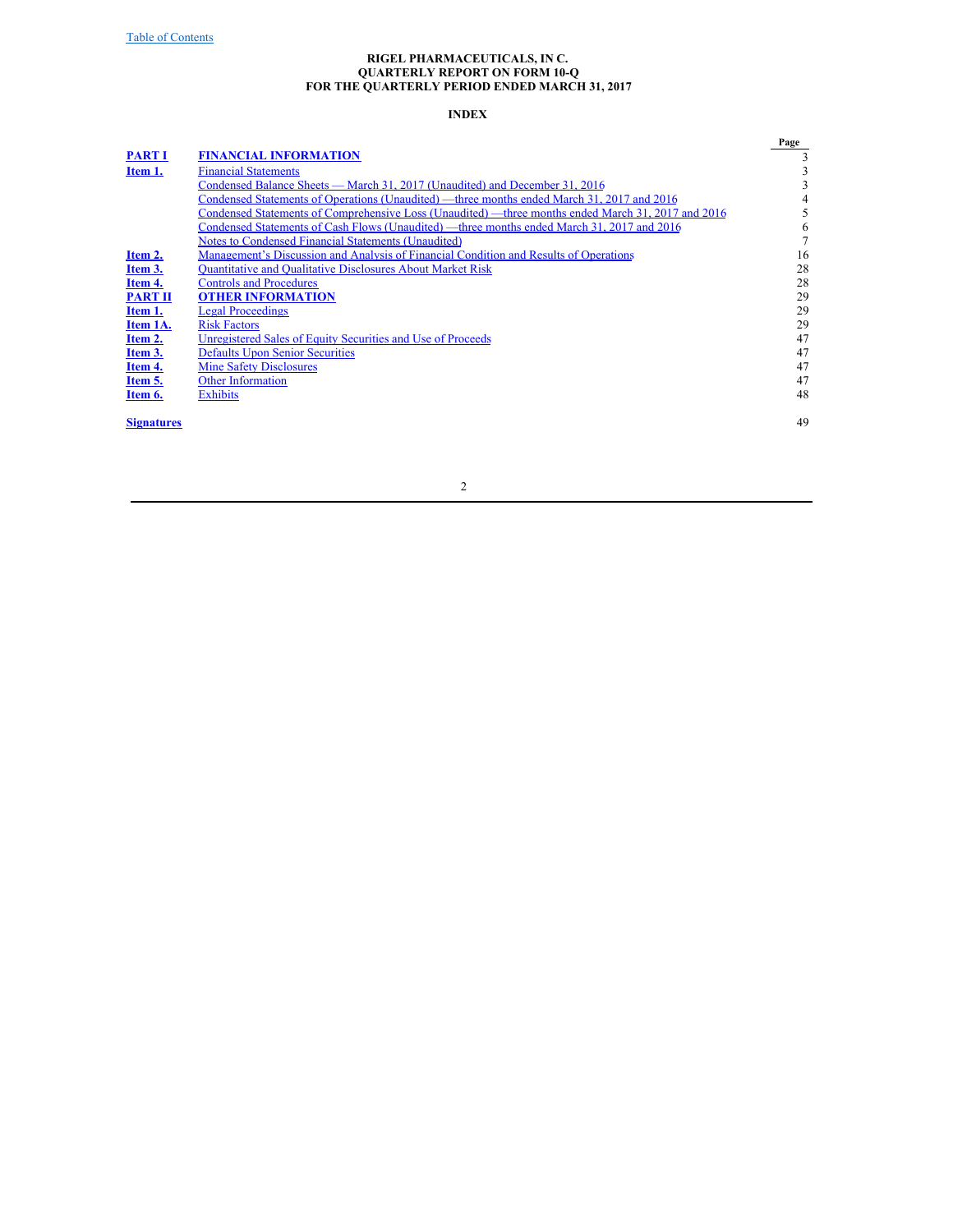**RIGEL PHARMACEUTICALS, IN C.**
**QUARTERLY REPORT ON FORM 10-Q**
**FOR THE QUARTERLY PERIOD ENDED MARCH 31, 2017**

**INDEX**

| | | Page |
|---|---|---|
| **PART I** | **FINANCIAL INFORMATION** | 3 |
| **Item 1.** | Financial Statements | 3 |
| | Condensed Balance Sheets — March 31, 2017 (Unaudited) and December 31, 2016 | 3 |
| | Condensed Statements of Operations (Unaudited) —three months ended March 31, 2017 and 2016 | 4 |
| | Condensed Statements of Comprehensive Loss (Unaudited) —three months ended March 31, 2017 and 2016 | 5 |
| | Condensed Statements of Cash Flows (Unaudited) —three months ended March 31, 2017 and 2016 | 6 |
| | Notes to Condensed Financial Statements (Unaudited) | 7 |
| **Item 2.** | Management's Discussion and Analysis of Financial Condition and Results of Operations | 16 |
| **Item 3.** | Quantitative and Qualitative Disclosures About Market Risk | 28 |
| **Item 4.** | Controls and Procedures | 28 |
| **PART II** | **OTHER INFORMATION** | 29 |
| **Item 1.** | Legal Proceedings | 29 |
| **Item 1A.** | Risk Factors | 29 |
| **Item 2.** | Unregistered Sales of Equity Securities and Use of Proceeds | 47 |
| **Item 3.** | Defaults Upon Senior Securities | 47 |
| **Item 4.** | Mine Safety Disclosures | 47 |
| **Item 5.** | Other Information | 47 |
| **Item 6.** | Exhibits | 48 |
| **Signatures** | | 49 |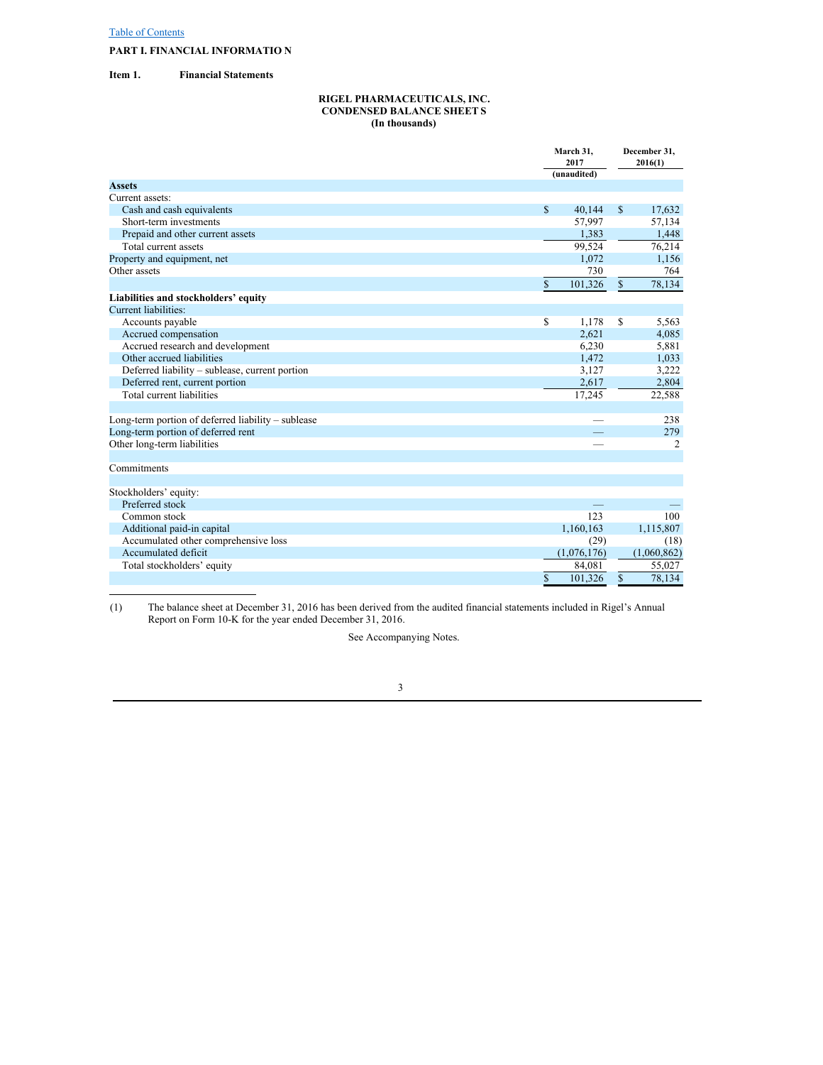Table of Contents

**PART I. FINANCIAL INFORMATION**

**Item 1. Financial Statements**

**RIGEL PHARMACEUTICALS, INC.**
**CONDENSED BALANCE SHEETS**
**(In thousands)**

| | March 31, 2017 (unaudited) | December 31, 2016(1) |
|---|---|---|
| **Assets** | | |
| Current assets: | | |
| Cash and cash equivalents | $ 40,144 | $ 17,632 |
| Short-term investments | 57,997 | 57,134 |
| Prepaid and other current assets | 1,383 | 1,448 |
| Total current assets | 99,524 | 76,214 |
| Property and equipment, net | 1,072 | 1,156 |
| Other assets | 730 | 764 |
| | $ 101,326 | $ 78,134 |
| **Liabilities and stockholders' equity** | | |
| Current liabilities: | | |
| Accounts payable | $ 1,178 | $ 5,563 |
| Accrued compensation | 2,621 | 4,085 |
| Accrued research and development | 6,230 | 5,881 |
| Other accrued liabilities | 1,472 | 1,033 |
| Deferred liability – sublease, current portion | 3,127 | 3,222 |
| Deferred rent, current portion | 2,617 | 2,804 |
| Total current liabilities | 17,245 | 22,588 |
| | | |
| Long-term portion of deferred liability – sublease | — | 238 |
| Long-term portion of deferred rent | — | 279 |
| Other long-term liabilities | — | 2 |
| | | |
| Commitments | | |
| | | |
| Stockholders' equity: | | |
| Preferred stock | — | — |
| Common stock | 123 | 100 |
| Additional paid-in capital | 1,160,163 | 1,115,807 |
| Accumulated other comprehensive loss | (29) | (18) |
| Accumulated deficit | (1,076,176) | (1,060,862) |
| Total stockholders' equity | 84,081 | 55,027 |
| | $ 101,326 | $ 78,134 |

(1) The balance sheet at December 31, 2016 has been derived from the audited financial statements included in Rigel's Annual Report on Form 10-K for the year ended December 31, 2016.

See Accompanying Notes.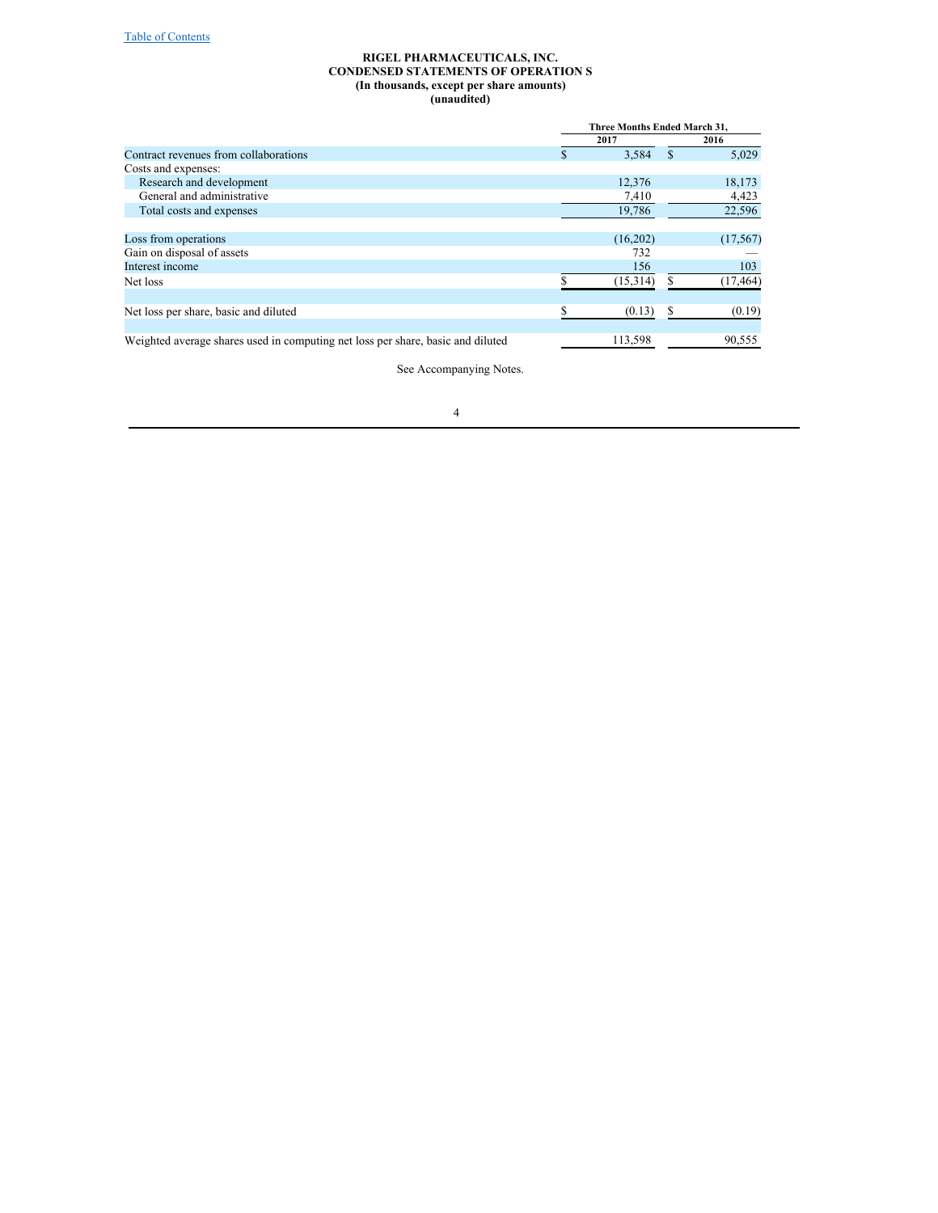**RIGEL PHARMACEUTICALS, INC.**
**CONDENSED STATEMENTS OF OPERATION S**
**(In thousands, except per share amounts)**
**(unaudited)**

| | Three Months Ended March 31, | |
|---|---|---|
| | 2017 | 2016 |
| Contract revenues from collaborations | $ 3,584 | $ 5,029 |
| Costs and expenses: | | |
| Research and development | 12,376 | 18,173 |
| General and administrative | 7,410 | 4,423 |
| Total costs and expenses | 19,786 | 22,596 |
| Loss from operations | (16,202) | (17,567) |
| Gain on disposal of assets | 732 | — |
| Interest income | 156 | 103 |
| Net loss | $ (15,314) | $ (17,464) |
| Net loss per share, basic and diluted | $ (0.13) | $ (0.19) |
| Weighted average shares used in computing net loss per share, basic and diluted | 113,598 | 90,555 |

See Accompanying Notes.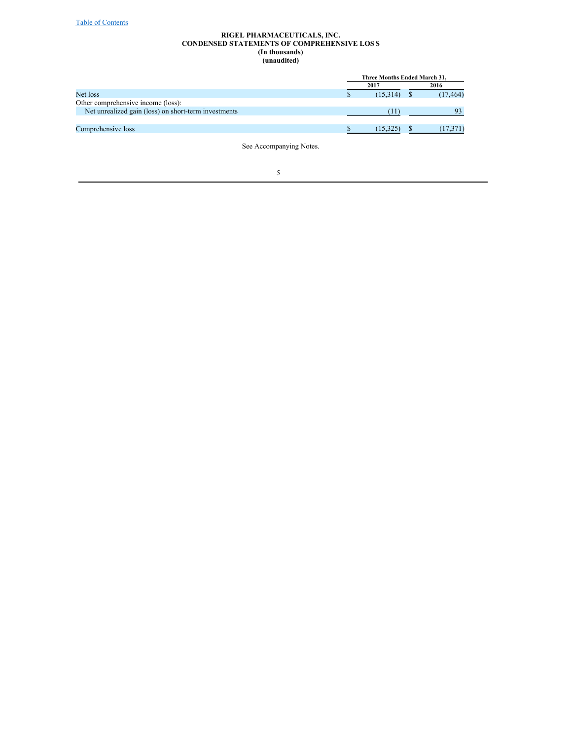**RIGEL PHARMACEUTICALS, INC.**
**CONDENSED STATEMENTS OF COMPREHENSIVE LOSS**
**(In thousands)**
**(unaudited)**

| | Three Months Ended March 31, | |
|---|---|---|
| | 2017 | 2016 |
| Net loss | $ (15,314) | $ (17,464) |
| Other comprehensive income (loss): | | |
| Net unrealized gain (loss) on short-term investments | (11) | 93 |
| Comprehensive loss | $ (15,325) | $ (17,371) |

See Accompanying Notes.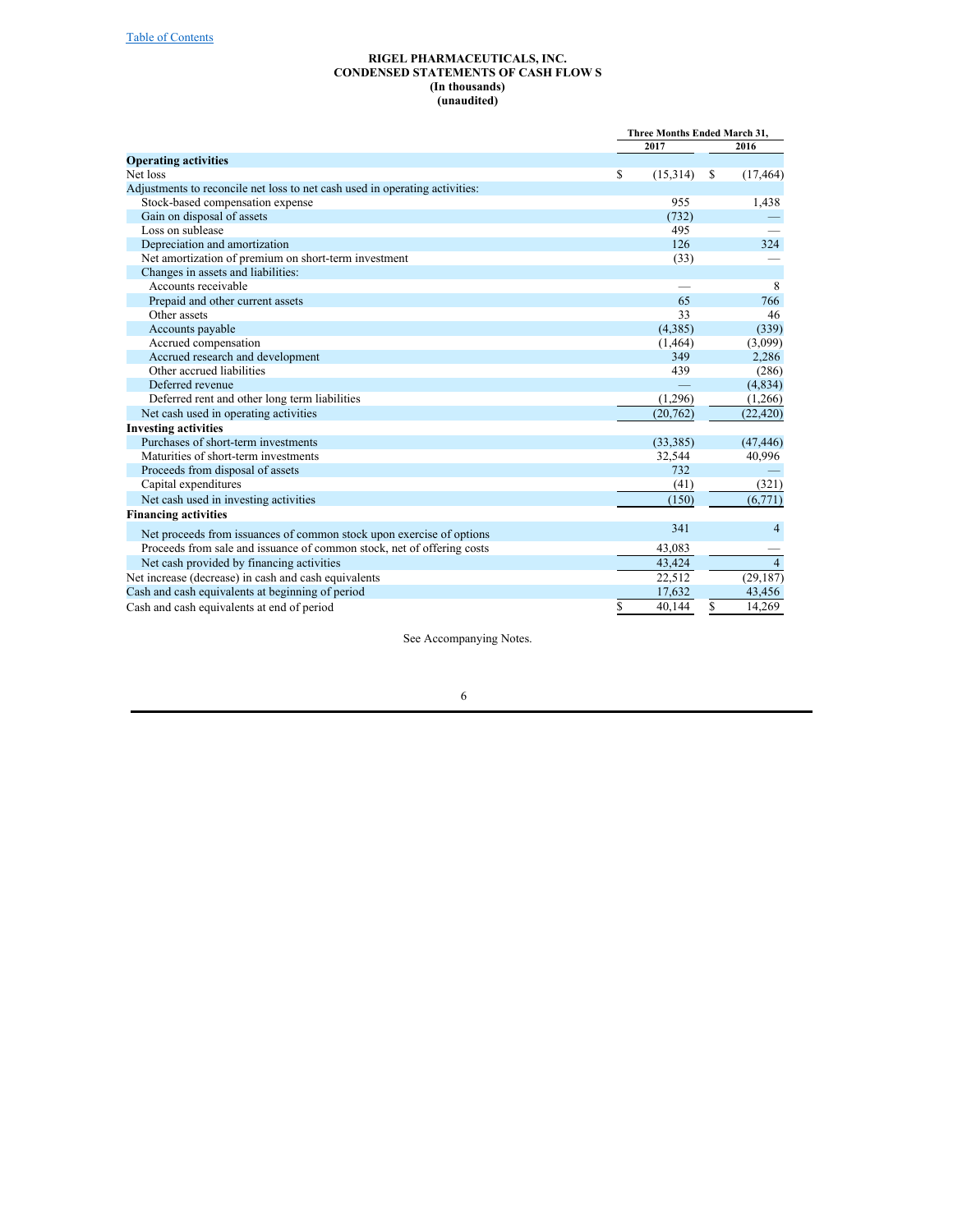**RIGEL PHARMACEUTICALS, INC.**
**CONDENSED STATEMENTS OF CASH FLOWS**
**(In thousands)**
**(unaudited)**

| | Three Months Ended March 31, | |
|---|---|---|
| | 2017 | 2016 |
| **Operating activities** | | |
| Net loss | $ (15,314) | $ (17,464) |
| Adjustments to reconcile net loss to net cash used in operating activities: | | |
| Stock-based compensation expense | 955 | 1,438 |
| Gain on disposal of assets | (732) | — |
| Loss on sublease | 495 | — |
| Depreciation and amortization | 126 | 324 |
| Net amortization of premium on short-term investment | (33) | — |
| Changes in assets and liabilities: | | |
| Accounts receivable | — | 8 |
| Prepaid and other current assets | 65 | 766 |
| Other assets | 33 | 46 |
| Accounts payable | (4,385) | (339) |
| Accrued compensation | (1,464) | (3,099) |
| Accrued research and development | 349 | 2,286 |
| Other accrued liabilities | 439 | (286) |
| Deferred revenue | — | (4,834) |
| Deferred rent and other long term liabilities | (1,296) | (1,266) |
| Net cash used in operating activities | (20,762) | (22,420) |
| **Investing activities** | | |
| Purchases of short-term investments | (33,385) | (47,446) |
| Maturities of short-term investments | 32,544 | 40,996 |
| Proceeds from disposal of assets | 732 | — |
| Capital expenditures | (41) | (321) |
| Net cash used in investing activities | (150) | (6,771) |
| **Financing activities** | | |
| Net proceeds from issuances of common stock upon exercise of options | 341 | 4 |
| Proceeds from sale and issuance of common stock, net of offering costs | 43,083 | — |
| Net cash provided by financing activities | 43,424 | 4 |
| Net increase (decrease) in cash and cash equivalents | 22,512 | (29,187) |
| Cash and cash equivalents at beginning of period | 17,632 | 43,456 |
| Cash and cash equivalents at end of period | $ 40,144 | $ 14,269 |

See Accompanying Notes.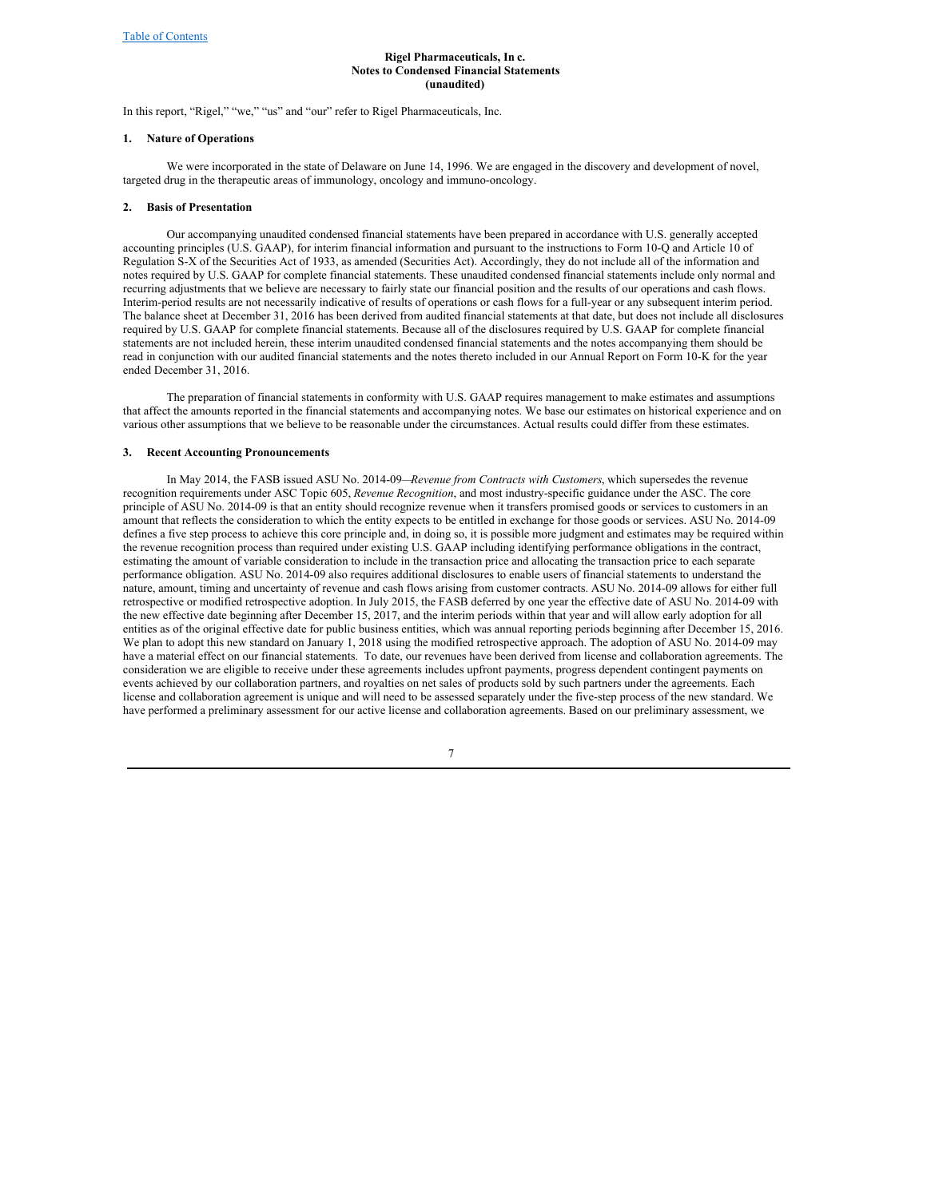**Rigel Pharmaceuticals, In c.**
**Notes to Condensed Financial Statements**
**(unaudited)**

In this report, "Rigel," "we," "us" and "our" refer to Rigel Pharmaceuticals, Inc.

## 1. Nature of Operations

We were incorporated in the state of Delaware on June 14, 1996. We are engaged in the discovery and development of novel, targeted drug in the therapeutic areas of immunology, oncology and immuno-oncology.

## 2. Basis of Presentation

Our accompanying unaudited condensed financial statements have been prepared in accordance with U.S. generally accepted accounting principles (U.S. GAAP), for interim financial information and pursuant to the instructions to Form 10-Q and Article 10 of Regulation S-X of the Securities Act of 1933, as amended (Securities Act). Accordingly, they do not include all of the information and notes required by U.S. GAAP for complete financial statements. These unaudited condensed financial statements include only normal and recurring adjustments that we believe are necessary to fairly state our financial position and the results of our operations and cash flows. Interim-period results are not necessarily indicative of results of operations or cash flows for a full-year or any subsequent interim period. The balance sheet at December 31, 2016 has been derived from audited financial statements at that date, but does not include all disclosures required by U.S. GAAP for complete financial statements. Because all of the disclosures required by U.S. GAAP for complete financial statements are not included herein, these interim unaudited condensed financial statements and the notes accompanying them should be read in conjunction with our audited financial statements and the notes thereto included in our Annual Report on Form 10-K for the year ended December 31, 2016.

The preparation of financial statements in conformity with U.S. GAAP requires management to make estimates and assumptions that affect the amounts reported in the financial statements and accompanying notes. We base our estimates on historical experience and on various other assumptions that we believe to be reasonable under the circumstances. Actual results could differ from these estimates.

## 3. Recent Accounting Pronouncements

In May 2014, the FASB issued ASU No. 2014-09—*Revenue from Contracts with Customers*, which supersedes the revenue recognition requirements under ASC Topic 605, *Revenue Recognition*, and most industry-specific guidance under the ASC. The core principle of ASU No. 2014-09 is that an entity should recognize revenue when it transfers promised goods or services to customers in an amount that reflects the consideration to which the entity expects to be entitled in exchange for those goods or services. ASU No. 2014-09 defines a five step process to achieve this core principle and, in doing so, it is possible more judgment and estimates may be required within the revenue recognition process than required under existing U.S. GAAP including identifying performance obligations in the contract, estimating the amount of variable consideration to include in the transaction price and allocating the transaction price to each separate performance obligation. ASU No. 2014-09 also requires additional disclosures to enable users of financial statements to understand the nature, amount, timing and uncertainty of revenue and cash flows arising from customer contracts. ASU No. 2014-09 allows for either full retrospective or modified retrospective adoption. In July 2015, the FASB deferred by one year the effective date of ASU No. 2014-09 with the new effective date beginning after December 15, 2017, and the interim periods within that year and will allow early adoption for all entities as of the original effective date for public business entities, which was annual reporting periods beginning after December 15, 2016. We plan to adopt this new standard on January 1, 2018 using the modified retrospective approach. The adoption of ASU No. 2014-09 may have a material effect on our financial statements. To date, our revenues have been derived from license and collaboration agreements. The consideration we are eligible to receive under these agreements includes upfront payments, progress dependent contingent payments on events achieved by our collaboration partners, and royalties on net sales of products sold by such partners under the agreements. Each license and collaboration agreement is unique and will need to be assessed separately under the five-step process of the new standard. We have performed a preliminary assessment for our active license and collaboration agreements. Based on our preliminary assessment, we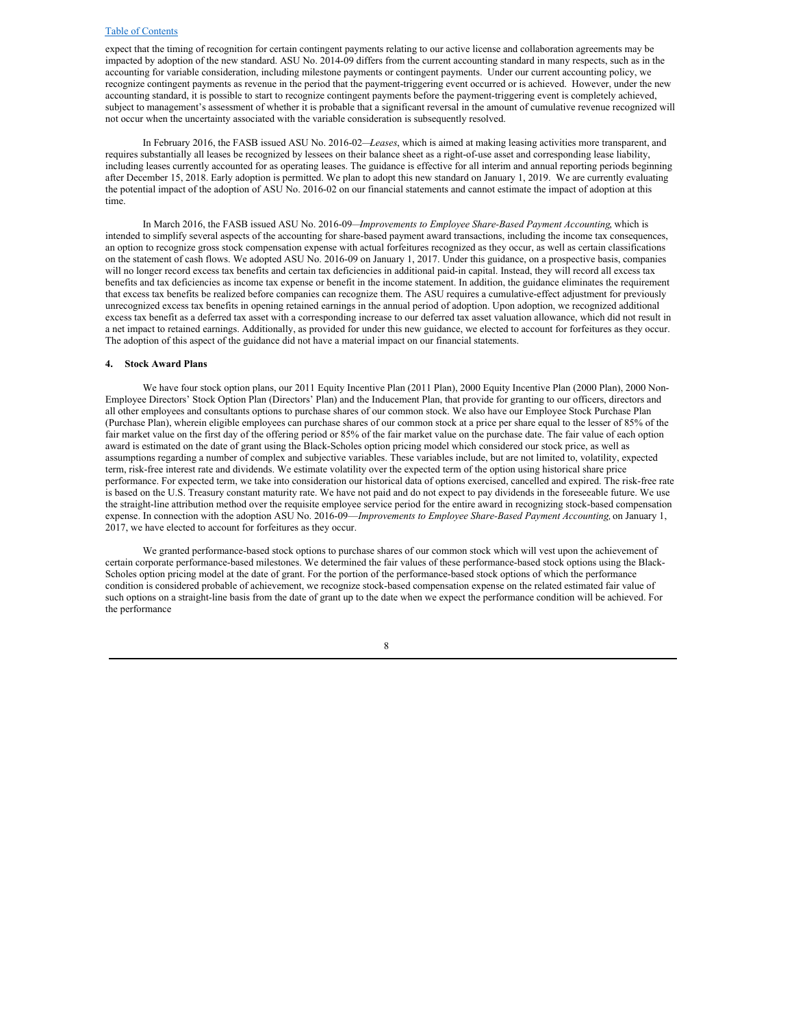expect that the timing of recognition for certain contingent payments relating to our active license and collaboration agreements may be impacted by adoption of the new standard. ASU No. 2014-09 differs from the current accounting standard in many respects, such as in the accounting for variable consideration, including milestone payments or contingent payments. Under our current accounting policy, we recognize contingent payments as revenue in the period that the payment-triggering event occurred or is achieved. However, under the new accounting standard, it is possible to start to recognize contingent payments before the payment-triggering event is completely achieved, subject to management's assessment of whether it is probable that a significant reversal in the amount of cumulative revenue recognized will not occur when the uncertainty associated with the variable consideration is subsequently resolved.

In February 2016, the FASB issued ASU No. 2016-02—*Leases*, which is aimed at making leasing activities more transparent, and requires substantially all leases be recognized by lessees on their balance sheet as a right-of-use asset and corresponding lease liability, including leases currently accounted for as operating leases. The guidance is effective for all interim and annual reporting periods beginning after December 15, 2018. Early adoption is permitted. We plan to adopt this new standard on January 1, 2019. We are currently evaluating the potential impact of the adoption of ASU No. 2016-02 on our financial statements and cannot estimate the impact of adoption at this time.

In March 2016, the FASB issued ASU No. 2016-09—*Improvements to Employee Share-Based Payment Accounting*, which is intended to simplify several aspects of the accounting for share-based payment award transactions, including the income tax consequences, an option to recognize gross stock compensation expense with actual forfeitures recognized as they occur, as well as certain classifications on the statement of cash flows. We adopted ASU No. 2016-09 on January 1, 2017. Under this guidance, on a prospective basis, companies will no longer record excess tax benefits and certain tax deficiencies in additional paid-in capital. Instead, they will record all excess tax benefits and tax deficiencies as income tax expense or benefit in the income statement. In addition, the guidance eliminates the requirement that excess tax benefits be realized before companies can recognize them. The ASU requires a cumulative-effect adjustment for previously unrecognized excess tax benefits in opening retained earnings in the annual period of adoption. Upon adoption, we recognized additional excess tax benefit as a deferred tax asset with a corresponding increase to our deferred tax asset valuation allowance, which did not result in a net impact to retained earnings. Additionally, as provided for under this new guidance, we elected to account for forfeitures as they occur. The adoption of this aspect of the guidance did not have a material impact on our financial statements.

## 4. Stock Award Plans

We have four stock option plans, our 2011 Equity Incentive Plan (2011 Plan), 2000 Equity Incentive Plan (2000 Plan), 2000 Non-Employee Directors' Stock Option Plan (Directors' Plan) and the Inducement Plan, that provide for granting to our officers, directors and all other employees and consultants options to purchase shares of our common stock. We also have our Employee Stock Purchase Plan (Purchase Plan), wherein eligible employees can purchase shares of our common stock at a price per share equal to the lesser of 85% of the fair market value on the first day of the offering period or 85% of the fair market value on the purchase date. The fair value of each option award is estimated on the date of grant using the Black-Scholes option pricing model which considered our stock price, as well as assumptions regarding a number of complex and subjective variables. These variables include, but are not limited to, volatility, expected term, risk-free interest rate and dividends. We estimate volatility over the expected term of the option using historical share price performance. For expected term, we take into consideration our historical data of options exercised, cancelled and expired. The risk-free rate is based on the U.S. Treasury constant maturity rate. We have not paid and do not expect to pay dividends in the foreseeable future. We use the straight-line attribution method over the requisite employee service period for the entire award in recognizing stock-based compensation expense. In connection with the adoption ASU No. 2016-09—*Improvements to Employee Share-Based Payment Accounting,* on January 1, 2017, we have elected to account for forfeitures as they occur.

We granted performance-based stock options to purchase shares of our common stock which will vest upon the achievement of certain corporate performance-based milestones. We determined the fair values of these performance-based stock options using the Black-Scholes option pricing model at the date of grant. For the portion of the performance-based stock options of which the performance condition is considered probable of achievement, we recognize stock-based compensation expense on the related estimated fair value of such options on a straight-line basis from the date of grant up to the date when we expect the performance condition will be achieved. For the performance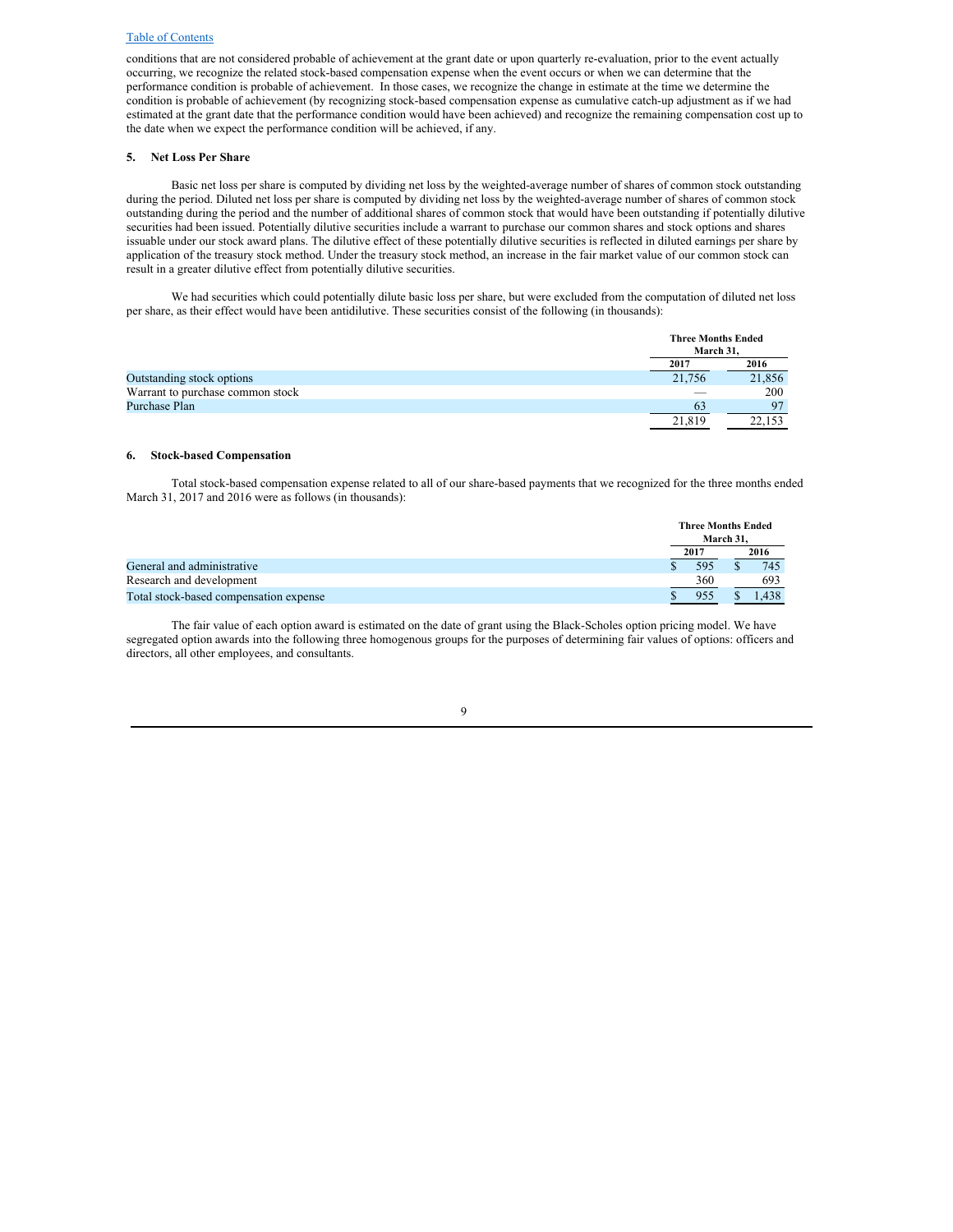conditions that are not considered probable of achievement at the grant date or upon quarterly re-evaluation, prior to the event actually occurring, we recognize the related stock-based compensation expense when the event occurs or when we can determine that the performance condition is probable of achievement. In those cases, we recognize the change in estimate at the time we determine the condition is probable of achievement (by recognizing stock-based compensation expense as cumulative catch-up adjustment as if we had estimated at the grant date that the performance condition would have been achieved) and recognize the remaining compensation cost up to the date when we expect the performance condition will be achieved, if any.

## 5. Net Loss Per Share

Basic net loss per share is computed by dividing net loss by the weighted-average number of shares of common stock outstanding during the period. Diluted net loss per share is computed by dividing net loss by the weighted-average number of shares of common stock outstanding during the period and the number of additional shares of common stock that would have been outstanding if potentially dilutive securities had been issued. Potentially dilutive securities include a warrant to purchase our common shares and stock options and shares issuable under our stock award plans. The dilutive effect of these potentially dilutive securities is reflected in diluted earnings per share by application of the treasury stock method. Under the treasury stock method, an increase in the fair market value of our common stock can result in a greater dilutive effect from potentially dilutive securities.

We had securities which could potentially dilute basic loss per share, but were excluded from the computation of diluted net loss per share, as their effect would have been antidilutive. These securities consist of the following (in thousands):

| | Three Months Ended March 31, | |
|---|---|---|
| | 2017 | 2016 |
| Outstanding stock options | 21,756 | 21,856 |
| Warrant to purchase common stock | — | 200 |
| Purchase Plan | 63 | 97 |
| | 21,819 | 22,153 |

## 6. Stock-based Compensation

Total stock-based compensation expense related to all of our share-based payments that we recognized for the three months ended March 31, 2017 and 2016 were as follows (in thousands):

| | Three Months Ended March 31, | |
|---|---|---|
| | 2017 | 2016 |
| General and administrative | $ 595 | $ 745 |
| Research and development | 360 | 693 |
| Total stock-based compensation expense | $ 955 | $ 1,438 |

The fair value of each option award is estimated on the date of grant using the Black-Scholes option pricing model. We have segregated option awards into the following three homogenous groups for the purposes of determining fair values of options: officers and directors, all other employees, and consultants.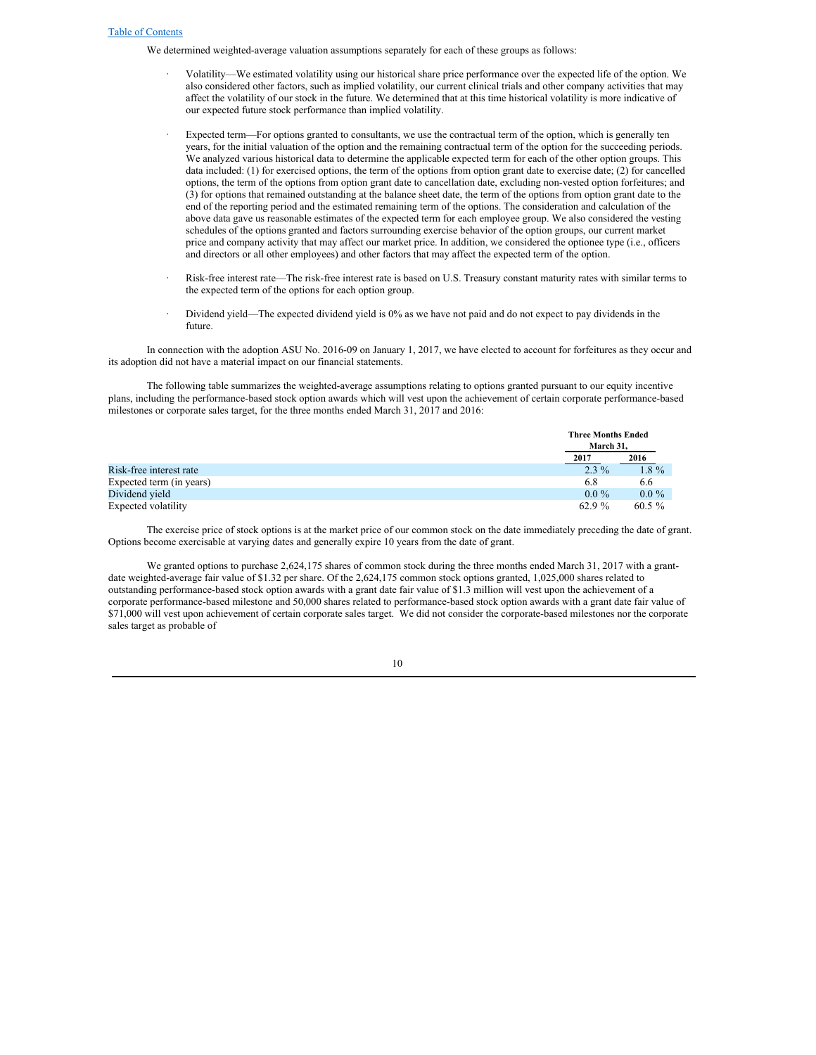We determined weighted-average valuation assumptions separately for each of these groups as follows:

- Volatility—We estimated volatility using our historical share price performance over the expected life of the option. We also considered other factors, such as implied volatility, our current clinical trials and other company activities that may affect the volatility of our stock in the future. We determined that at this time historical volatility is more indicative of our expected future stock performance than implied volatility.

- Expected term—For options granted to consultants, we use the contractual term of the option, which is generally ten years, for the initial valuation of the option and the remaining contractual term of the option for the succeeding periods. We analyzed various historical data to determine the applicable expected term for each of the other option groups. This data included: (1) for exercised options, the term of the options from option grant date to exercise date; (2) for cancelled options, the term of the options from option grant date to cancellation date, excluding non-vested option forfeitures; and (3) for options that remained outstanding at the balance sheet date, the term of the options from option grant date to the end of the reporting period and the estimated remaining term of the options. The consideration and calculation of the above data gave us reasonable estimates of the expected term for each employee group. We also considered the vesting schedules of the options granted and factors surrounding exercise behavior of the option groups, our current market price and company activity that may affect our market price. In addition, we considered the optionee type (i.e., officers and directors or all other employees) and other factors that may affect the expected term of the option.

- Risk-free interest rate—The risk-free interest rate is based on U.S. Treasury constant maturity rates with similar terms to the expected term of the options for each option group.

- Dividend yield—The expected dividend yield is 0% as we have not paid and do not expect to pay dividends in the future.

In connection with the adoption ASU No. 2016-09 on January 1, 2017, we have elected to account for forfeitures as they occur and its adoption did not have a material impact on our financial statements.

The following table summarizes the weighted-average assumptions relating to options granted pursuant to our equity incentive plans, including the performance-based stock option awards which will vest upon the achievement of certain corporate performance-based milestones or corporate sales target, for the three months ended March 31, 2017 and 2016:

| | Three Months Ended March 31, | |
|---|---|---|
| | 2017 | 2016 |
| Risk-free interest rate | 2.3 % | 1.8 % |
| Expected term (in years) | 6.8 | 6.6 |
| Dividend yield | 0.0 % | 0.0 % |
| Expected volatility | 62.9 % | 60.5 % |

The exercise price of stock options is at the market price of our common stock on the date immediately preceding the date of grant. Options become exercisable at varying dates and generally expire 10 years from the date of grant.

We granted options to purchase 2,624,175 shares of common stock during the three months ended March 31, 2017 with a grant-date weighted-average fair value of $1.32 per share. Of the 2,624,175 common stock options granted, 1,025,000 shares related to outstanding performance-based stock option awards with a grant date fair value of $1.3 million will vest upon the achievement of a corporate performance-based milestone and 50,000 shares related to performance-based stock option awards with a grant date fair value of $71,000 will vest upon achievement of certain corporate sales target. We did not consider the corporate-based milestones nor the corporate sales target as probable of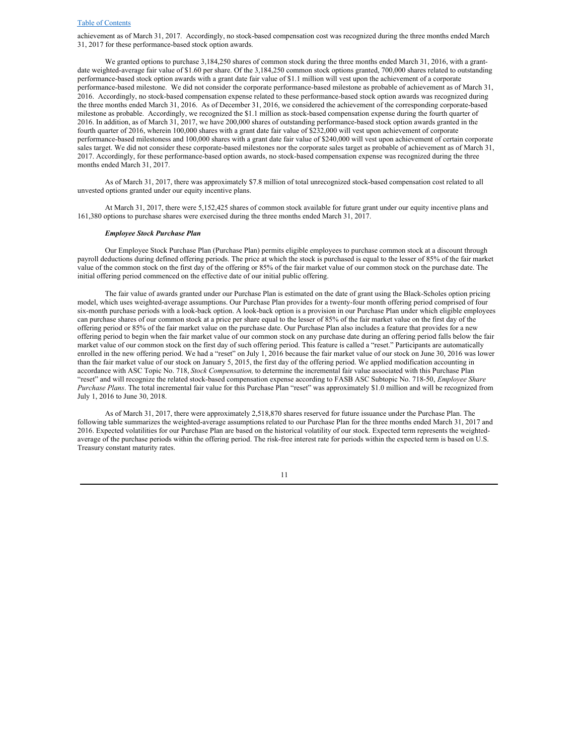achievement as of March 31, 2017. Accordingly, no stock-based compensation cost was recognized during the three months ended March 31, 2017 for these performance-based stock option awards.

We granted options to purchase 3,184,250 shares of common stock during the three months ended March 31, 2016, with a grant-date weighted-average fair value of $1.60 per share. Of the 3,184,250 common stock options granted, 700,000 shares related to outstanding performance-based stock option awards with a grant date fair value of $1.1 million will vest upon the achievement of a corporate performance-based milestone. We did not consider the corporate performance-based milestone as probable of achievement as of March 31, 2016. Accordingly, no stock-based compensation expense related to these performance-based stock option awards was recognized during the three months ended March 31, 2016. As of December 31, 2016, we considered the achievement of the corresponding corporate-based milestone as probable. Accordingly, we recognized the $1.1 million as stock-based compensation expense during the fourth quarter of 2016. In addition, as of March 31, 2017, we have 200,000 shares of outstanding performance-based stock option awards granted in the fourth quarter of 2016, wherein 100,000 shares with a grant date fair value of $232,000 will vest upon achievement of corporate performance-based milestoness and 100,000 shares with a grant date fair value of $240,000 will vest upon achievement of certain corporate sales target. We did not consider these corporate-based milestones nor the corporate sales target as probable of achievement as of March 31, 2017. Accordingly, for these performance-based option awards, no stock-based compensation expense was recognized during the three months ended March 31, 2017.

As of March 31, 2017, there was approximately $7.8 million of total unrecognized stock-based compensation cost related to all unvested options granted under our equity incentive plans.

At March 31, 2017, there were 5,152,425 shares of common stock available for future grant under our equity incentive plans and 161,380 options to purchase shares were exercised during the three months ended March 31, 2017.

***Employee Stock Purchase Plan***

Our Employee Stock Purchase Plan (Purchase Plan) permits eligible employees to purchase common stock at a discount through payroll deductions during defined offering periods. The price at which the stock is purchased is equal to the lesser of 85% of the fair market value of the common stock on the first day of the offering or 85% of the fair market value of our common stock on the purchase date. The initial offering period commenced on the effective date of our initial public offering.

The fair value of awards granted under our Purchase Plan is estimated on the date of grant using the Black-Scholes option pricing model, which uses weighted-average assumptions. Our Purchase Plan provides for a twenty-four month offering period comprised of four six-month purchase periods with a look-back option. A look-back option is a provision in our Purchase Plan under which eligible employees can purchase shares of our common stock at a price per share equal to the lesser of 85% of the fair market value on the first day of the offering period or 85% of the fair market value on the purchase date. Our Purchase Plan also includes a feature that provides for a new offering period to begin when the fair market value of our common stock on any purchase date during an offering period falls below the fair market value of our common stock on the first day of such offering period. This feature is called a "reset." Participants are automatically enrolled in the new offering period. We had a "reset" on July 1, 2016 because the fair market value of our stock on June 30, 2016 was lower than the fair market value of our stock on January 5, 2015, the first day of the offering period. We applied modification accounting in accordance with ASC Topic No. 718, *Stock Compensation,* to determine the incremental fair value associated with this Purchase Plan "reset" and will recognize the related stock-based compensation expense according to FASB ASC Subtopic No. 718-50, *Employee Share Purchase Plans*. The total incremental fair value for this Purchase Plan "reset" was approximately $1.0 million and will be recognized from July 1, 2016 to June 30, 2018.

As of March 31, 2017, there were approximately 2,518,870 shares reserved for future issuance under the Purchase Plan. The following table summarizes the weighted-average assumptions related to our Purchase Plan for the three months ended March 31, 2017 and 2016. Expected volatilities for our Purchase Plan are based on the historical volatility of our stock. Expected term represents the weighted-average of the purchase periods within the offering period. The risk-free interest rate for periods within the expected term is based on U.S. Treasury constant maturity rates.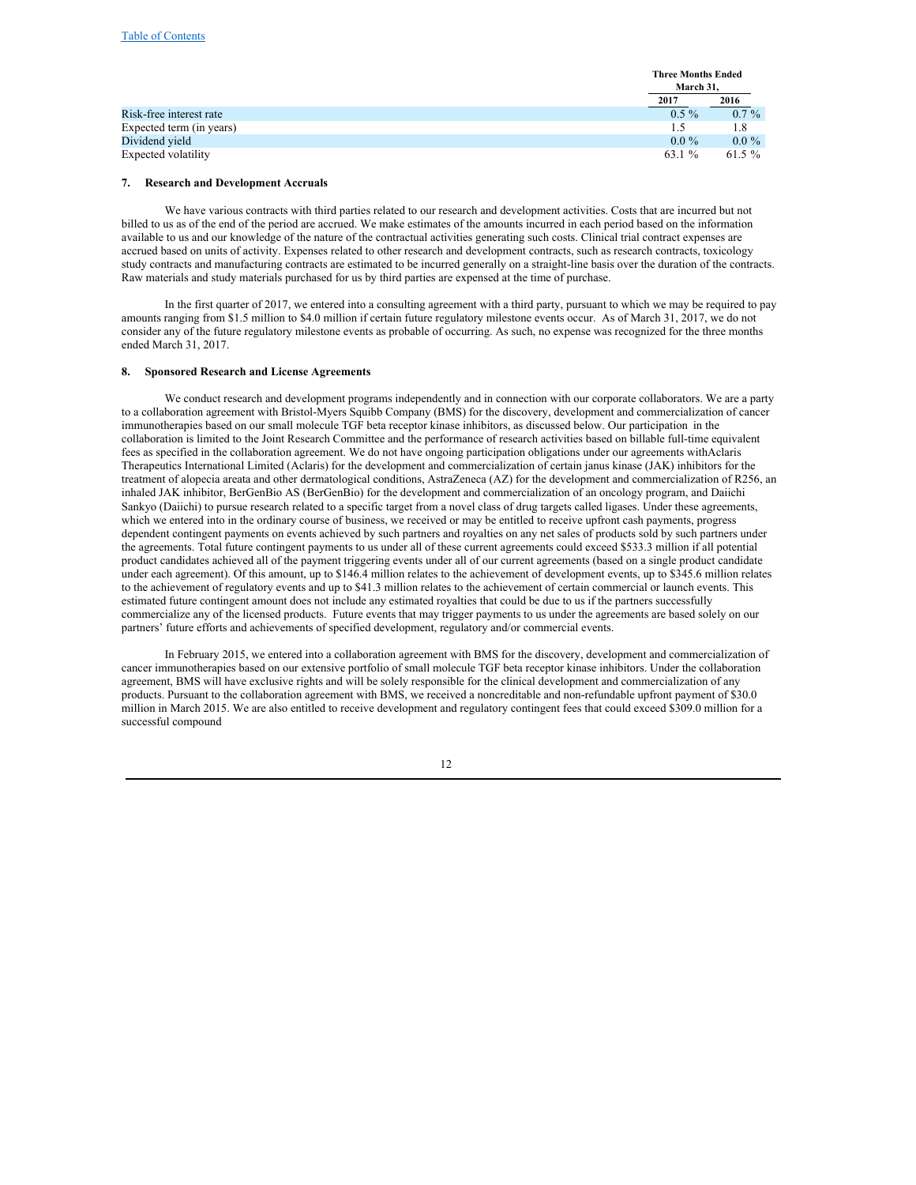| | Three Months Ended March 31, | |
|---|---|---|
| | 2017 | 2016 |
| Risk-free interest rate | 0.5 % | 0.7 % |
| Expected term (in years) | 1.5 | 1.8 |
| Dividend yield | 0.0 % | 0.0 % |
| Expected volatility | 63.1 % | 61.5 % |

**7. Research and Development Accruals**

We have various contracts with third parties related to our research and development activities. Costs that are incurred but not billed to us as of the end of the period are accrued. We make estimates of the amounts incurred in each period based on the information available to us and our knowledge of the nature of the contractual activities generating such costs. Clinical trial contract expenses are accrued based on units of activity. Expenses related to other research and development contracts, such as research contracts, toxicology study contracts and manufacturing contracts are estimated to be incurred generally on a straight-line basis over the duration of the contracts. Raw materials and study materials purchased for us by third parties are expensed at the time of purchase.

In the first quarter of 2017, we entered into a consulting agreement with a third party, pursuant to which we may be required to pay amounts ranging from $1.5 million to $4.0 million if certain future regulatory milestone events occur. As of March 31, 2017, we do not consider any of the future regulatory milestone events as probable of occurring. As such, no expense was recognized for the three months ended March 31, 2017.

**8. Sponsored Research and License Agreements**

We conduct research and development programs independently and in connection with our corporate collaborators. We are a party to a collaboration agreement with Bristol-Myers Squibb Company (BMS) for the discovery, development and commercialization of cancer immunotherapies based on our small molecule TGF beta receptor kinase inhibitors, as discussed below. Our participation in the collaboration is limited to the Joint Research Committee and the performance of research activities based on billable full-time equivalent fees as specified in the collaboration agreement. We do not have ongoing participation obligations under our agreements withAclaris Therapeutics International Limited (Aclaris) for the development and commercialization of certain janus kinase (JAK) inhibitors for the treatment of alopecia areata and other dermatological conditions, AstraZeneca (AZ) for the development and commercialization of R256, an inhaled JAK inhibitor, BerGenBio AS (BerGenBio) for the development and commercialization of an oncology program, and Daiichi Sankyo (Daiichi) to pursue research related to a specific target from a novel class of drug targets called ligases. Under these agreements, which we entered into in the ordinary course of business, we received or may be entitled to receive upfront cash payments, progress dependent contingent payments on events achieved by such partners and royalties on any net sales of products sold by such partners under the agreements. Total future contingent payments to us under all of these current agreements could exceed $533.3 million if all potential product candidates achieved all of the payment triggering events under all of our current agreements (based on a single product candidate under each agreement). Of this amount, up to $146.4 million relates to the achievement of development events, up to $345.6 million relates to the achievement of regulatory events and up to $41.3 million relates to the achievement of certain commercial or launch events. This estimated future contingent amount does not include any estimated royalties that could be due to us if the partners successfully commercialize any of the licensed products. Future events that may trigger payments to us under the agreements are based solely on our partners' future efforts and achievements of specified development, regulatory and/or commercial events.

In February 2015, we entered into a collaboration agreement with BMS for the discovery, development and commercialization of cancer immunotherapies based on our extensive portfolio of small molecule TGF beta receptor kinase inhibitors. Under the collaboration agreement, BMS will have exclusive rights and will be solely responsible for the clinical development and commercialization of any products. Pursuant to the collaboration agreement with BMS, we received a noncreditable and non-refundable upfront payment of $30.0 million in March 2015. We are also entitled to receive development and regulatory contingent fees that could exceed $309.0 million for a successful compound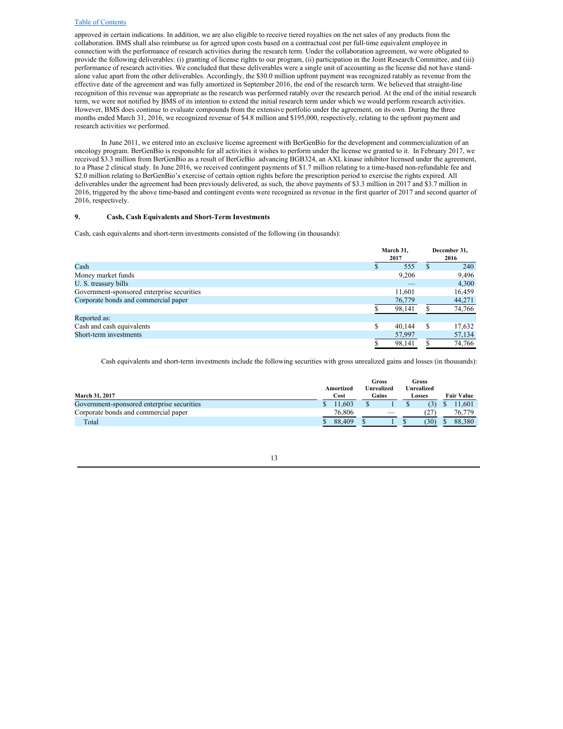approved in certain indications. In addition, we are also eligible to receive tiered royalties on the net sales of any products from the collaboration. BMS shall also reimburse us for agreed upon costs based on a contractual cost per full-time equivalent employee in connection with the performance of research activities during the research term. Under the collaboration agreement, we were obligated to provide the following deliverables: (i) granting of license rights to our program, (ii) participation in the Joint Research Committee, and (iii) performance of research activities. We concluded that these deliverables were a single unit of accounting as the license did not have stand-alone value apart from the other deliverables. Accordingly, the $30.0 million upfront payment was recognized ratably as revenue from the effective date of the agreement and was fully amortized in September 2016, the end of the research term. We believed that straight-line recognition of this revenue was appropriate as the research was performed ratably over the research period. At the end of the initial research term, we were not notified by BMS of its intention to extend the initial research term under which we would perform research activities. However, BMS does continue to evaluate compounds from the extensive portfolio under the agreement, on its own. During the three months ended March 31, 2016, we recognized revenue of $4.8 million and $195,000, respectively, relating to the upfront payment and research activities we performed.

In June 2011, we entered into an exclusive license agreement with BerGenBio for the development and commercialization of an oncology program. BerGenBio is responsible for all activities it wishes to perform under the license we granted to it. In February 2017, we received $3.3 million from BerGenBio as a result of BerGeBio advancing BGB324, an AXL kinase inhibitor licensed under the agreement, to a Phase 2 clinical study. In June 2016, we received contingent payments of $1.7 million relating to a time-based non-refundable fee and $2.0 million relating to BerGenBio's exercise of certain option rights before the prescription period to exercise the rights expired. All deliverables under the agreement had been previously delivered, as such, the above payments of $3.3 million in 2017 and $3.7 million in 2016, triggered by the above time-based and contingent events were recognized as revenue in the first quarter of 2017 and second quarter of 2016, respectively.

## 9. Cash, Cash Equivalents and Short-Term Investments

Cash, cash equivalents and short-term investments consisted of the following (in thousands):

| | March 31, 2017 | December 31, 2016 |
|---|---|---|
| Cash | $ 555 | $ 240 |
| Money market funds | 9,206 | 9,496 |
| U. S. treasury bills | — | 4,300 |
| Government-sponsored enterprise securities | 11,601 | 16,459 |
| Corporate bonds and commercial paper | 76,779 | 44,271 |
| | $ 98,141 | $ 74,766 |
| Reported as: | | |
| Cash and cash equivalents | $ 40,144 | $ 17,632 |
| Short-term investments | 57,997 | 57,134 |
| | $ 98,141 | $ 74,766 |

Cash equivalents and short-term investments include the following securities with gross unrealized gains and losses (in thousands):

| March 31, 2017 | Amortized Cost | Gross Unrealized Gains | Gross Unrealized Losses | Fair Value |
|---|---|---|---|---|
| Government-sponsored enterprise securities | $ 11,603 | $ 1 | $ (3) | $ 11,601 |
| Corporate bonds and commercial paper | 76,806 | — | (27) | 76,779 |
| Total | $ 88,409 | $ 1 | $ (30) | $ 88,380 |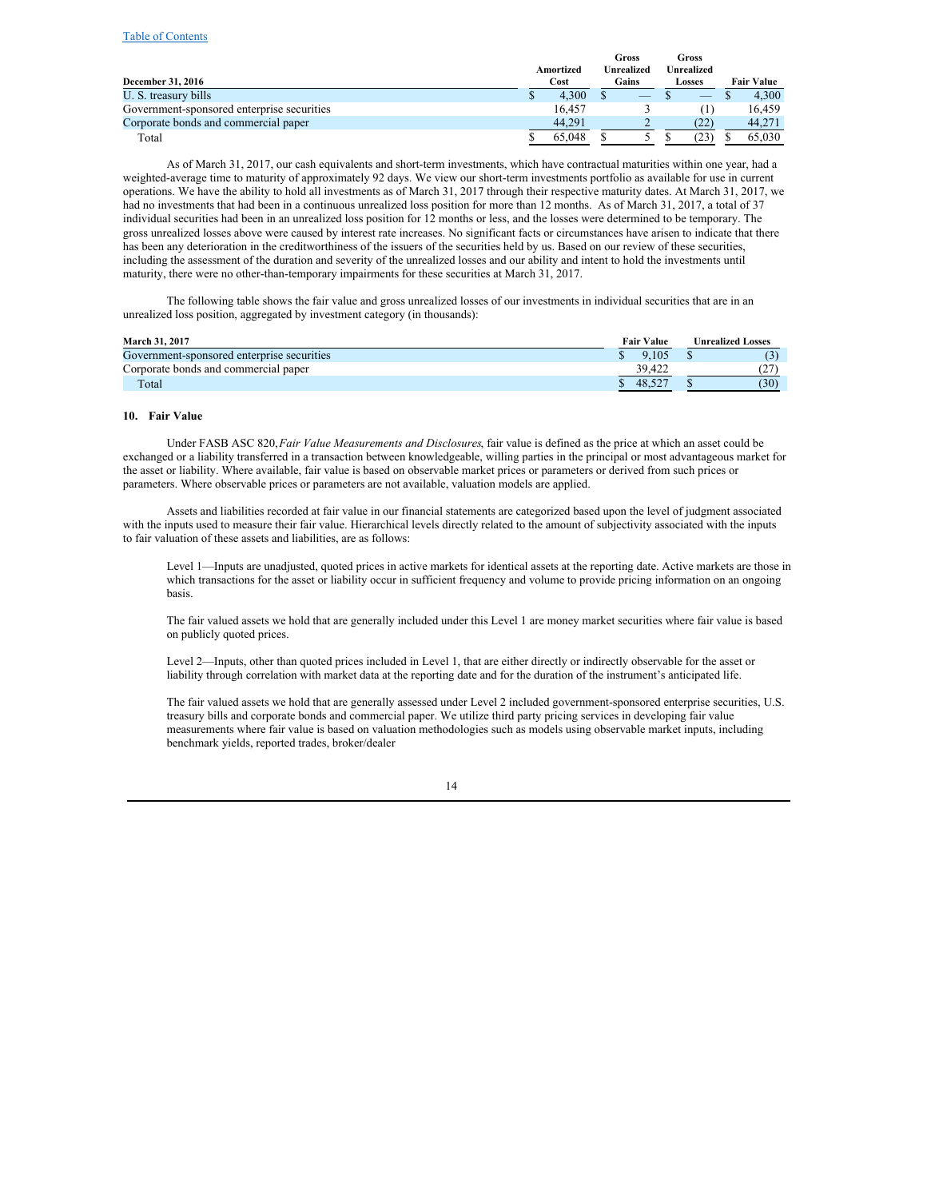| December 31, 2016 | Amortized Cost | Gross Unrealized Gains | Gross Unrealized Losses | Fair Value |
|---|---|---|---|---|
| U. S. treasury bills | $ 4,300 | $ — | $ — | $ 4,300 |
| Government-sponsored enterprise securities | 16,457 | 3 | (1) | 16,459 |
| Corporate bonds and commercial paper | 44,291 | 2 | (22) | 44,271 |
| Total | $ 65,048 | $ 5 | $ (23) | $ 65,030 |

As of March 31, 2017, our cash equivalents and short-term investments, which have contractual maturities within one year, had a weighted-average time to maturity of approximately 92 days. We view our short-term investments portfolio as available for use in current operations. We have the ability to hold all investments as of March 31, 2017 through their respective maturity dates. At March 31, 2017, we had no investments that had been in a continuous unrealized loss position for more than 12 months. As of March 31, 2017, a total of 37 individual securities had been in an unrealized loss position for 12 months or less, and the losses were determined to be temporary. The gross unrealized losses above were caused by interest rate increases. No significant facts or circumstances have arisen to indicate that there has been any deterioration in the creditworthiness of the issuers of the securities held by us. Based on our review of these securities, including the assessment of the duration and severity of the unrealized losses and our ability and intent to hold the investments until maturity, there were no other-than-temporary impairments for these securities at March 31, 2017.

The following table shows the fair value and gross unrealized losses of our investments in individual securities that are in an unrealized loss position, aggregated by investment category (in thousands):

| March 31, 2017 | Fair Value | Unrealized Losses |
|---|---|---|
| Government-sponsored enterprise securities | $ 9,105 | $ (3) |
| Corporate bonds and commercial paper | 39,422 | (27) |
| Total | $ 48,527 | $ (30) |

## 10. Fair Value

Under FASB ASC 820, *Fair Value Measurements and Disclosures*, fair value is defined as the price at which an asset could be exchanged or a liability transferred in a transaction between knowledgeable, willing parties in the principal or most advantageous market for the asset or liability. Where available, fair value is based on observable market prices or parameters or derived from such prices or parameters. Where observable prices or parameters are not available, valuation models are applied.

Assets and liabilities recorded at fair value in our financial statements are categorized based upon the level of judgment associated with the inputs used to measure their fair value. Hierarchical levels directly related to the amount of subjectivity associated with the inputs to fair valuation of these assets and liabilities, are as follows:

Level 1—Inputs are unadjusted, quoted prices in active markets for identical assets at the reporting date. Active markets are those in which transactions for the asset or liability occur in sufficient frequency and volume to provide pricing information on an ongoing basis.

The fair valued assets we hold that are generally included under this Level 1 are money market securities where fair value is based on publicly quoted prices.

Level 2—Inputs, other than quoted prices included in Level 1, that are either directly or indirectly observable for the asset or liability through correlation with market data at the reporting date and for the duration of the instrument's anticipated life.

The fair valued assets we hold that are generally assessed under Level 2 included government-sponsored enterprise securities, U.S. treasury bills and corporate bonds and commercial paper. We utilize third party pricing services in developing fair value measurements where fair value is based on valuation methodologies such as models using observable market inputs, including benchmark yields, reported trades, broker/dealer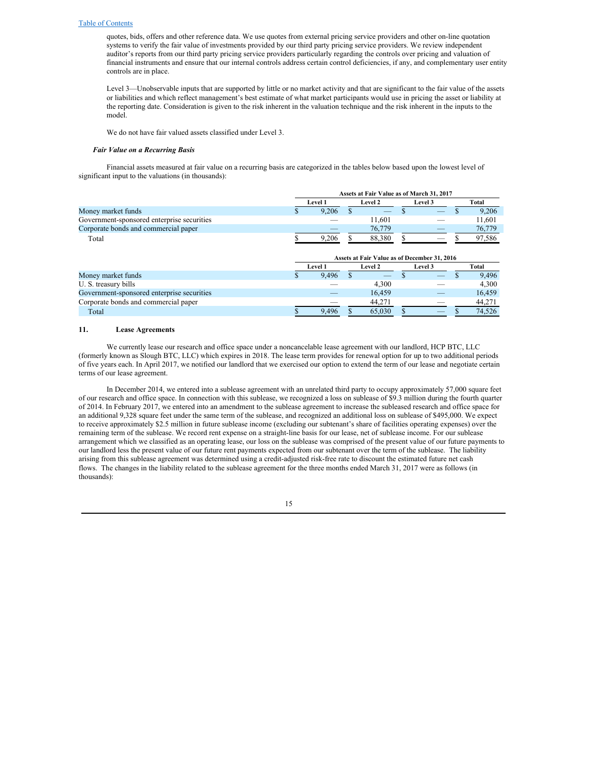quotes, bids, offers and other reference data. We use quotes from external pricing service providers and other on-line quotation systems to verify the fair value of investments provided by our third party pricing service providers. We review independent auditor's reports from our third party pricing service providers particularly regarding the controls over pricing and valuation of financial instruments and ensure that our internal controls address certain control deficiencies, if any, and complementary user entity controls are in place.

Level 3—Unobservable inputs that are supported by little or no market activity and that are significant to the fair value of the assets or liabilities and which reflect management's best estimate of what market participants would use in pricing the asset or liability at the reporting date. Consideration is given to the risk inherent in the valuation technique and the risk inherent in the inputs to the model.

We do not have fair valued assets classified under Level 3.

***Fair Value on a Recurring Basis***

Financial assets measured at fair value on a recurring basis are categorized in the tables below based upon the lowest level of significant input to the valuations (in thousands):

| | Assets at Fair Value as of March 31, 2017 | | | |
|---|---|---|---|---|
| | Level 1 | Level 2 | Level 3 | Total |
| Money market funds | $ 9,206 | $ — | $ — | $ 9,206 |
| Government-sponsored enterprise securities | — | 11,601 | — | 11,601 |
| Corporate bonds and commercial paper | — | 76,779 | — | 76,779 |
| Total | $ 9,206 | $ 88,380 | $ — | $ 97,586 |

| | Assets at Fair Value as of December 31, 2016 | | | |
|---|---|---|---|---|
| | Level 1 | Level 2 | Level 3 | Total |
| Money market funds | $ 9,496 | $ — | $ — | $ 9,496 |
| U. S. treasury bills | — | 4,300 | — | 4,300 |
| Government-sponsored enterprise securities | — | 16,459 | — | 16,459 |
| Corporate bonds and commercial paper | — | 44,271 | — | 44,271 |
| Total | $ 9,496 | $ 65,030 | $ — | $ 74,526 |

## 11. Lease Agreements

We currently lease our research and office space under a noncancelable lease agreement with our landlord, HCP BTC, LLC (formerly known as Slough BTC, LLC) which expires in 2018. The lease term provides for renewal option for up to two additional periods of five years each. In April 2017, we notified our landlord that we exercised our option to extend the term of our lease and negotiate certain terms of our lease agreement.

In December 2014, we entered into a sublease agreement with an unrelated third party to occupy approximately 57,000 square feet of our research and office space. In connection with this sublease, we recognized a loss on sublease of $9.3 million during the fourth quarter of 2014. In February 2017, we entered into an amendment to the sublease agreement to increase the subleased research and office space for an additional 9,328 square feet under the same term of the sublease, and recognized an additional loss on sublease of $495,000. We expect to receive approximately $2.5 million in future sublease income (excluding our subtenant's share of facilities operating expenses) over the remaining term of the sublease. We record rent expense on a straight-line basis for our lease, net of sublease income. For our sublease arrangement which we classified as an operating lease, our loss on the sublease was comprised of the present value of our future payments to our landlord less the present value of our future rent payments expected from our subtenant over the term of the sublease. The liability arising from this sublease agreement was determined using a credit-adjusted risk-free rate to discount the estimated future net cash flows. The changes in the liability related to the sublease agreement for the three months ended March 31, 2017 were as follows (in thousands):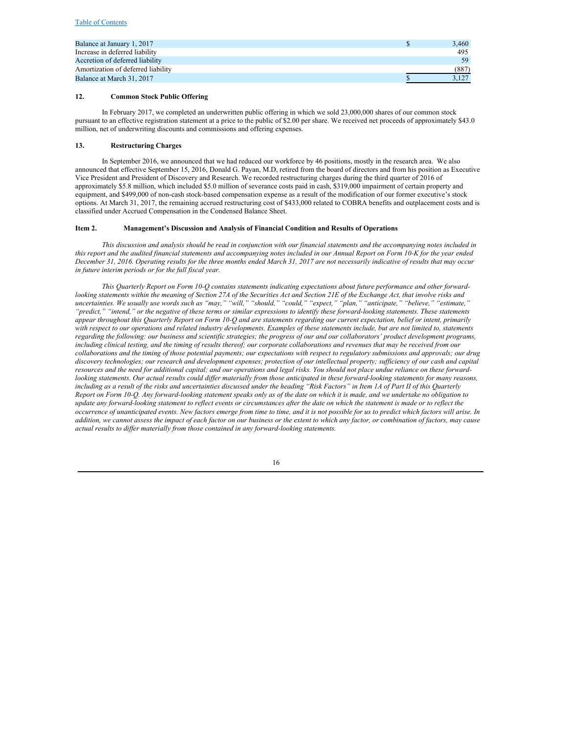| | |
|---|---|
| Balance at January 1, 2017 | $ 3,460 |
| Increase in deferred liability | 495 |
| Accretion of deferred liability | 59 |
| Amortization of deferred liability | (887) |
| Balance at March 31, 2017 | $ 3,127 |

### 12. Common Stock Public Offering

In February 2017, we completed an underwritten public offering in which we sold 23,000,000 shares of our common stock pursuant to an effective registration statement at a price to the public of $2.00 per share. We received net proceeds of approximately $43.0 million, net of underwriting discounts and commissions and offering expenses.

### 13. Restructuring Charges

In September 2016, we announced that we had reduced our workforce by 46 positions, mostly in the research area. We also announced that effective September 15, 2016, Donald G. Payan, M.D, retired from the board of directors and from his position as Executive Vice President and President of Discovery and Research. We recorded restructuring charges during the third quarter of 2016 of approximately $5.8 million, which included $5.0 million of severance costs paid in cash, $319,000 impairment of certain property and equipment, and $499,000 of non-cash stock-based compensation expense as a result of the modification of our former executive's stock options. At March 31, 2017, the remaining accrued restructuring cost of $433,000 related to COBRA benefits and outplacement costs and is classified under Accrued Compensation in the Condensed Balance Sheet.

## Item 2. Management's Discussion and Analysis of Financial Condition and Results of Operations

*This discussion and analysis should be read in conjunction with our financial statements and the accompanying notes included in this report and the audited financial statements and accompanying notes included in our Annual Report on Form 10-K for the year ended December 31, 2016. Operating results for the three months ended March 31, 2017 are not necessarily indicative of results that may occur in future interim periods or for the full fiscal year.*

*This Quarterly Report on Form 10-Q contains statements indicating expectations about future performance and other forward-looking statements within the meaning of Section 27A of the Securities Act and Section 21E of the Exchange Act, that involve risks and uncertainties. We usually use words such as "may," "will," "should," "could," "expect," "plan," "anticipate," "believe," "estimate," "predict," "intend," or the negative of these terms or similar expressions to identify these forward-looking statements. These statements appear throughout this Quarterly Report on Form 10-Q and are statements regarding our current expectation, belief or intent, primarily with respect to our operations and related industry developments. Examples of these statements include, but are not limited to, statements regarding the following: our business and scientific strategies; the progress of our and our collaborators' product development programs, including clinical testing, and the timing of results thereof; our corporate collaborations and revenues that may be received from our collaborations and the timing of those potential payments; our expectations with respect to regulatory submissions and approvals; our drug discovery technologies; our research and development expenses; protection of our intellectual property; sufficiency of our cash and capital resources and the need for additional capital; and our operations and legal risks. You should not place undue reliance on these forward-looking statements. Our actual results could differ materially from those anticipated in these forward-looking statements for many reasons, including as a result of the risks and uncertainties discussed under the heading "Risk Factors" in Item 1A of Part II of this Quarterly Report on Form 10-Q. Any forward-looking statement speaks only as of the date on which it is made, and we undertake no obligation to update any forward-looking statement to reflect events or circumstances after the date on which the statement is made or to reflect the occurrence of unanticipated events. New factors emerge from time to time, and it is not possible for us to predict which factors will arise. In addition, we cannot assess the impact of each factor on our business or the extent to which any factor, or combination of factors, may cause actual results to differ materially from those contained in any forward-looking statements.*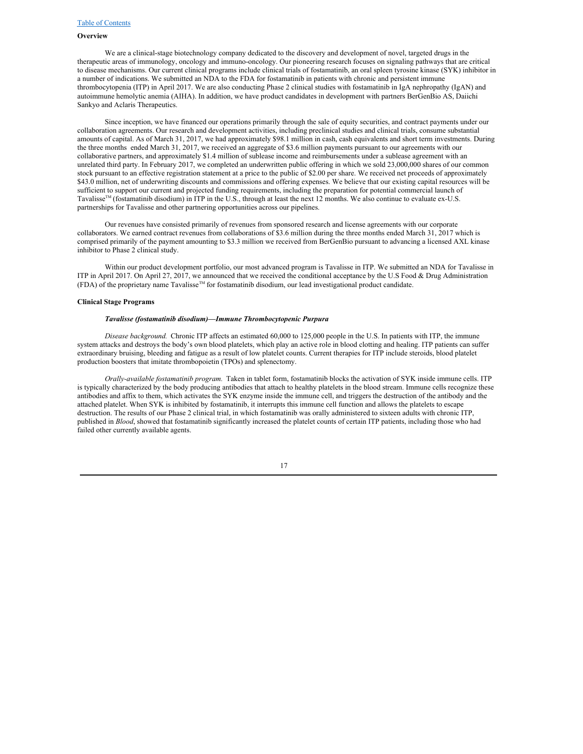## Overview

We are a clinical-stage biotechnology company dedicated to the discovery and development of novel, targeted drugs in the therapeutic areas of immunology, oncology and immuno-oncology. Our pioneering research focuses on signaling pathways that are critical to disease mechanisms. Our current clinical programs include clinical trials of fostamatinib, an oral spleen tyrosine kinase (SYK) inhibitor in a number of indications. We submitted an NDA to the FDA for fostamatinib in patients with chronic and persistent immune thrombocytopenia (ITP) in April 2017. We are also conducting Phase 2 clinical studies with fostamatinib in IgA nephropathy (IgAN) and autoimmune hemolytic anemia (AIHA). In addition, we have product candidates in development with partners BerGenBio AS, Daiichi Sankyo and Aclaris Therapeutics.

Since inception, we have financed our operations primarily through the sale of equity securities, and contract payments under our collaboration agreements. Our research and development activities, including preclinical studies and clinical trials, consume substantial amounts of capital. As of March 31, 2017, we had approximately $98.1 million in cash, cash equivalents and short term investments. During the three months ended March 31, 2017, we received an aggregate of $3.6 million payments pursuant to our agreements with our collaborative partners, and approximately $1.4 million of sublease income and reimbursements under a sublease agreement with an unrelated third party. In February 2017, we completed an underwritten public offering in which we sold 23,000,000 shares of our common stock pursuant to an effective registration statement at a price to the public of $2.00 per share. We received net proceeds of approximately $43.0 million, net of underwriting discounts and commissions and offering expenses. We believe that our existing capital resources will be sufficient to support our current and projected funding requirements, including the preparation for potential commercial launch of Tavalisse™ (fostamatinib disodium) in ITP in the U.S., through at least the next 12 months. We also continue to evaluate ex-U.S. partnerships for Tavalisse and other partnering opportunities across our pipelines.

Our revenues have consisted primarily of revenues from sponsored research and license agreements with our corporate collaborators. We earned contract revenues from collaborations of $3.6 million during the three months ended March 31, 2017 which is comprised primarily of the payment amounting to $3.3 million we received from BerGenBio pursuant to advancing a licensed AXL kinase inhibitor to Phase 2 clinical study.

Within our product development portfolio, our most advanced program is Tavalisse in ITP. We submitted an NDA for Tavalisse in ITP in April 2017. On April 27, 2017, we announced that we received the conditional acceptance by the U.S Food & Drug Administration (FDA) of the proprietary name Tavalisse™ for fostamatinib disodium, our lead investigational product candidate.

## Clinical Stage Programs

### *Tavalisse (fostamatinib disodium)—Immune Thrombocytopenic Purpura*

*Disease background.* Chronic ITP affects an estimated 60,000 to 125,000 people in the U.S. In patients with ITP, the immune system attacks and destroys the body's own blood platelets, which play an active role in blood clotting and healing. ITP patients can suffer extraordinary bruising, bleeding and fatigue as a result of low platelet counts. Current therapies for ITP include steroids, blood platelet production boosters that imitate thrombopoietin (TPOs) and splenectomy.

*Orally-available fostamatinib program.* Taken in tablet form, fostamatinib blocks the activation of SYK inside immune cells. ITP is typically characterized by the body producing antibodies that attach to healthy platelets in the blood stream. Immune cells recognize these antibodies and affix to them, which activates the SYK enzyme inside the immune cell, and triggers the destruction of the antibody and the attached platelet. When SYK is inhibited by fostamatinib, it interrupts this immune cell function and allows the platelets to escape destruction. The results of our Phase 2 clinical trial, in which fostamatinib was orally administered to sixteen adults with chronic ITP, published in *Blood*, showed that fostamatinib significantly increased the platelet counts of certain ITP patients, including those who had failed other currently available agents.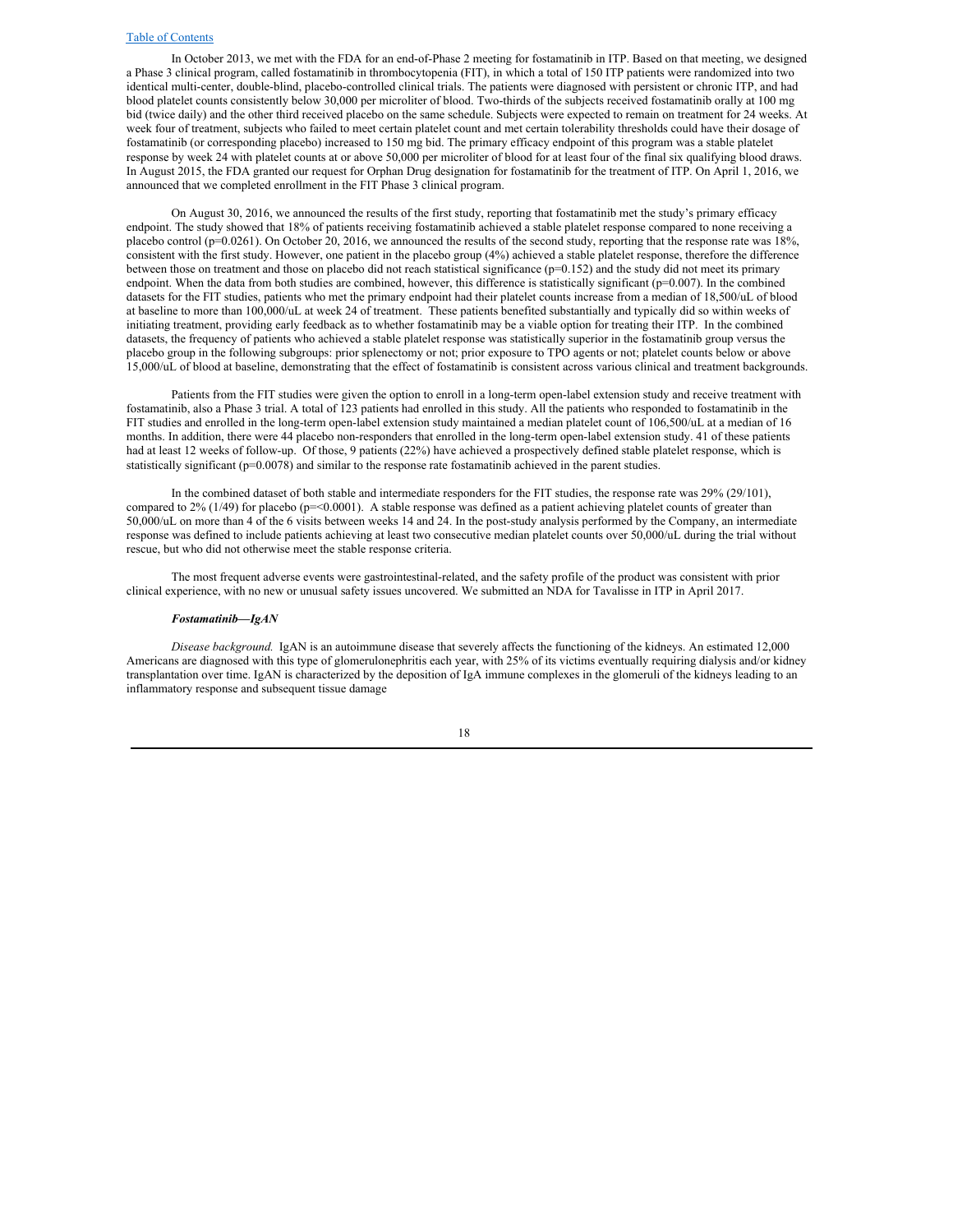In October 2013, we met with the FDA for an end-of-Phase 2 meeting for fostamatinib in ITP. Based on that meeting, we designed a Phase 3 clinical program, called fostamatinib in thrombocytopenia (FIT), in which a total of 150 ITP patients were randomized into two identical multi-center, double-blind, placebo-controlled clinical trials. The patients were diagnosed with persistent or chronic ITP, and had blood platelet counts consistently below 30,000 per microliter of blood. Two-thirds of the subjects received fostamatinib orally at 100 mg bid (twice daily) and the other third received placebo on the same schedule. Subjects were expected to remain on treatment for 24 weeks. At week four of treatment, subjects who failed to meet certain platelet count and met certain tolerability thresholds could have their dosage of fostamatinib (or corresponding placebo) increased to 150 mg bid. The primary efficacy endpoint of this program was a stable platelet response by week 24 with platelet counts at or above 50,000 per microliter of blood for at least four of the final six qualifying blood draws. In August 2015, the FDA granted our request for Orphan Drug designation for fostamatinib for the treatment of ITP. On April 1, 2016, we announced that we completed enrollment in the FIT Phase 3 clinical program.

On August 30, 2016, we announced the results of the first study, reporting that fostamatinib met the study's primary efficacy endpoint. The study showed that 18% of patients receiving fostamatinib achieved a stable platelet response compared to none receiving a placebo control (p=0.0261). On October 20, 2016, we announced the results of the second study, reporting that the response rate was 18%, consistent with the first study. However, one patient in the placebo group (4%) achieved a stable platelet response, therefore the difference between those on treatment and those on placebo did not reach statistical significance (p=0.152) and the study did not meet its primary endpoint. When the data from both studies are combined, however, this difference is statistically significant (p=0.007). In the combined datasets for the FIT studies, patients who met the primary endpoint had their platelet counts increase from a median of 18,500/uL of blood at baseline to more than 100,000/uL at week 24 of treatment. These patients benefited substantially and typically did so within weeks of initiating treatment, providing early feedback as to whether fostamatinib may be a viable option for treating their ITP. In the combined datasets, the frequency of patients who achieved a stable platelet response was statistically superior in the fostamatinib group versus the placebo group in the following subgroups: prior splenectomy or not; prior exposure to TPO agents or not; platelet counts below or above 15,000/uL of blood at baseline, demonstrating that the effect of fostamatinib is consistent across various clinical and treatment backgrounds.

Patients from the FIT studies were given the option to enroll in a long-term open-label extension study and receive treatment with fostamatinib, also a Phase 3 trial. A total of 123 patients had enrolled in this study. All the patients who responded to fostamatinib in the FIT studies and enrolled in the long-term open-label extension study maintained a median platelet count of 106,500/uL at a median of 16 months. In addition, there were 44 placebo non-responders that enrolled in the long-term open-label extension study. 41 of these patients had at least 12 weeks of follow-up. Of those, 9 patients (22%) have achieved a prospectively defined stable platelet response, which is statistically significant (p=0.0078) and similar to the response rate fostamatinib achieved in the parent studies.

In the combined dataset of both stable and intermediate responders for the FIT studies, the response rate was 29% (29/101), compared to 2% (1/49) for placebo (p=<0.0001). A stable response was defined as a patient achieving platelet counts of greater than 50,000/uL on more than 4 of the 6 visits between weeks 14 and 24. In the post-study analysis performed by the Company, an intermediate response was defined to include patients achieving at least two consecutive median platelet counts over 50,000/uL during the trial without rescue, but who did not otherwise meet the stable response criteria.

The most frequent adverse events were gastrointestinal-related, and the safety profile of the product was consistent with prior clinical experience, with no new or unusual safety issues uncovered. We submitted an NDA for Tavalisse in ITP in April 2017.

***Fostamatinib—IgAN***

*Disease background.* IgAN is an autoimmune disease that severely affects the functioning of the kidneys. An estimated 12,000 Americans are diagnosed with this type of glomerulonephritis each year, with 25% of its victims eventually requiring dialysis and/or kidney transplantation over time. IgAN is characterized by the deposition of IgA immune complexes in the glomeruli of the kidneys leading to an inflammatory response and subsequent tissue damage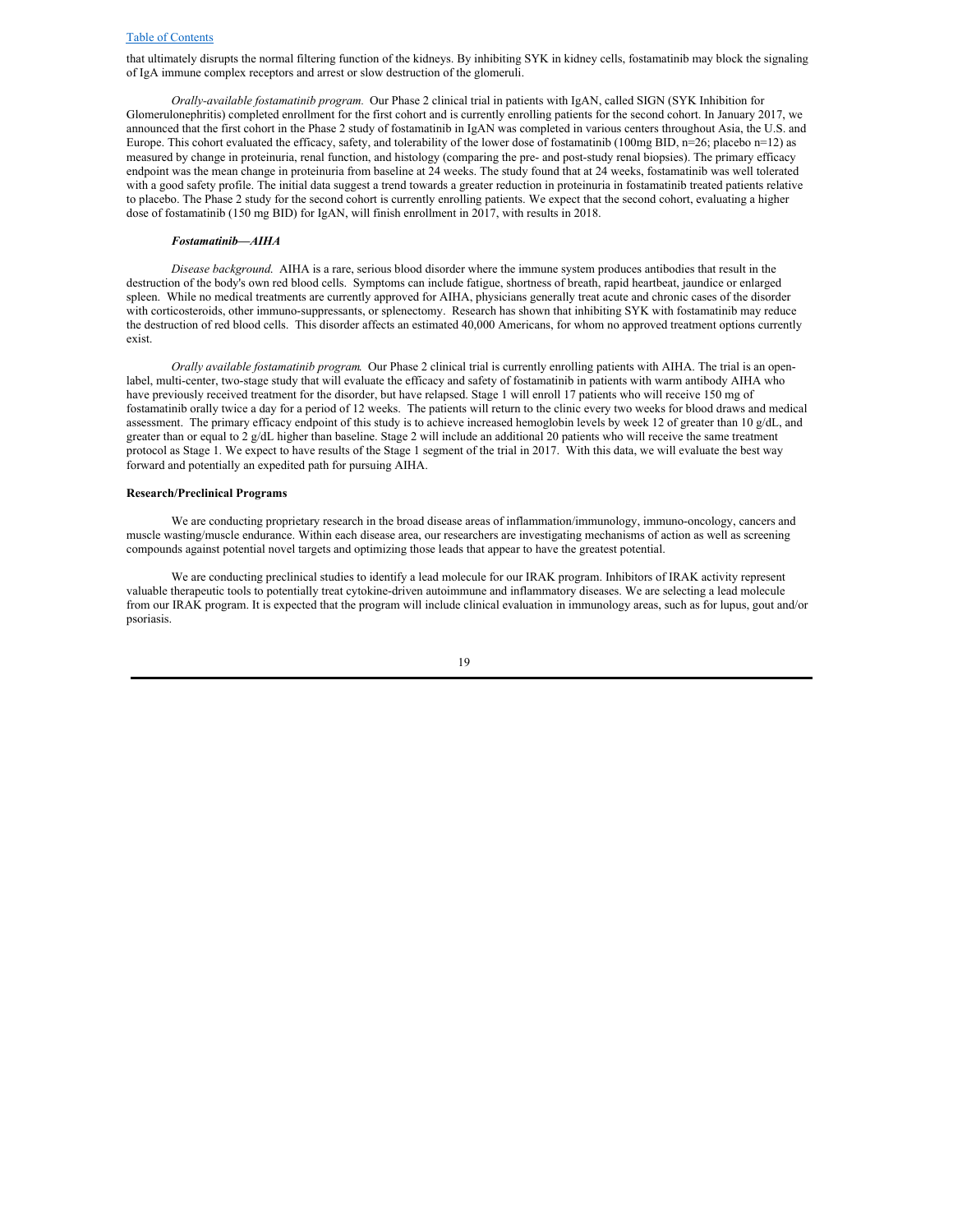that ultimately disrupts the normal filtering function of the kidneys. By inhibiting SYK in kidney cells, fostamatinib may block the signaling of IgA immune complex receptors and arrest or slow destruction of the glomeruli.

*Orally-available fostamatinib program.* Our Phase 2 clinical trial in patients with IgAN, called SIGN (SYK Inhibition for Glomerulonephritis) completed enrollment for the first cohort and is currently enrolling patients for the second cohort. In January 2017, we announced that the first cohort in the Phase 2 study of fostamatinib in IgAN was completed in various centers throughout Asia, the U.S. and Europe. This cohort evaluated the efficacy, safety, and tolerability of the lower dose of fostamatinib (100mg BID, n=26; placebo n=12) as measured by change in proteinuria, renal function, and histology (comparing the pre- and post-study renal biopsies). The primary efficacy endpoint was the mean change in proteinuria from baseline at 24 weeks. The study found that at 24 weeks, fostamatinib was well tolerated with a good safety profile. The initial data suggest a trend towards a greater reduction in proteinuria in fostamatinib treated patients relative to placebo. The Phase 2 study for the second cohort is currently enrolling patients. We expect that the second cohort, evaluating a higher dose of fostamatinib (150 mg BID) for IgAN, will finish enrollment in 2017, with results in 2018.

***Fostamatinib—AIHA***

*Disease background.* AIHA is a rare, serious blood disorder where the immune system produces antibodies that result in the destruction of the body's own red blood cells. Symptoms can include fatigue, shortness of breath, rapid heartbeat, jaundice or enlarged spleen. While no medical treatments are currently approved for AIHA, physicians generally treat acute and chronic cases of the disorder with corticosteroids, other immuno-suppressants, or splenectomy. Research has shown that inhibiting SYK with fostamatinib may reduce the destruction of red blood cells. This disorder affects an estimated 40,000 Americans, for whom no approved treatment options currently exist.

*Orally available fostamatinib program.* Our Phase 2 clinical trial is currently enrolling patients with AIHA. The trial is an open-label, multi-center, two-stage study that will evaluate the efficacy and safety of fostamatinib in patients with warm antibody AIHA who have previously received treatment for the disorder, but have relapsed. Stage 1 will enroll 17 patients who will receive 150 mg of fostamatinib orally twice a day for a period of 12 weeks. The patients will return to the clinic every two weeks for blood draws and medical assessment. The primary efficacy endpoint of this study is to achieve increased hemoglobin levels by week 12 of greater than 10 g/dL, and greater than or equal to 2 g/dL higher than baseline. Stage 2 will include an additional 20 patients who will receive the same treatment protocol as Stage 1. We expect to have results of the Stage 1 segment of the trial in 2017. With this data, we will evaluate the best way forward and potentially an expedited path for pursuing AIHA.

**Research/Preclinical Programs**

We are conducting proprietary research in the broad disease areas of inflammation/immunology, immuno-oncology, cancers and muscle wasting/muscle endurance. Within each disease area, our researchers are investigating mechanisms of action as well as screening compounds against potential novel targets and optimizing those leads that appear to have the greatest potential.

We are conducting preclinical studies to identify a lead molecule for our IRAK program. Inhibitors of IRAK activity represent valuable therapeutic tools to potentially treat cytokine-driven autoimmune and inflammatory diseases. We are selecting a lead molecule from our IRAK program. It is expected that the program will include clinical evaluation in immunology areas, such as for lupus, gout and/or psoriasis.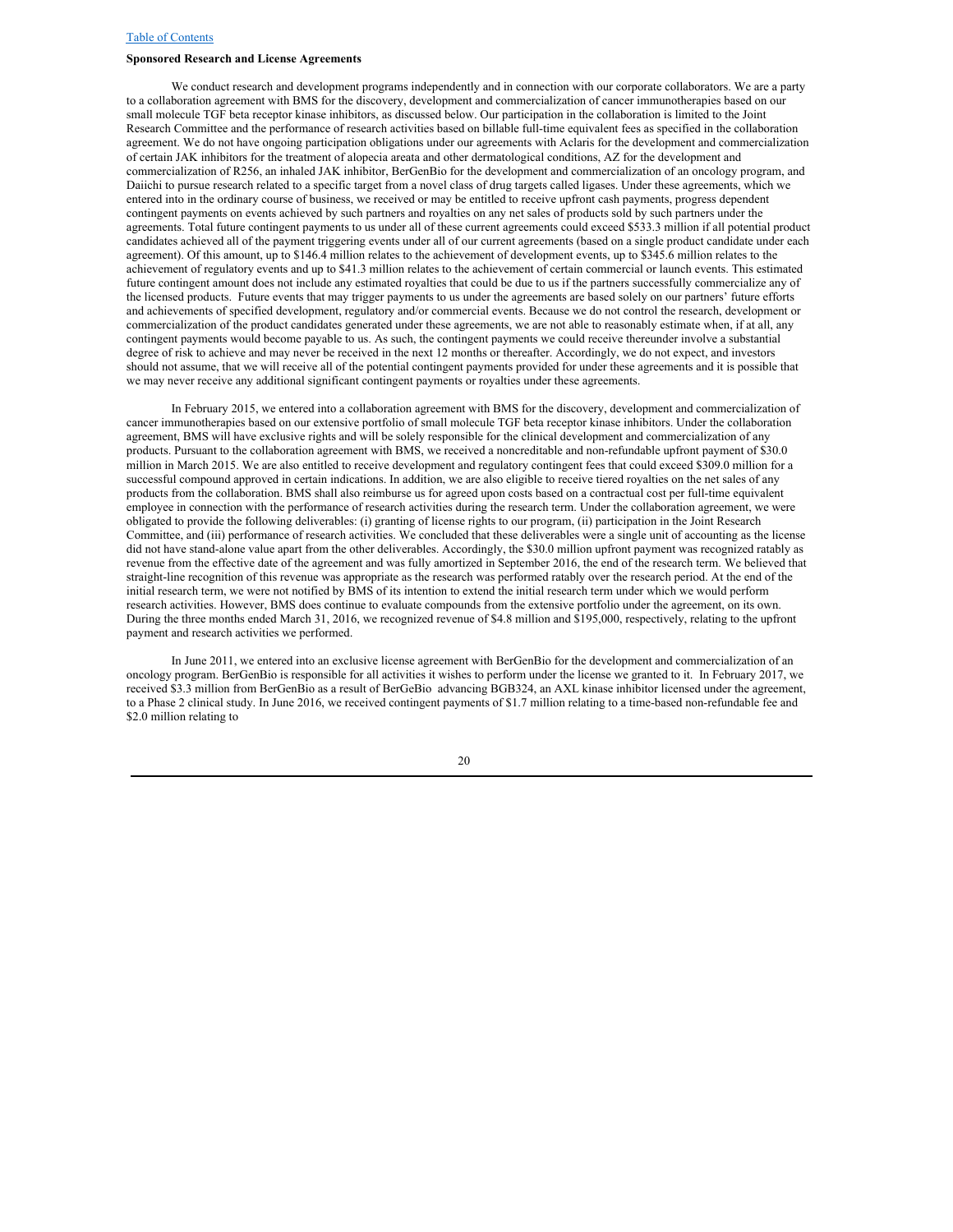**Sponsored Research and License Agreements**

We conduct research and development programs independently and in connection with our corporate collaborators. We are a party to a collaboration agreement with BMS for the discovery, development and commercialization of cancer immunotherapies based on our small molecule TGF beta receptor kinase inhibitors, as discussed below. Our participation in the collaboration is limited to the Joint Research Committee and the performance of research activities based on billable full-time equivalent fees as specified in the collaboration agreement. We do not have ongoing participation obligations under our agreements with Aclaris for the development and commercialization of certain JAK inhibitors for the treatment of alopecia areata and other dermatological conditions, AZ for the development and commercialization of R256, an inhaled JAK inhibitor, BerGenBio for the development and commercialization of an oncology program, and Daiichi to pursue research related to a specific target from a novel class of drug targets called ligases. Under these agreements, which we entered into in the ordinary course of business, we received or may be entitled to receive upfront cash payments, progress dependent contingent payments on events achieved by such partners and royalties on any net sales of products sold by such partners under the agreements. Total future contingent payments to us under all of these current agreements could exceed $533.3 million if all potential product candidates achieved all of the payment triggering events under all of our current agreements (based on a single product candidate under each agreement). Of this amount, up to $146.4 million relates to the achievement of development events, up to $345.6 million relates to the achievement of regulatory events and up to $41.3 million relates to the achievement of certain commercial or launch events. This estimated future contingent amount does not include any estimated royalties that could be due to us if the partners successfully commercialize any of the licensed products. Future events that may trigger payments to us under the agreements are based solely on our partners' future efforts and achievements of specified development, regulatory and/or commercial events. Because we do not control the research, development or commercialization of the product candidates generated under these agreements, we are not able to reasonably estimate when, if at all, any contingent payments would become payable to us. As such, the contingent payments we could receive thereunder involve a substantial degree of risk to achieve and may never be received in the next 12 months or thereafter. Accordingly, we do not expect, and investors should not assume, that we will receive all of the potential contingent payments provided for under these agreements and it is possible that we may never receive any additional significant contingent payments or royalties under these agreements.

In February 2015, we entered into a collaboration agreement with BMS for the discovery, development and commercialization of cancer immunotherapies based on our extensive portfolio of small molecule TGF beta receptor kinase inhibitors. Under the collaboration agreement, BMS will have exclusive rights and will be solely responsible for the clinical development and commercialization of any products. Pursuant to the collaboration agreement with BMS, we received a noncreditable and non-refundable upfront payment of $30.0 million in March 2015. We are also entitled to receive development and regulatory contingent fees that could exceed $309.0 million for a successful compound approved in certain indications. In addition, we are also eligible to receive tiered royalties on the net sales of any products from the collaboration. BMS shall also reimburse us for agreed upon costs based on a contractual cost per full-time equivalent employee in connection with the performance of research activities during the research term. Under the collaboration agreement, we were obligated to provide the following deliverables: (i) granting of license rights to our program, (ii) participation in the Joint Research Committee, and (iii) performance of research activities. We concluded that these deliverables were a single unit of accounting as the license did not have stand-alone value apart from the other deliverables. Accordingly, the $30.0 million upfront payment was recognized ratably as revenue from the effective date of the agreement and was fully amortized in September 2016, the end of the research term. We believed that straight-line recognition of this revenue was appropriate as the research was performed ratably over the research period. At the end of the initial research term, we were not notified by BMS of its intention to extend the initial research term under which we would perform research activities. However, BMS does continue to evaluate compounds from the extensive portfolio under the agreement, on its own. During the three months ended March 31, 2016, we recognized revenue of $4.8 million and $195,000, respectively, relating to the upfront payment and research activities we performed.

In June 2011, we entered into an exclusive license agreement with BerGenBio for the development and commercialization of an oncology program. BerGenBio is responsible for all activities it wishes to perform under the license we granted to it. In February 2017, we received $3.3 million from BerGenBio as a result of BerGeBio advancing BGB324, an AXL kinase inhibitor licensed under the agreement, to a Phase 2 clinical study. In June 2016, we received contingent payments of $1.7 million relating to a time-based non-refundable fee and $2.0 million relating to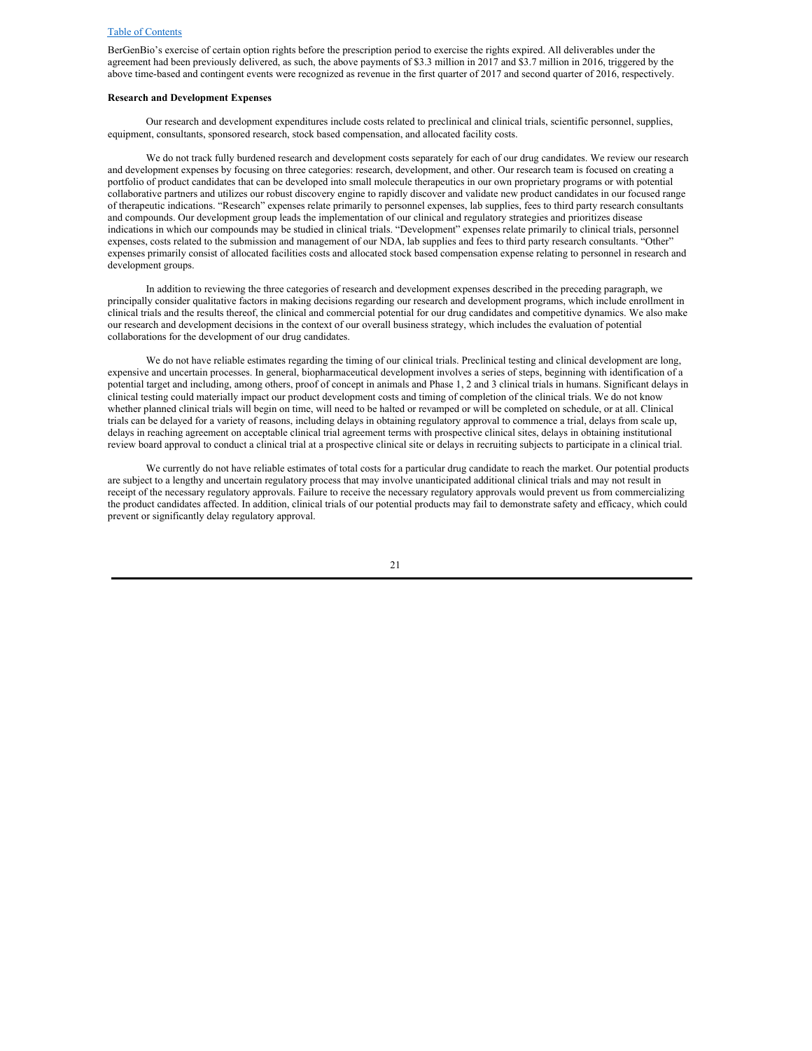BerGenBio's exercise of certain option rights before the prescription period to exercise the rights expired. All deliverables under the agreement had been previously delivered, as such, the above payments of $3.3 million in 2017 and $3.7 million in 2016, triggered by the above time-based and contingent events were recognized as revenue in the first quarter of 2017 and second quarter of 2016, respectively.

**Research and Development Expenses**

Our research and development expenditures include costs related to preclinical and clinical trials, scientific personnel, supplies, equipment, consultants, sponsored research, stock based compensation, and allocated facility costs.

We do not track fully burdened research and development costs separately for each of our drug candidates. We review our research and development expenses by focusing on three categories: research, development, and other. Our research team is focused on creating a portfolio of product candidates that can be developed into small molecule therapeutics in our own proprietary programs or with potential collaborative partners and utilizes our robust discovery engine to rapidly discover and validate new product candidates in our focused range of therapeutic indications. "Research" expenses relate primarily to personnel expenses, lab supplies, fees to third party research consultants and compounds. Our development group leads the implementation of our clinical and regulatory strategies and prioritizes disease indications in which our compounds may be studied in clinical trials. "Development" expenses relate primarily to clinical trials, personnel expenses, costs related to the submission and management of our NDA, lab supplies and fees to third party research consultants. "Other" expenses primarily consist of allocated facilities costs and allocated stock based compensation expense relating to personnel in research and development groups.

In addition to reviewing the three categories of research and development expenses described in the preceding paragraph, we principally consider qualitative factors in making decisions regarding our research and development programs, which include enrollment in clinical trials and the results thereof, the clinical and commercial potential for our drug candidates and competitive dynamics. We also make our research and development decisions in the context of our overall business strategy, which includes the evaluation of potential collaborations for the development of our drug candidates.

We do not have reliable estimates regarding the timing of our clinical trials. Preclinical testing and clinical development are long, expensive and uncertain processes. In general, biopharmaceutical development involves a series of steps, beginning with identification of a potential target and including, among others, proof of concept in animals and Phase 1, 2 and 3 clinical trials in humans. Significant delays in clinical testing could materially impact our product development costs and timing of completion of the clinical trials. We do not know whether planned clinical trials will begin on time, will need to be halted or revamped or will be completed on schedule, or at all. Clinical trials can be delayed for a variety of reasons, including delays in obtaining regulatory approval to commence a trial, delays from scale up, delays in reaching agreement on acceptable clinical trial agreement terms with prospective clinical sites, delays in obtaining institutional review board approval to conduct a clinical trial at a prospective clinical site or delays in recruiting subjects to participate in a clinical trial.

We currently do not have reliable estimates of total costs for a particular drug candidate to reach the market. Our potential products are subject to a lengthy and uncertain regulatory process that may involve unanticipated additional clinical trials and may not result in receipt of the necessary regulatory approvals. Failure to receive the necessary regulatory approvals would prevent us from commercializing the product candidates affected. In addition, clinical trials of our potential products may fail to demonstrate safety and efficacy, which could prevent or significantly delay regulatory approval.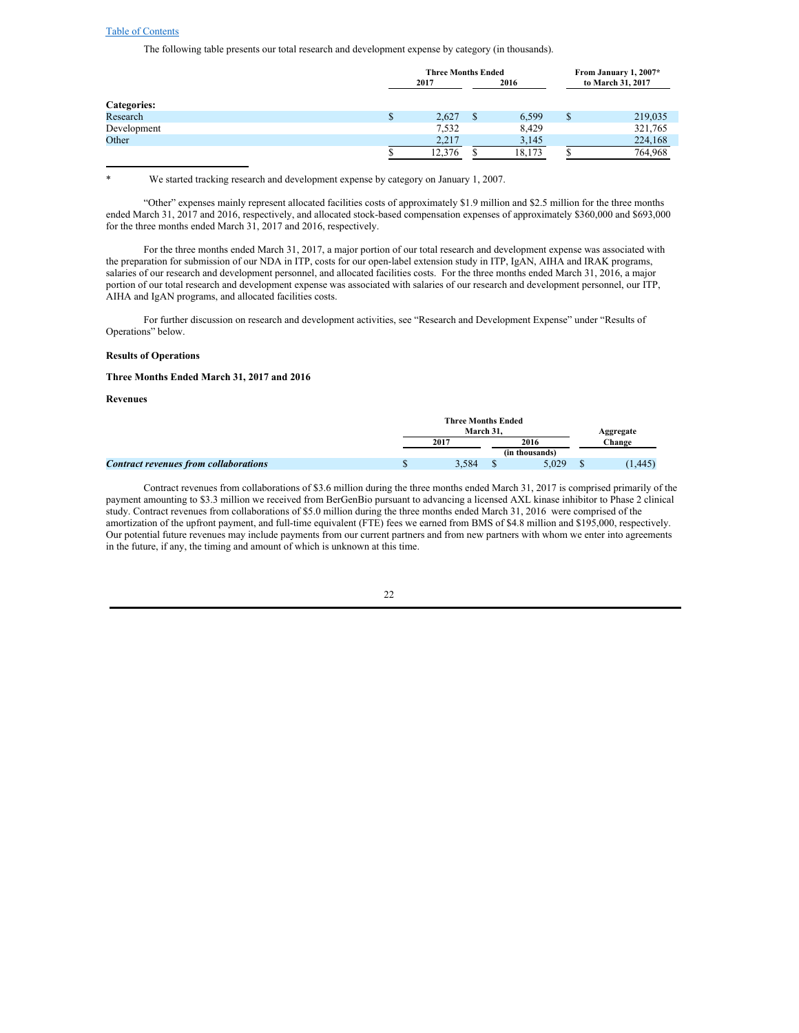The following table presents our total research and development expense by category (in thousands).

| | Three Months Ended | | From January 1, 2007* |
|---|---|---|---|
| | 2017 | 2016 | to March 31, 2017 |
| **Categories:** | | | |
| Research | $ 2,627 | $ 6,599 | $ 219,035 |
| Development | 7,532 | 8,429 | 321,765 |
| Other | 2,217 | 3,145 | 224,168 |
| | $ 12,376 | $ 18,173 | $ 764,968 |

\* We started tracking research and development expense by category on January 1, 2007.

"Other" expenses mainly represent allocated facilities costs of approximately $1.9 million and $2.5 million for the three months ended March 31, 2017 and 2016, respectively, and allocated stock-based compensation expenses of approximately $360,000 and $693,000 for the three months ended March 31, 2017 and 2016, respectively.

For the three months ended March 31, 2017, a major portion of our total research and development expense was associated with the preparation for submission of our NDA in ITP, costs for our open-label extension study in ITP, IgAN, AIHA and IRAK programs, salaries of our research and development personnel, and allocated facilities costs. For the three months ended March 31, 2016, a major portion of our total research and development expense was associated with salaries of our research and development personnel, our ITP, AIHA and IgAN programs, and allocated facilities costs.

For further discussion on research and development activities, see "Research and Development Expense" under "Results of Operations" below.

**Results of Operations**

**Three Months Ended March 31, 2017 and 2016**

**Revenues**

| | Three Months Ended March 31, | | Aggregate |
|---|---|---|---|
| | 2017 | 2016 | Change |
| | (in thousands) | | |
| ***Contract revenues from collaborations*** | $ 3,584 | $ 5,029 | $ (1,445) |

Contract revenues from collaborations of $3.6 million during the three months ended March 31, 2017 is comprised primarily of the payment amounting to $3.3 million we received from BerGenBio pursuant to advancing a licensed AXL kinase inhibitor to Phase 2 clinical study. Contract revenues from collaborations of $5.0 million during the three months ended March 31, 2016 were comprised of the amortization of the upfront payment, and full-time equivalent (FTE) fees we earned from BMS of $4.8 million and $195,000, respectively. Our potential future revenues may include payments from our current partners and from new partners with whom we enter into agreements in the future, if any, the timing and amount of which is unknown at this time.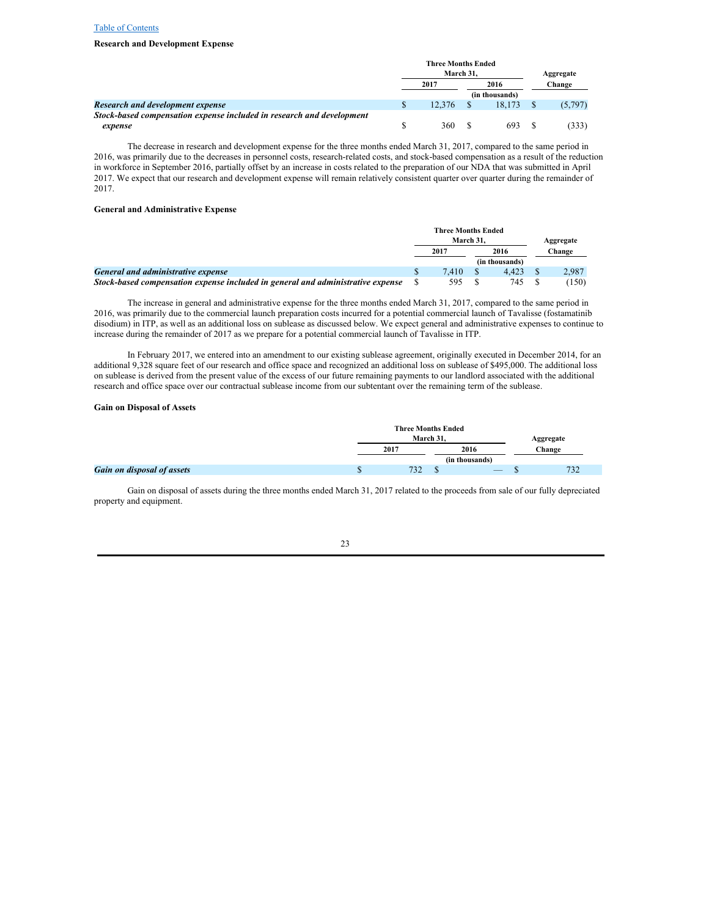### Research and Development Expense

| | Three Months Ended March 31, | | Aggregate |
|---|---|---|---|
| | 2017 | 2016 | Change |
| | (in thousands) | | |
| ***Research and development expense*** | $ 12,376 | $ 18,173 | $ (5,797) |
| ***Stock-based compensation expense included in research and development expense*** | $ 360 | $ 693 | $ (333) |

The decrease in research and development expense for the three months ended March 31, 2017, compared to the same period in 2016, was primarily due to the decreases in personnel costs, research-related costs, and stock-based compensation as a result of the reduction in workforce in September 2016, partially offset by an increase in costs related to the preparation of our NDA that was submitted in April 2017. We expect that our research and development expense will remain relatively consistent quarter over quarter during the remainder of 2017.

### General and Administrative Expense

| | Three Months Ended March 31, | | Aggregate |
|---|---|---|---|
| | 2017 | 2016 | Change |
| | (in thousands) | | |
| ***General and administrative expense*** | $ 7,410 | $ 4,423 | $ 2,987 |
| ***Stock-based compensation expense included in general and administrative expense*** | $ 595 | $ 745 | $ (150) |

The increase in general and administrative expense for the three months ended March 31, 2017, compared to the same period in 2016, was primarily due to the commercial launch preparation costs incurred for a potential commercial launch of Tavalisse (fostamatinib disodium) in ITP, as well as an additional loss on sublease as discussed below. We expect general and administrative expenses to continue to increase during the remainder of 2017 as we prepare for a potential commercial launch of Tavalisse in ITP.

In February 2017, we entered into an amendment to our existing sublease agreement, originally executed in December 2014, for an additional 9,328 square feet of our research and office space and recognized an additional loss on sublease of $495,000. The additional loss on sublease is derived from the present value of the excess of our future remaining payments to our landlord associated with the additional research and office space over our contractual sublease income from our subtentant over the remaining term of the sublease.

### Gain on Disposal of Assets

| | Three Months Ended March 31, | | Aggregate |
|---|---|---|---|
| | 2017 | 2016 | Change |
| | (in thousands) | | |
| ***Gain on disposal of assets*** | $ 732 | $ — | $ 732 |

Gain on disposal of assets during the three months ended March 31, 2017 related to the proceeds from sale of our fully depreciated property and equipment.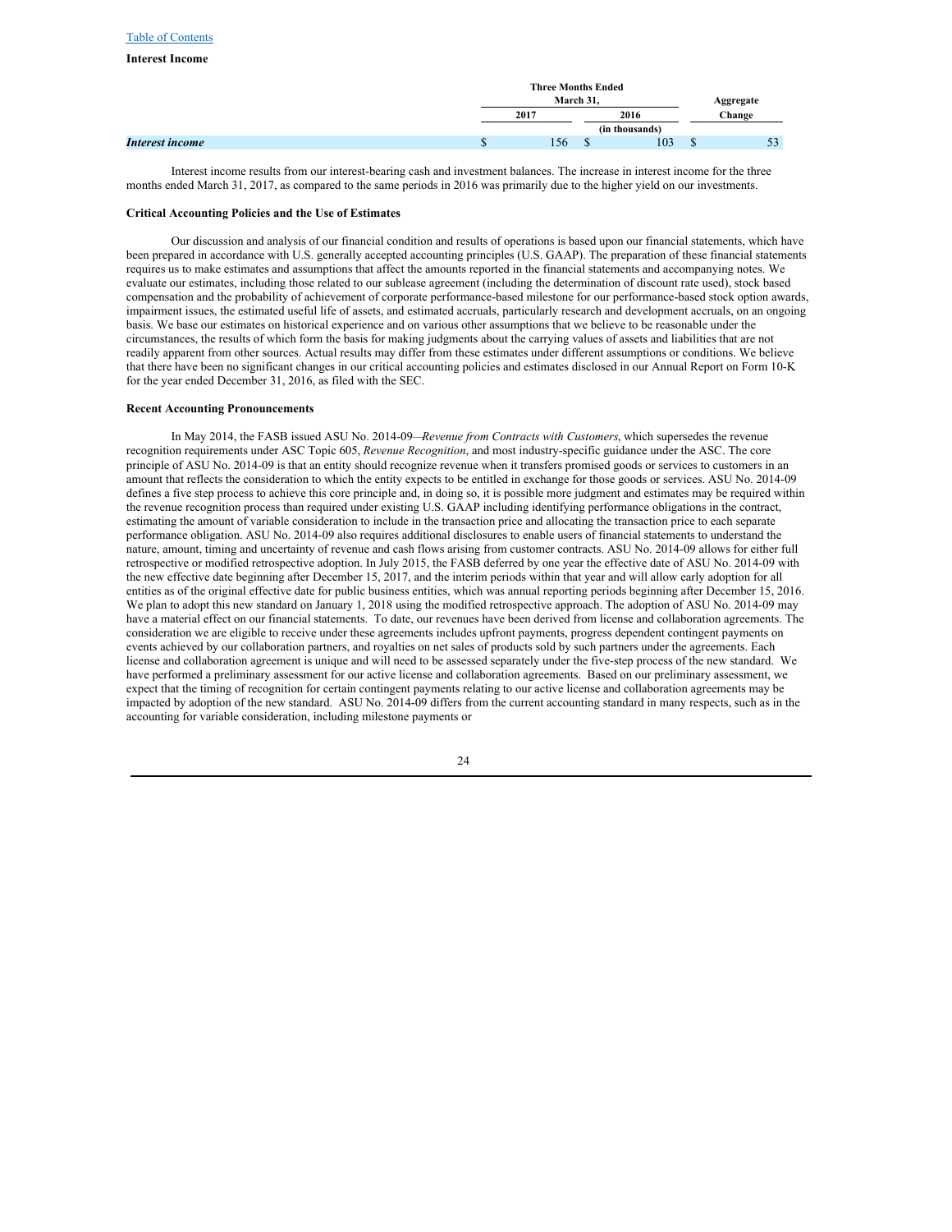**Interest Income**

| | Three Months Ended March 31, | | Aggregate |
|---|---|---|---|
| | 2017 | 2016 | Change |
| | (in thousands) | | |
| ***Interest income*** | $ 156 | $ 103 | $ 53 |

Interest income results from our interest-bearing cash and investment balances. The increase in interest income for the three months ended March 31, 2017, as compared to the same periods in 2016 was primarily due to the higher yield on our investments.

**Critical Accounting Policies and the Use of Estimates**

Our discussion and analysis of our financial condition and results of operations is based upon our financial statements, which have been prepared in accordance with U.S. generally accepted accounting principles (U.S. GAAP). The preparation of these financial statements requires us to make estimates and assumptions that affect the amounts reported in the financial statements and accompanying notes. We evaluate our estimates, including those related to our sublease agreement (including the determination of discount rate used), stock based compensation and the probability of achievement of corporate performance-based milestone for our performance-based stock option awards, impairment issues, the estimated useful life of assets, and estimated accruals, particularly research and development accruals, on an ongoing basis. We base our estimates on historical experience and on various other assumptions that we believe to be reasonable under the circumstances, the results of which form the basis for making judgments about the carrying values of assets and liabilities that are not readily apparent from other sources. Actual results may differ from these estimates under different assumptions or conditions. We believe that there have been no significant changes in our critical accounting policies and estimates disclosed in our Annual Report on Form 10-K for the year ended December 31, 2016, as filed with the SEC.

**Recent Accounting Pronouncements**

In May 2014, the FASB issued ASU No. 2014-09—*Revenue from Contracts with Customers*, which supersedes the revenue recognition requirements under ASC Topic 605, *Revenue Recognition*, and most industry-specific guidance under the ASC. The core principle of ASU No. 2014-09 is that an entity should recognize revenue when it transfers promised goods or services to customers in an amount that reflects the consideration to which the entity expects to be entitled in exchange for those goods or services. ASU No. 2014-09 defines a five step process to achieve this core principle and, in doing so, it is possible more judgment and estimates may be required within the revenue recognition process than required under existing U.S. GAAP including identifying performance obligations in the contract, estimating the amount of variable consideration to include in the transaction price and allocating the transaction price to each separate performance obligation. ASU No. 2014-09 also requires additional disclosures to enable users of financial statements to understand the nature, amount, timing and uncertainty of revenue and cash flows arising from customer contracts. ASU No. 2014-09 allows for either full retrospective or modified retrospective adoption. In July 2015, the FASB deferred by one year the effective date of ASU No. 2014-09 with the new effective date beginning after December 15, 2017, and the interim periods within that year and will allow early adoption for all entities as of the original effective date for public business entities, which was annual reporting periods beginning after December 15, 2016. We plan to adopt this new standard on January 1, 2018 using the modified retrospective approach. The adoption of ASU No. 2014-09 may have a material effect on our financial statements. To date, our revenues have been derived from license and collaboration agreements. The consideration we are eligible to receive under these agreements includes upfront payments, progress dependent contingent payments on events achieved by our collaboration partners, and royalties on net sales of products sold by such partners under the agreements. Each license and collaboration agreement is unique and will need to be assessed separately under the five-step process of the new standard. We have performed a preliminary assessment for our active license and collaboration agreements. Based on our preliminary assessment, we expect that the timing of recognition for certain contingent payments relating to our active license and collaboration agreements may be impacted by adoption of the new standard. ASU No. 2014-09 differs from the current accounting standard in many respects, such as in the accounting for variable consideration, including milestone payments or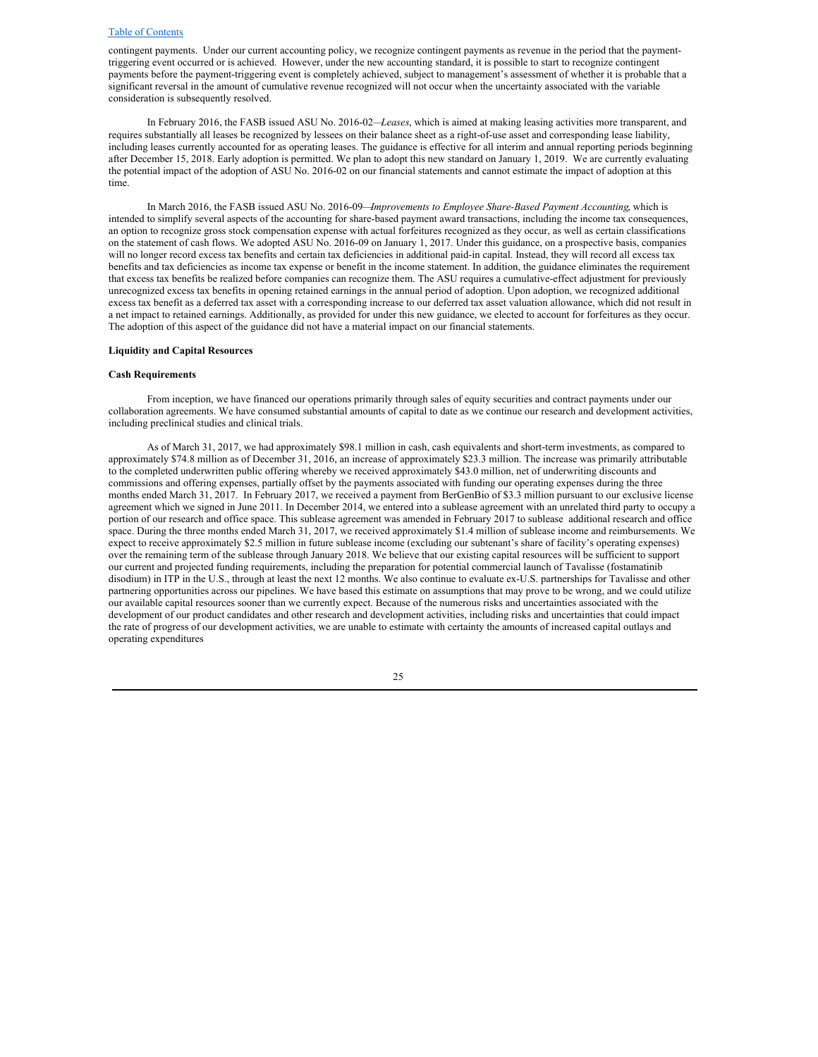contingent payments. Under our current accounting policy, we recognize contingent payments as revenue in the period that the payment-triggering event occurred or is achieved. However, under the new accounting standard, it is possible to start to recognize contingent payments before the payment-triggering event is completely achieved, subject to management's assessment of whether it is probable that a significant reversal in the amount of cumulative revenue recognized will not occur when the uncertainty associated with the variable consideration is subsequently resolved.

In February 2016, the FASB issued ASU No. 2016-02—*Leases*, which is aimed at making leasing activities more transparent, and requires substantially all leases be recognized by lessees on their balance sheet as a right-of-use asset and corresponding lease liability, including leases currently accounted for as operating leases. The guidance is effective for all interim and annual reporting periods beginning after December 15, 2018. Early adoption is permitted. We plan to adopt this new standard on January 1, 2019. We are currently evaluating the potential impact of the adoption of ASU No. 2016-02 on our financial statements and cannot estimate the impact of adoption at this time.

In March 2016, the FASB issued ASU No. 2016-09—*Improvements to Employee Share-Based Payment Accounting*, which is intended to simplify several aspects of the accounting for share-based payment award transactions, including the income tax consequences, an option to recognize gross stock compensation expense with actual forfeitures recognized as they occur, as well as certain classifications on the statement of cash flows. We adopted ASU No. 2016-09 on January 1, 2017. Under this guidance, on a prospective basis, companies will no longer record excess tax benefits and certain tax deficiencies in additional paid-in capital. Instead, they will record all excess tax benefits and tax deficiencies as income tax expense or benefit in the income statement. In addition, the guidance eliminates the requirement that excess tax benefits be realized before companies can recognize them. The ASU requires a cumulative-effect adjustment for previously unrecognized excess tax benefits in opening retained earnings in the annual period of adoption. Upon adoption, we recognized additional excess tax benefit as a deferred tax asset with a corresponding increase to our deferred tax asset valuation allowance, which did not result in a net impact to retained earnings. Additionally, as provided for under this new guidance, we elected to account for forfeitures as they occur. The adoption of this aspect of the guidance did not have a material impact on our financial statements.

**Liquidity and Capital Resources**

**Cash Requirements**

From inception, we have financed our operations primarily through sales of equity securities and contract payments under our collaboration agreements. We have consumed substantial amounts of capital to date as we continue our research and development activities, including preclinical studies and clinical trials.

As of March 31, 2017, we had approximately $98.1 million in cash, cash equivalents and short-term investments, as compared to approximately $74.8 million as of December 31, 2016, an increase of approximately $23.3 million. The increase was primarily attributable to the completed underwritten public offering whereby we received approximately $43.0 million, net of underwriting discounts and commissions and offering expenses, partially offset by the payments associated with funding our operating expenses during the three months ended March 31, 2017. In February 2017, we received a payment from BerGenBio of $3.3 million pursuant to our exclusive license agreement which we signed in June 2011. In December 2014, we entered into a sublease agreement with an unrelated third party to occupy a portion of our research and office space. This sublease agreement was amended in February 2017 to sublease additional research and office space. During the three months ended March 31, 2017, we received approximately $1.4 million of sublease income and reimbursements. We expect to receive approximately $2.5 million in future sublease income (excluding our subtenant's share of facility's operating expenses) over the remaining term of the sublease through January 2018. We believe that our existing capital resources will be sufficient to support our current and projected funding requirements, including the preparation for potential commercial launch of Tavalisse (fostamatinib disodium) in ITP in the U.S., through at least the next 12 months. We also continue to evaluate ex-U.S. partnerships for Tavalisse and other partnering opportunities across our pipelines. We have based this estimate on assumptions that may prove to be wrong, and we could utilize our available capital resources sooner than we currently expect. Because of the numerous risks and uncertainties associated with the development of our product candidates and other research and development activities, including risks and uncertainties that could impact the rate of progress of our development activities, we are unable to estimate with certainty the amounts of increased capital outlays and operating expenditures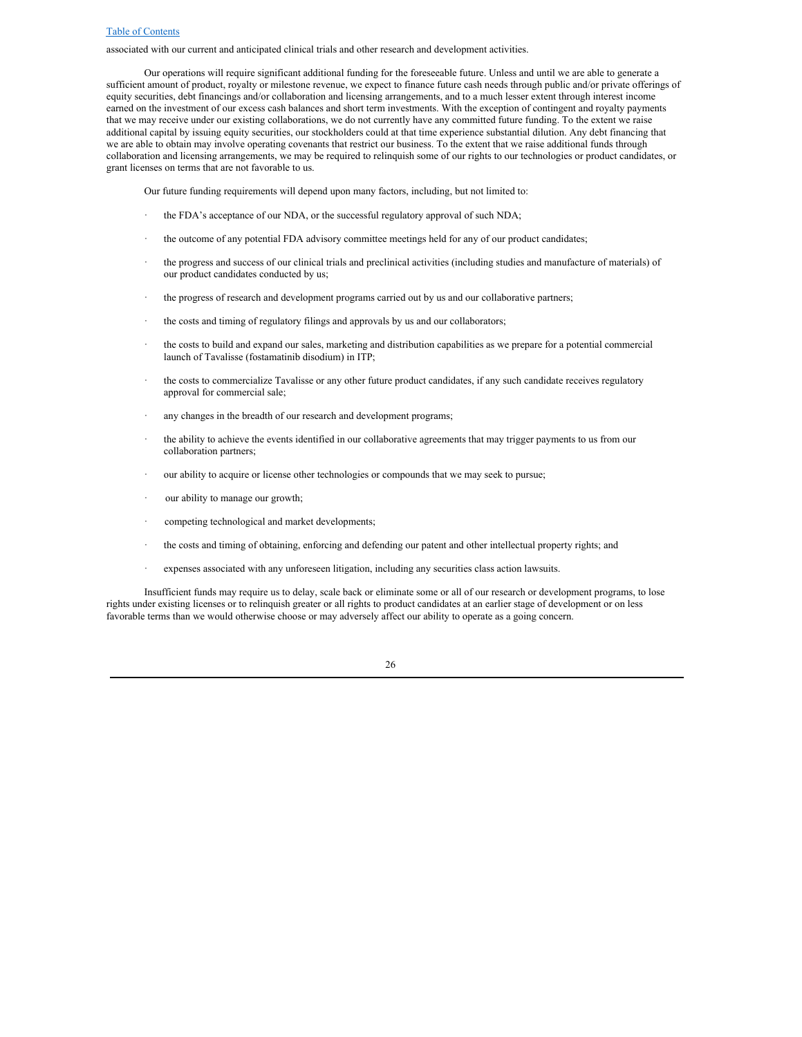associated with our current and anticipated clinical trials and other research and development activities.

Our operations will require significant additional funding for the foreseeable future. Unless and until we are able to generate a sufficient amount of product, royalty or milestone revenue, we expect to finance future cash needs through public and/or private offerings of equity securities, debt financings and/or collaboration and licensing arrangements, and to a much lesser extent through interest income earned on the investment of our excess cash balances and short term investments. With the exception of contingent and royalty payments that we may receive under our existing collaborations, we do not currently have any committed future funding. To the extent we raise additional capital by issuing equity securities, our stockholders could at that time experience substantial dilution. Any debt financing that we are able to obtain may involve operating covenants that restrict our business. To the extent that we raise additional funds through collaboration and licensing arrangements, we may be required to relinquish some of our rights to our technologies or product candidates, or grant licenses on terms that are not favorable to us.

Our future funding requirements will depend upon many factors, including, but not limited to:

- the FDA's acceptance of our NDA, or the successful regulatory approval of such NDA;
- the outcome of any potential FDA advisory committee meetings held for any of our product candidates;
- the progress and success of our clinical trials and preclinical activities (including studies and manufacture of materials) of our product candidates conducted by us;
- the progress of research and development programs carried out by us and our collaborative partners;
- the costs and timing of regulatory filings and approvals by us and our collaborators;
- the costs to build and expand our sales, marketing and distribution capabilities as we prepare for a potential commercial launch of Tavalisse (fostamatinib disodium) in ITP;
- the costs to commercialize Tavalisse or any other future product candidates, if any such candidate receives regulatory approval for commercial sale;
- any changes in the breadth of our research and development programs;
- the ability to achieve the events identified in our collaborative agreements that may trigger payments to us from our collaboration partners;
- our ability to acquire or license other technologies or compounds that we may seek to pursue;
- our ability to manage our growth;
- competing technological and market developments;
- the costs and timing of obtaining, enforcing and defending our patent and other intellectual property rights; and
- expenses associated with any unforeseen litigation, including any securities class action lawsuits.

Insufficient funds may require us to delay, scale back or eliminate some or all of our research or development programs, to lose rights under existing licenses or to relinquish greater or all rights to product candidates at an earlier stage of development or on less favorable terms than we would otherwise choose or may adversely affect our ability to operate as a going concern.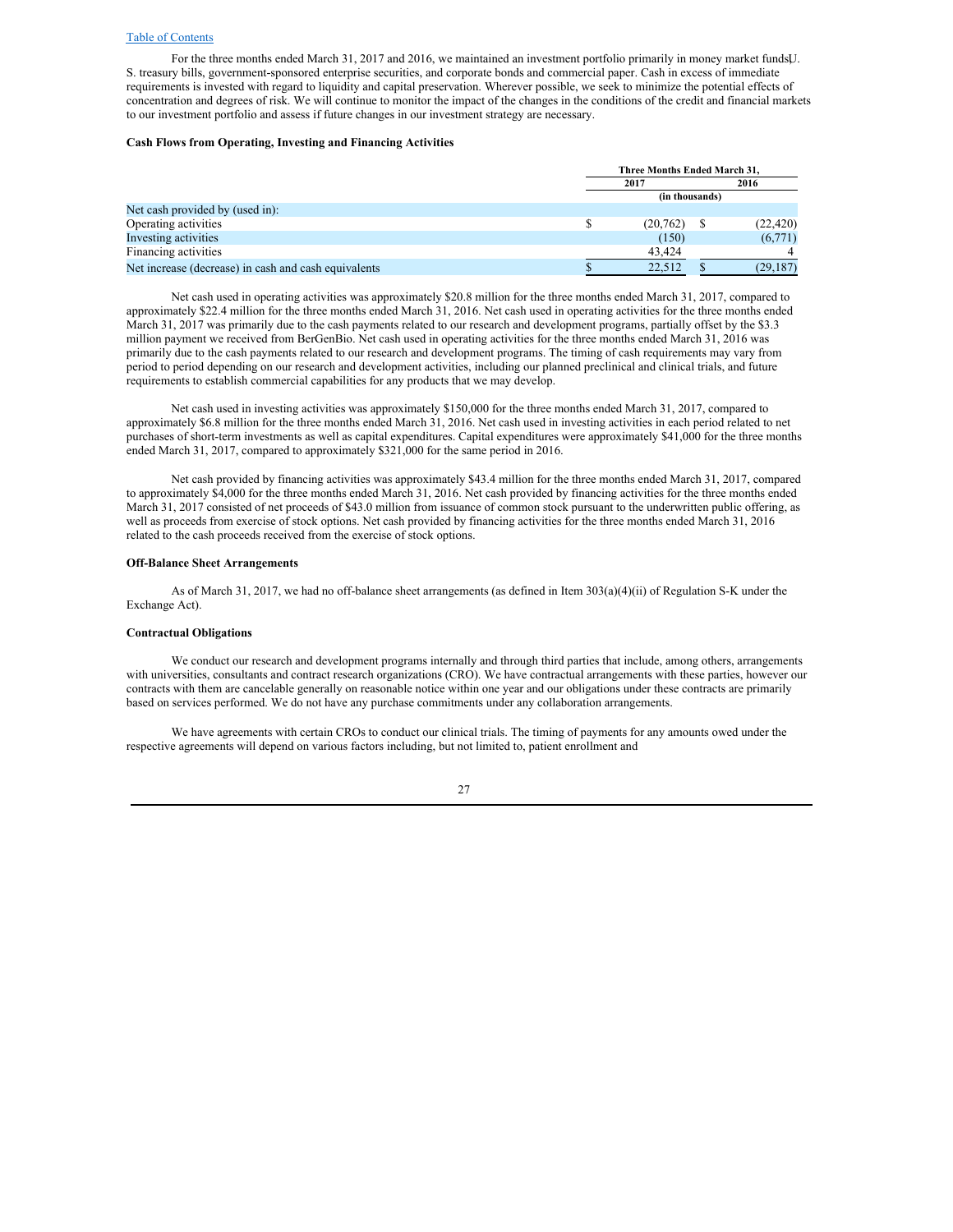For the three months ended March 31, 2017 and 2016, we maintained an investment portfolio primarily in money market funds, U. S. treasury bills, government-sponsored enterprise securities, and corporate bonds and commercial paper. Cash in excess of immediate requirements is invested with regard to liquidity and capital preservation. Wherever possible, we seek to minimize the potential effects of concentration and degrees of risk. We will continue to monitor the impact of the changes in the conditions of the credit and financial markets to our investment portfolio and assess if future changes in our investment strategy are necessary.

**Cash Flows from Operating, Investing and Financing Activities**

| | Three Months Ended March 31, | |
|---|---|---|
| | 2017 | 2016 |
| | (in thousands) | |
| Net cash provided by (used in): | | |
| Operating activities | $ (20,762) | $ (22,420) |
| Investing activities | (150) | (6,771) |
| Financing activities | 43,424 | 4 |
| Net increase (decrease) in cash and cash equivalents | $ 22,512 | $ (29,187) |

Net cash used in operating activities was approximately $20.8 million for the three months ended March 31, 2017, compared to approximately $22.4 million for the three months ended March 31, 2016. Net cash used in operating activities for the three months ended March 31, 2017 was primarily due to the cash payments related to our research and development programs, partially offset by the $3.3 million payment we received from BerGenBio. Net cash used in operating activities for the three months ended March 31, 2016 was primarily due to the cash payments related to our research and development programs. The timing of cash requirements may vary from period to period depending on our research and development activities, including our planned preclinical and clinical trials, and future requirements to establish commercial capabilities for any products that we may develop.

Net cash used in investing activities was approximately $150,000 for the three months ended March 31, 2017, compared to approximately $6.8 million for the three months ended March 31, 2016. Net cash used in investing activities in each period related to net purchases of short-term investments as well as capital expenditures. Capital expenditures were approximately $41,000 for the three months ended March 31, 2017, compared to approximately $321,000 for the same period in 2016.

Net cash provided by financing activities was approximately $43.4 million for the three months ended March 31, 2017, compared to approximately $4,000 for the three months ended March 31, 2016. Net cash provided by financing activities for the three months ended March 31, 2017 consisted of net proceeds of $43.0 million from issuance of common stock pursuant to the underwritten public offering, as well as proceeds from exercise of stock options. Net cash provided by financing activities for the three months ended March 31, 2016 related to the cash proceeds received from the exercise of stock options.

**Off-Balance Sheet Arrangements**

As of March 31, 2017, we had no off-balance sheet arrangements (as defined in Item 303(a)(4)(ii) of Regulation S-K under the Exchange Act).

**Contractual Obligations**

We conduct our research and development programs internally and through third parties that include, among others, arrangements with universities, consultants and contract research organizations (CRO). We have contractual arrangements with these parties, however our contracts with them are cancelable generally on reasonable notice within one year and our obligations under these contracts are primarily based on services performed. We do not have any purchase commitments under any collaboration arrangements.

We have agreements with certain CROs to conduct our clinical trials. The timing of payments for any amounts owed under the respective agreements will depend on various factors including, but not limited to, patient enrollment and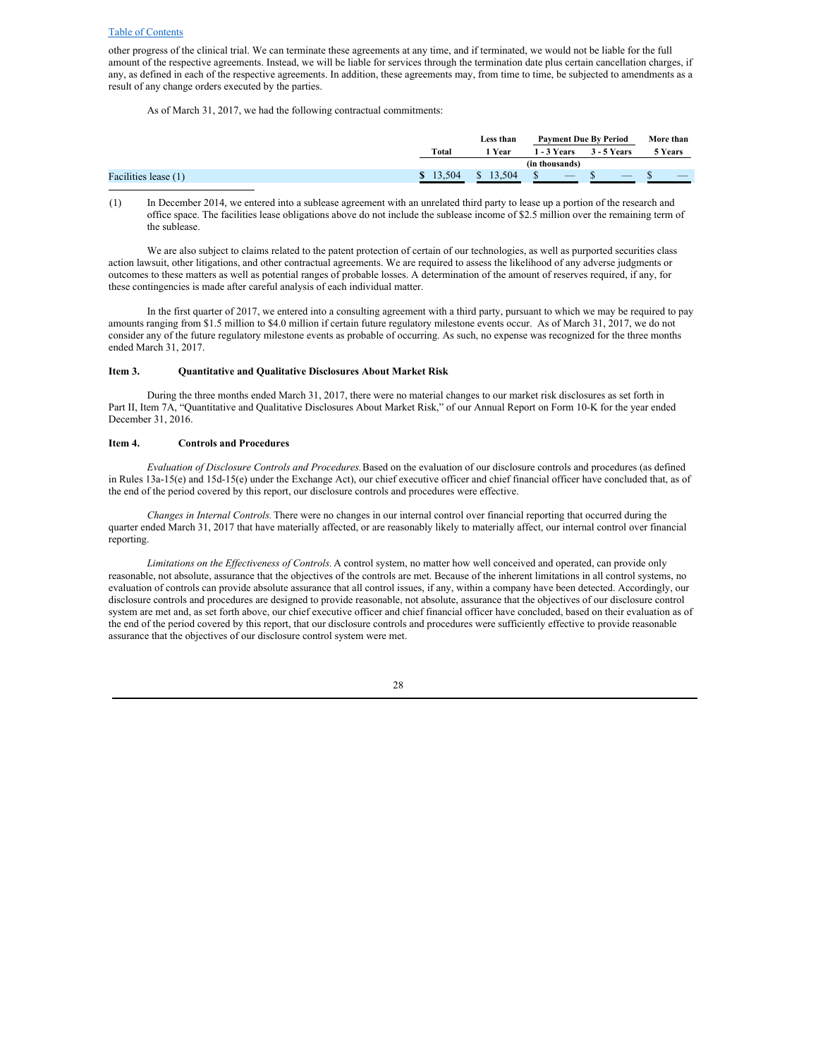other progress of the clinical trial. We can terminate these agreements at any time, and if terminated, we would not be liable for the full amount of the respective agreements. Instead, we will be liable for services through the termination date plus certain cancellation charges, if any, as defined in each of the respective agreements. In addition, these agreements may, from time to time, be subjected to amendments as a result of any change orders executed by the parties.

As of March 31, 2017, we had the following contractual commitments:

| | Total | Less than 1 Year | Payment Due By Period 1 - 3 Years | 3 - 5 Years | More than 5 Years |
|---|---|---|---|---|---|
| | | | (in thousands) | | |
| Facilities lease (1) | $ 13,504 | $ 13,504 | $ — | $ — | $ — |

(1) In December 2014, we entered into a sublease agreement with an unrelated third party to lease up a portion of the research and office space. The facilities lease obligations above do not include the sublease income of $2.5 million over the remaining term of the sublease.

We are also subject to claims related to the patent protection of certain of our technologies, as well as purported securities class action lawsuit, other litigations, and other contractual agreements. We are required to assess the likelihood of any adverse judgments or outcomes to these matters as well as potential ranges of probable losses. A determination of the amount of reserves required, if any, for these contingencies is made after careful analysis of each individual matter.

In the first quarter of 2017, we entered into a consulting agreement with a third party, pursuant to which we may be required to pay amounts ranging from $1.5 million to $4.0 million if certain future regulatory milestone events occur. As of March 31, 2017, we do not consider any of the future regulatory milestone events as probable of occurring. As such, no expense was recognized for the three months ended March 31, 2017.

## Item 3. Quantitative and Qualitative Disclosures About Market Risk

During the three months ended March 31, 2017, there were no material changes to our market risk disclosures as set forth in Part II, Item 7A, "Quantitative and Qualitative Disclosures About Market Risk," of our Annual Report on Form 10-K for the year ended December 31, 2016.

## Item 4. Controls and Procedures

*Evaluation of Disclosure Controls and Procedures.* Based on the evaluation of our disclosure controls and procedures (as defined in Rules 13a-15(e) and 15d-15(e) under the Exchange Act), our chief executive officer and chief financial officer have concluded that, as of the end of the period covered by this report, our disclosure controls and procedures were effective.

*Changes in Internal Controls.* There were no changes in our internal control over financial reporting that occurred during the quarter ended March 31, 2017 that have materially affected, or are reasonably likely to materially affect, our internal control over financial reporting.

*Limitations on the Effectiveness of Controls.* A control system, no matter how well conceived and operated, can provide only reasonable, not absolute, assurance that the objectives of the controls are met. Because of the inherent limitations in all control systems, no evaluation of controls can provide absolute assurance that all control issues, if any, within a company have been detected. Accordingly, our disclosure controls and procedures are designed to provide reasonable, not absolute, assurance that the objectives of our disclosure control system are met and, as set forth above, our chief executive officer and chief financial officer have concluded, based on their evaluation as of the end of the period covered by this report, that our disclosure controls and procedures were sufficiently effective to provide reasonable assurance that the objectives of our disclosure control system were met.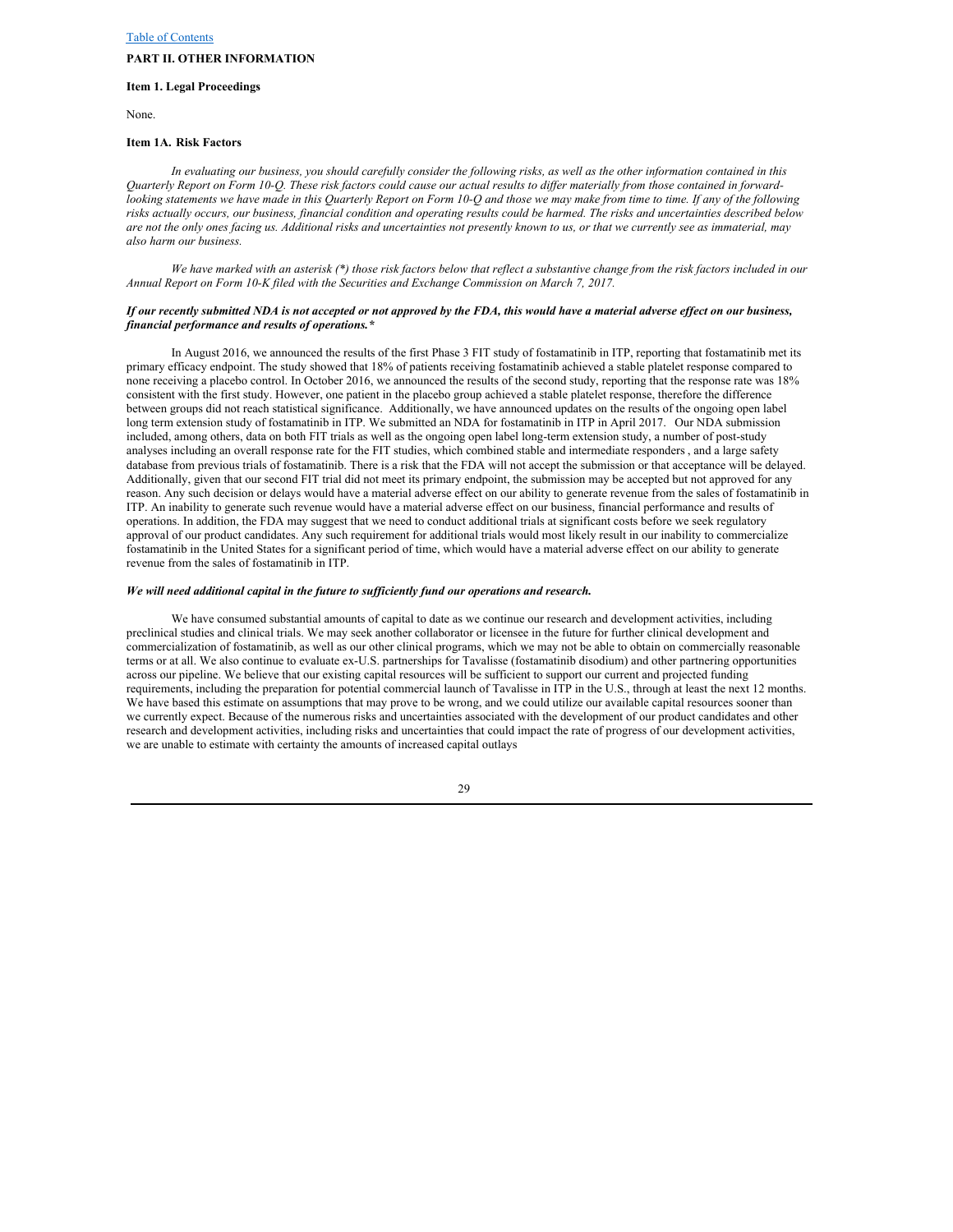## PART II. OTHER INFORMATION

### Item 1. Legal Proceedings

None.

### Item 1A. Risk Factors

*In evaluating our business, you should carefully consider the following risks, as well as the other information contained in this Quarterly Report on Form 10-Q. These risk factors could cause our actual results to differ materially from those contained in forward-looking statements we have made in this Quarterly Report on Form 10-Q and those we may make from time to time. If any of the following risks actually occurs, our business, financial condition and operating results could be harmed. The risks and uncertainties described below are not the only ones facing us. Additional risks and uncertainties not presently known to us, or that we currently see as immaterial, may also harm our business.*

*We have marked with an asterisk (*) those risk factors below that reflect a substantive change from the risk factors included in our Annual Report on Form 10-K filed with the Securities and Exchange Commission on March 7, 2017.*

***If our recently submitted NDA is not accepted or not approved by the FDA, this would have a material adverse effect on our business, financial performance and results of operations.****

In August 2016, we announced the results of the first Phase 3 FIT study of fostamatinib in ITP, reporting that fostamatinib met its primary efficacy endpoint. The study showed that 18% of patients receiving fostamatinib achieved a stable platelet response compared to none receiving a placebo control. In October 2016, we announced the results of the second study, reporting that the response rate was 18% consistent with the first study. However, one patient in the placebo group achieved a stable platelet response, therefore the difference between groups did not reach statistical significance. Additionally, we have announced updates on the results of the ongoing open label long term extension study of fostamatinib in ITP. We submitted an NDA for fostamatinib in ITP in April 2017. Our NDA submission included, among others, data on both FIT trials as well as the ongoing open label long-term extension study, a number of post-study analyses including an overall response rate for the FIT studies, which combined stable and intermediate responders , and a large safety database from previous trials of fostamatinib. There is a risk that the FDA will not accept the submission or that acceptance will be delayed. Additionally, given that our second FIT trial did not meet its primary endpoint, the submission may be accepted but not approved for any reason. Any such decision or delays would have a material adverse effect on our ability to generate revenue from the sales of fostamatinib in ITP. An inability to generate such revenue would have a material adverse effect on our business, financial performance and results of operations. In addition, the FDA may suggest that we need to conduct additional trials at significant costs before we seek regulatory approval of our product candidates. Any such requirement for additional trials would most likely result in our inability to commercialize fostamatinib in the United States for a significant period of time, which would have a material adverse effect on our ability to generate revenue from the sales of fostamatinib in ITP.

***We will need additional capital in the future to sufficiently fund our operations and research.***

We have consumed substantial amounts of capital to date as we continue our research and development activities, including preclinical studies and clinical trials. We may seek another collaborator or licensee in the future for further clinical development and commercialization of fostamatinib, as well as our other clinical programs, which we may not be able to obtain on commercially reasonable terms or at all. We also continue to evaluate ex-U.S. partnerships for Tavalisse (fostamatinib disodium) and other partnering opportunities across our pipeline. We believe that our existing capital resources will be sufficient to support our current and projected funding requirements, including the preparation for potential commercial launch of Tavalisse in ITP in the U.S., through at least the next 12 months. We have based this estimate on assumptions that may prove to be wrong, and we could utilize our available capital resources sooner than we currently expect. Because of the numerous risks and uncertainties associated with the development of our product candidates and other research and development activities, including risks and uncertainties that could impact the rate of progress of our development activities, we are unable to estimate with certainty the amounts of increased capital outlays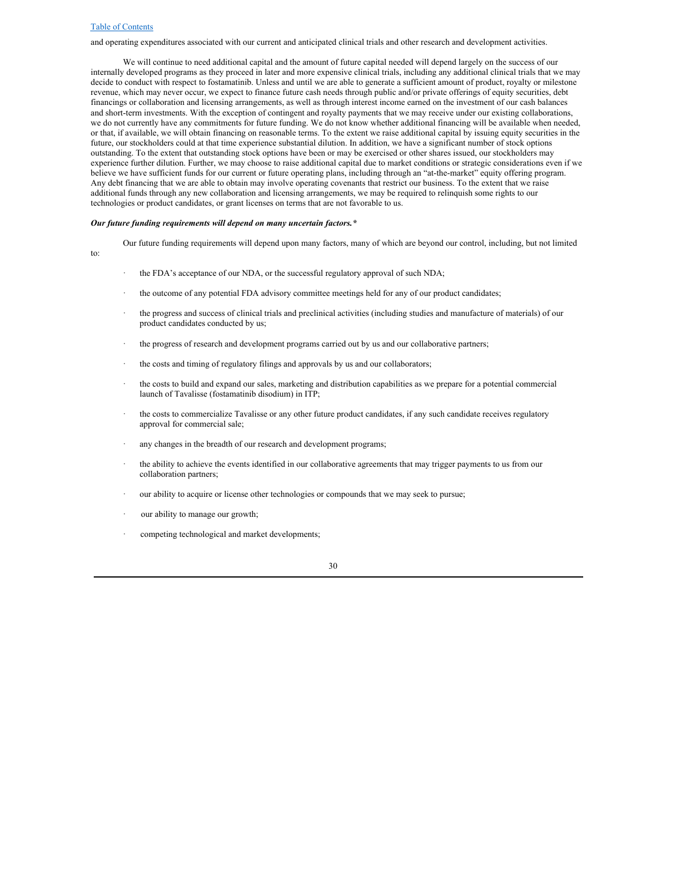and operating expenditures associated with our current and anticipated clinical trials and other research and development activities.

We will continue to need additional capital and the amount of future capital needed will depend largely on the success of our internally developed programs as they proceed in later and more expensive clinical trials, including any additional clinical trials that we may decide to conduct with respect to fostamatinib. Unless and until we are able to generate a sufficient amount of product, royalty or milestone revenue, which may never occur, we expect to finance future cash needs through public and/or private offerings of equity securities, debt financings or collaboration and licensing arrangements, as well as through interest income earned on the investment of our cash balances and short-term investments. With the exception of contingent and royalty payments that we may receive under our existing collaborations, we do not currently have any commitments for future funding. We do not know whether additional financing will be available when needed, or that, if available, we will obtain financing on reasonable terms. To the extent we raise additional capital by issuing equity securities in the future, our stockholders could at that time experience substantial dilution. In addition, we have a significant number of stock options outstanding. To the extent that outstanding stock options have been or may be exercised or other shares issued, our stockholders may experience further dilution. Further, we may choose to raise additional capital due to market conditions or strategic considerations even if we believe we have sufficient funds for our current or future operating plans, including through an "at-the-market" equity offering program. Any debt financing that we are able to obtain may involve operating covenants that restrict our business. To the extent that we raise additional funds through any new collaboration and licensing arrangements, we may be required to relinquish some rights to our technologies or product candidates, or grant licenses on terms that are not favorable to us.

***Our future funding requirements will depend on many uncertain factors.****

Our future funding requirements will depend upon many factors, many of which are beyond our control, including, but not limited to:

- the FDA's acceptance of our NDA, or the successful regulatory approval of such NDA;
- the outcome of any potential FDA advisory committee meetings held for any of our product candidates;
- the progress and success of clinical trials and preclinical activities (including studies and manufacture of materials) of our product candidates conducted by us;
- the progress of research and development programs carried out by us and our collaborative partners;
- the costs and timing of regulatory filings and approvals by us and our collaborators;
- the costs to build and expand our sales, marketing and distribution capabilities as we prepare for a potential commercial launch of Tavalisse (fostamatinib disodium) in ITP;
- the costs to commercialize Tavalisse or any other future product candidates, if any such candidate receives regulatory approval for commercial sale;
- any changes in the breadth of our research and development programs;
- the ability to achieve the events identified in our collaborative agreements that may trigger payments to us from our collaboration partners;
- our ability to acquire or license other technologies or compounds that we may seek to pursue;
- our ability to manage our growth;
- competing technological and market developments;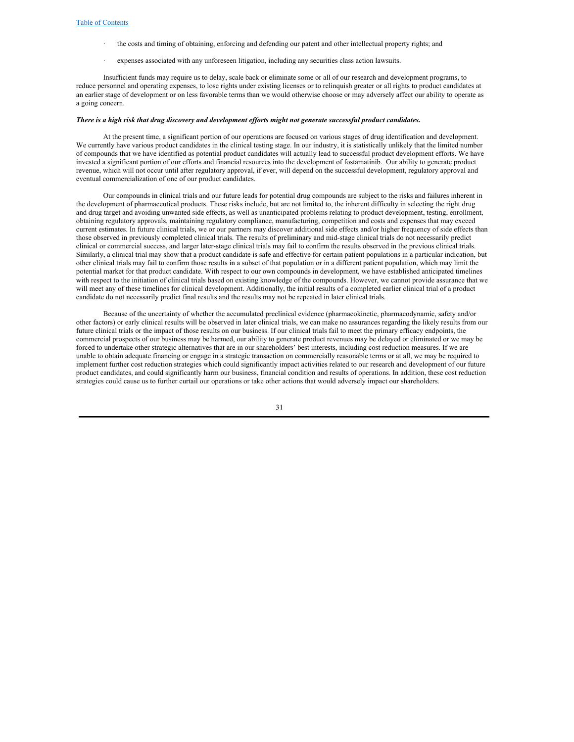- the costs and timing of obtaining, enforcing and defending our patent and other intellectual property rights; and
- expenses associated with any unforeseen litigation, including any securities class action lawsuits.

Insufficient funds may require us to delay, scale back or eliminate some or all of our research and development programs, to reduce personnel and operating expenses, to lose rights under existing licenses or to relinquish greater or all rights to product candidates at an earlier stage of development or on less favorable terms than we would otherwise choose or may adversely affect our ability to operate as a going concern.

***There is a high risk that drug discovery and development efforts might not generate successful product candidates.***

At the present time, a significant portion of our operations are focused on various stages of drug identification and development. We currently have various product candidates in the clinical testing stage. In our industry, it is statistically unlikely that the limited number of compounds that we have identified as potential product candidates will actually lead to successful product development efforts. We have invested a significant portion of our efforts and financial resources into the development of fostamatinib. Our ability to generate product revenue, which will not occur until after regulatory approval, if ever, will depend on the successful development, regulatory approval and eventual commercialization of one of our product candidates.

Our compounds in clinical trials and our future leads for potential drug compounds are subject to the risks and failures inherent in the development of pharmaceutical products. These risks include, but are not limited to, the inherent difficulty in selecting the right drug and drug target and avoiding unwanted side effects, as well as unanticipated problems relating to product development, testing, enrollment, obtaining regulatory approvals, maintaining regulatory compliance, manufacturing, competition and costs and expenses that may exceed current estimates. In future clinical trials, we or our partners may discover additional side effects and/or higher frequency of side effects than those observed in previously completed clinical trials. The results of preliminary and mid-stage clinical trials do not necessarily predict clinical or commercial success, and larger later-stage clinical trials may fail to confirm the results observed in the previous clinical trials. Similarly, a clinical trial may show that a product candidate is safe and effective for certain patient populations in a particular indication, but other clinical trials may fail to confirm those results in a subset of that population or in a different patient population, which may limit the potential market for that product candidate. With respect to our own compounds in development, we have established anticipated timelines with respect to the initiation of clinical trials based on existing knowledge of the compounds. However, we cannot provide assurance that we will meet any of these timelines for clinical development. Additionally, the initial results of a completed earlier clinical trial of a product candidate do not necessarily predict final results and the results may not be repeated in later clinical trials.

Because of the uncertainty of whether the accumulated preclinical evidence (pharmacokinetic, pharmacodynamic, safety and/or other factors) or early clinical results will be observed in later clinical trials, we can make no assurances regarding the likely results from our future clinical trials or the impact of those results on our business. If our clinical trials fail to meet the primary efficacy endpoints, the commercial prospects of our business may be harmed, our ability to generate product revenues may be delayed or eliminated or we may be forced to undertake other strategic alternatives that are in our shareholders' best interests, including cost reduction measures. If we are unable to obtain adequate financing or engage in a strategic transaction on commercially reasonable terms or at all, we may be required to implement further cost reduction strategies which could significantly impact activities related to our research and development of our future product candidates, and could significantly harm our business, financial condition and results of operations. In addition, these cost reduction strategies could cause us to further curtail our operations or take other actions that would adversely impact our shareholders.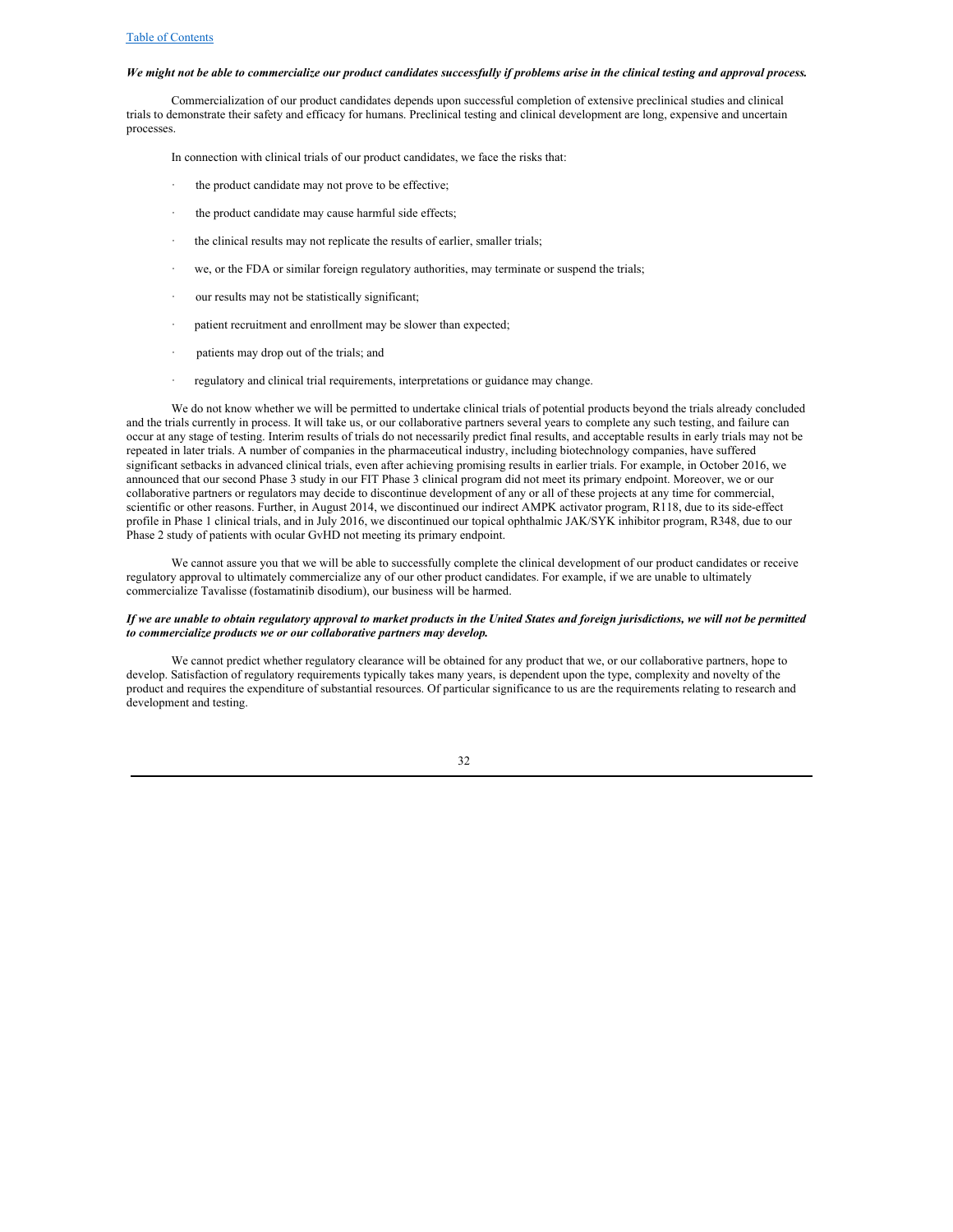***We might not be able to commercialize our product candidates successfully if problems arise in the clinical testing and approval process.***

Commercialization of our product candidates depends upon successful completion of extensive preclinical studies and clinical trials to demonstrate their safety and efficacy for humans. Preclinical testing and clinical development are long, expensive and uncertain processes.

In connection with clinical trials of our product candidates, we face the risks that:

- the product candidate may not prove to be effective;
- the product candidate may cause harmful side effects;
- the clinical results may not replicate the results of earlier, smaller trials;
- we, or the FDA or similar foreign regulatory authorities, may terminate or suspend the trials;
- our results may not be statistically significant;
- patient recruitment and enrollment may be slower than expected;
- patients may drop out of the trials; and
- regulatory and clinical trial requirements, interpretations or guidance may change.

We do not know whether we will be permitted to undertake clinical trials of potential products beyond the trials already concluded and the trials currently in process. It will take us, or our collaborative partners several years to complete any such testing, and failure can occur at any stage of testing. Interim results of trials do not necessarily predict final results, and acceptable results in early trials may not be repeated in later trials. A number of companies in the pharmaceutical industry, including biotechnology companies, have suffered significant setbacks in advanced clinical trials, even after achieving promising results in earlier trials. For example, in October 2016, we announced that our second Phase 3 study in our FIT Phase 3 clinical program did not meet its primary endpoint. Moreover, we or our collaborative partners or regulators may decide to discontinue development of any or all of these projects at any time for commercial, scientific or other reasons. Further, in August 2014, we discontinued our indirect AMPK activator program, R118, due to its side-effect profile in Phase 1 clinical trials, and in July 2016, we discontinued our topical ophthalmic JAK/SYK inhibitor program, R348, due to our Phase 2 study of patients with ocular GvHD not meeting its primary endpoint.

We cannot assure you that we will be able to successfully complete the clinical development of our product candidates or receive regulatory approval to ultimately commercialize any of our other product candidates. For example, if we are unable to ultimately commercialize Tavalisse (fostamatinib disodium), our business will be harmed.

***If we are unable to obtain regulatory approval to market products in the United States and foreign jurisdictions, we will not be permitted to commercialize products we or our collaborative partners may develop.***

We cannot predict whether regulatory clearance will be obtained for any product that we, or our collaborative partners, hope to develop. Satisfaction of regulatory requirements typically takes many years, is dependent upon the type, complexity and novelty of the product and requires the expenditure of substantial resources. Of particular significance to us are the requirements relating to research and development and testing.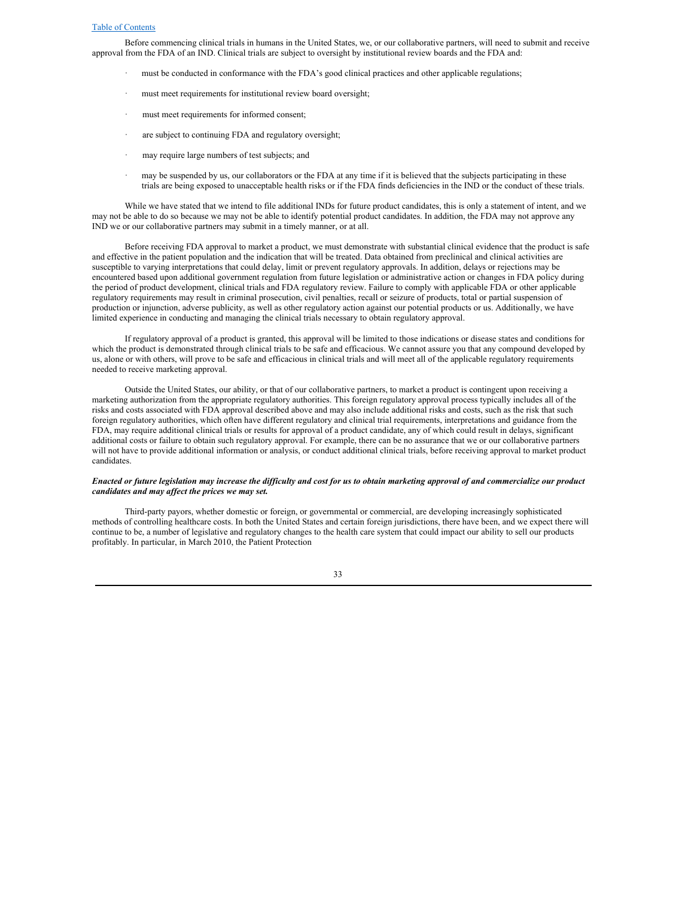Before commencing clinical trials in humans in the United States, we, or our collaborative partners, will need to submit and receive approval from the FDA of an IND. Clinical trials are subject to oversight by institutional review boards and the FDA and:

- must be conducted in conformance with the FDA's good clinical practices and other applicable regulations;
- must meet requirements for institutional review board oversight;
- must meet requirements for informed consent;
- are subject to continuing FDA and regulatory oversight;
- may require large numbers of test subjects; and
- may be suspended by us, our collaborators or the FDA at any time if it is believed that the subjects participating in these trials are being exposed to unacceptable health risks or if the FDA finds deficiencies in the IND or the conduct of these trials.

While we have stated that we intend to file additional INDs for future product candidates, this is only a statement of intent, and we may not be able to do so because we may not be able to identify potential product candidates. In addition, the FDA may not approve any IND we or our collaborative partners may submit in a timely manner, or at all.

Before receiving FDA approval to market a product, we must demonstrate with substantial clinical evidence that the product is safe and effective in the patient population and the indication that will be treated. Data obtained from preclinical and clinical activities are susceptible to varying interpretations that could delay, limit or prevent regulatory approvals. In addition, delays or rejections may be encountered based upon additional government regulation from future legislation or administrative action or changes in FDA policy during the period of product development, clinical trials and FDA regulatory review. Failure to comply with applicable FDA or other applicable regulatory requirements may result in criminal prosecution, civil penalties, recall or seizure of products, total or partial suspension of production or injunction, adverse publicity, as well as other regulatory action against our potential products or us. Additionally, we have limited experience in conducting and managing the clinical trials necessary to obtain regulatory approval.

If regulatory approval of a product is granted, this approval will be limited to those indications or disease states and conditions for which the product is demonstrated through clinical trials to be safe and efficacious. We cannot assure you that any compound developed by us, alone or with others, will prove to be safe and efficacious in clinical trials and will meet all of the applicable regulatory requirements needed to receive marketing approval.

Outside the United States, our ability, or that of our collaborative partners, to market a product is contingent upon receiving a marketing authorization from the appropriate regulatory authorities. This foreign regulatory approval process typically includes all of the risks and costs associated with FDA approval described above and may also include additional risks and costs, such as the risk that such foreign regulatory authorities, which often have different regulatory and clinical trial requirements, interpretations and guidance from the FDA, may require additional clinical trials or results for approval of a product candidate, any of which could result in delays, significant additional costs or failure to obtain such regulatory approval. For example, there can be no assurance that we or our collaborative partners will not have to provide additional information or analysis, or conduct additional clinical trials, before receiving approval to market product candidates.

***Enacted or future legislation may increase the difficulty and cost for us to obtain marketing approval of and commercialize our product candidates and may affect the prices we may set.***

Third-party payors, whether domestic or foreign, or governmental or commercial, are developing increasingly sophisticated methods of controlling healthcare costs. In both the United States and certain foreign jurisdictions, there have been, and we expect there will continue to be, a number of legislative and regulatory changes to the health care system that could impact our ability to sell our products profitably. In particular, in March 2010, the Patient Protection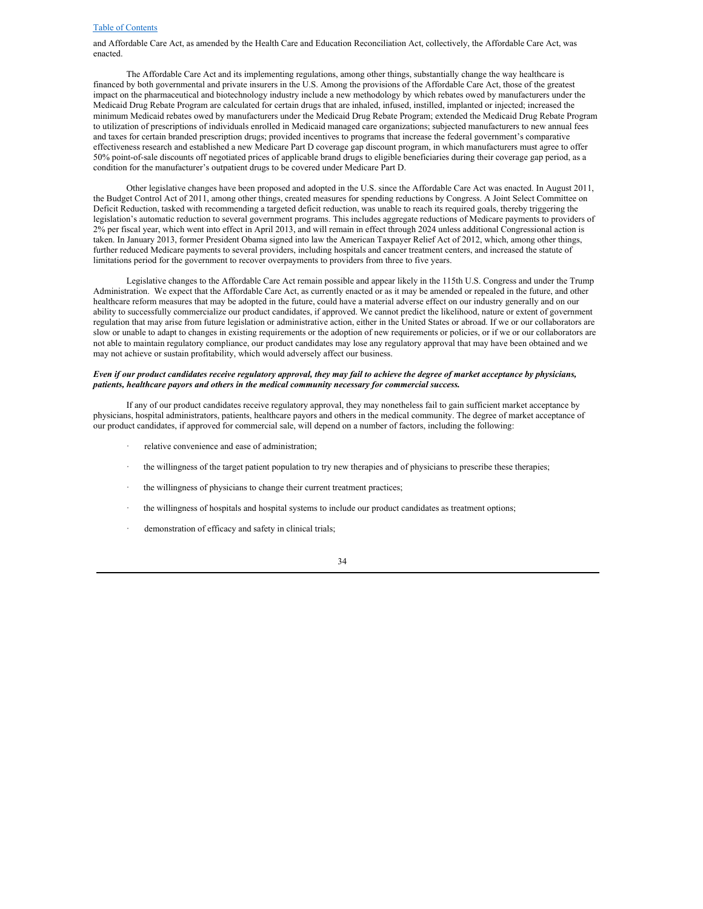and Affordable Care Act, as amended by the Health Care and Education Reconciliation Act, collectively, the Affordable Care Act, was enacted.

The Affordable Care Act and its implementing regulations, among other things, substantially change the way healthcare is financed by both governmental and private insurers in the U.S. Among the provisions of the Affordable Care Act, those of the greatest impact on the pharmaceutical and biotechnology industry include a new methodology by which rebates owed by manufacturers under the Medicaid Drug Rebate Program are calculated for certain drugs that are inhaled, infused, instilled, implanted or injected; increased the minimum Medicaid rebates owed by manufacturers under the Medicaid Drug Rebate Program; extended the Medicaid Drug Rebate Program to utilization of prescriptions of individuals enrolled in Medicaid managed care organizations; subjected manufacturers to new annual fees and taxes for certain branded prescription drugs; provided incentives to programs that increase the federal government's comparative effectiveness research and established a new Medicare Part D coverage gap discount program, in which manufacturers must agree to offer 50% point-of-sale discounts off negotiated prices of applicable brand drugs to eligible beneficiaries during their coverage gap period, as a condition for the manufacturer's outpatient drugs to be covered under Medicare Part D.

Other legislative changes have been proposed and adopted in the U.S. since the Affordable Care Act was enacted. In August 2011, the Budget Control Act of 2011, among other things, created measures for spending reductions by Congress. A Joint Select Committee on Deficit Reduction, tasked with recommending a targeted deficit reduction, was unable to reach its required goals, thereby triggering the legislation's automatic reduction to several government programs. This includes aggregate reductions of Medicare payments to providers of 2% per fiscal year, which went into effect in April 2013, and will remain in effect through 2024 unless additional Congressional action is taken. In January 2013, former President Obama signed into law the American Taxpayer Relief Act of 2012, which, among other things, further reduced Medicare payments to several providers, including hospitals and cancer treatment centers, and increased the statute of limitations period for the government to recover overpayments to providers from three to five years.

Legislative changes to the Affordable Care Act remain possible and appear likely in the 115th U.S. Congress and under the Trump Administration. We expect that the Affordable Care Act, as currently enacted or as it may be amended or repealed in the future, and other healthcare reform measures that may be adopted in the future, could have a material adverse effect on our industry generally and on our ability to successfully commercialize our product candidates, if approved. We cannot predict the likelihood, nature or extent of government regulation that may arise from future legislation or administrative action, either in the United States or abroad. If we or our collaborators are slow or unable to adapt to changes in existing requirements or the adoption of new requirements or policies, or if we or our collaborators are not able to maintain regulatory compliance, our product candidates may lose any regulatory approval that may have been obtained and we may not achieve or sustain profitability, which would adversely affect our business.

***Even if our product candidates receive regulatory approval, they may fail to achieve the degree of market acceptance by physicians, patients, healthcare payors and others in the medical community necessary for commercial success.***

If any of our product candidates receive regulatory approval, they may nonetheless fail to gain sufficient market acceptance by physicians, hospital administrators, patients, healthcare payors and others in the medical community. The degree of market acceptance of our product candidates, if approved for commercial sale, will depend on a number of factors, including the following:

- relative convenience and ease of administration;
- the willingness of the target patient population to try new therapies and of physicians to prescribe these therapies;
- the willingness of physicians to change their current treatment practices;
- the willingness of hospitals and hospital systems to include our product candidates as treatment options;
- demonstration of efficacy and safety in clinical trials;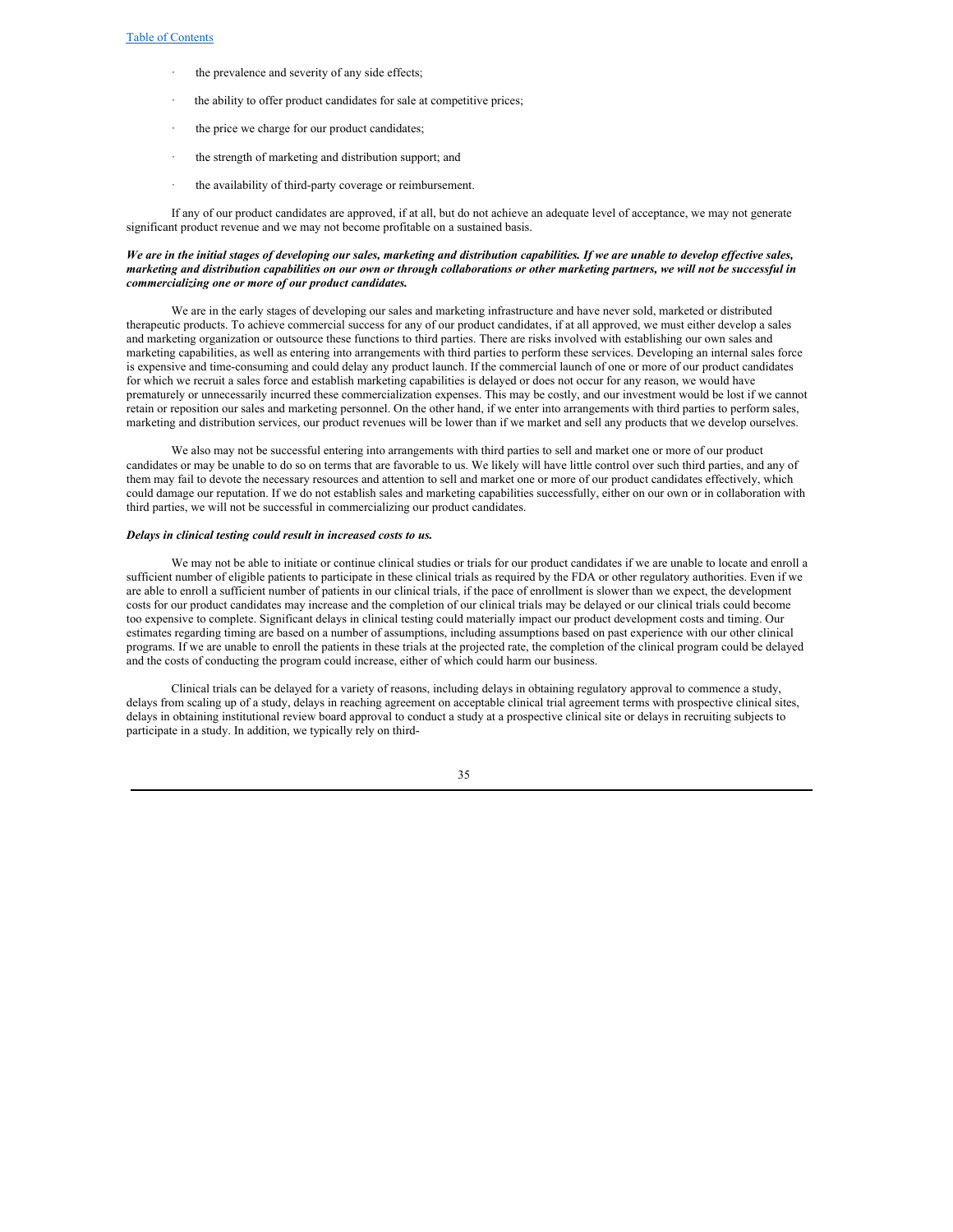- the prevalence and severity of any side effects;
- the ability to offer product candidates for sale at competitive prices;
- the price we charge for our product candidates;
- the strength of marketing and distribution support; and
- the availability of third-party coverage or reimbursement.

If any of our product candidates are approved, if at all, but do not achieve an adequate level of acceptance, we may not generate significant product revenue and we may not become profitable on a sustained basis.

***We are in the initial stages of developing our sales, marketing and distribution capabilities. If we are unable to develop effective sales, marketing and distribution capabilities on our own or through collaborations or other marketing partners, we will not be successful in commercializing one or more of our product candidates.***

We are in the early stages of developing our sales and marketing infrastructure and have never sold, marketed or distributed therapeutic products. To achieve commercial success for any of our product candidates, if at all approved, we must either develop a sales and marketing organization or outsource these functions to third parties. There are risks involved with establishing our own sales and marketing capabilities, as well as entering into arrangements with third parties to perform these services. Developing an internal sales force is expensive and time-consuming and could delay any product launch. If the commercial launch of one or more of our product candidates for which we recruit a sales force and establish marketing capabilities is delayed or does not occur for any reason, we would have prematurely or unnecessarily incurred these commercialization expenses. This may be costly, and our investment would be lost if we cannot retain or reposition our sales and marketing personnel. On the other hand, if we enter into arrangements with third parties to perform sales, marketing and distribution services, our product revenues will be lower than if we market and sell any products that we develop ourselves.

We also may not be successful entering into arrangements with third parties to sell and market one or more of our product candidates or may be unable to do so on terms that are favorable to us. We likely will have little control over such third parties, and any of them may fail to devote the necessary resources and attention to sell and market one or more of our product candidates effectively, which could damage our reputation. If we do not establish sales and marketing capabilities successfully, either on our own or in collaboration with third parties, we will not be successful in commercializing our product candidates.

***Delays in clinical testing could result in increased costs to us.***

We may not be able to initiate or continue clinical studies or trials for our product candidates if we are unable to locate and enroll a sufficient number of eligible patients to participate in these clinical trials as required by the FDA or other regulatory authorities. Even if we are able to enroll a sufficient number of patients in our clinical trials, if the pace of enrollment is slower than we expect, the development costs for our product candidates may increase and the completion of our clinical trials may be delayed or our clinical trials could become too expensive to complete. Significant delays in clinical testing could materially impact our product development costs and timing. Our estimates regarding timing are based on a number of assumptions, including assumptions based on past experience with our other clinical programs. If we are unable to enroll the patients in these trials at the projected rate, the completion of the clinical program could be delayed and the costs of conducting the program could increase, either of which could harm our business.

Clinical trials can be delayed for a variety of reasons, including delays in obtaining regulatory approval to commence a study, delays from scaling up of a study, delays in reaching agreement on acceptable clinical trial agreement terms with prospective clinical sites, delays in obtaining institutional review board approval to conduct a study at a prospective clinical site or delays in recruiting subjects to participate in a study. In addition, we typically rely on third-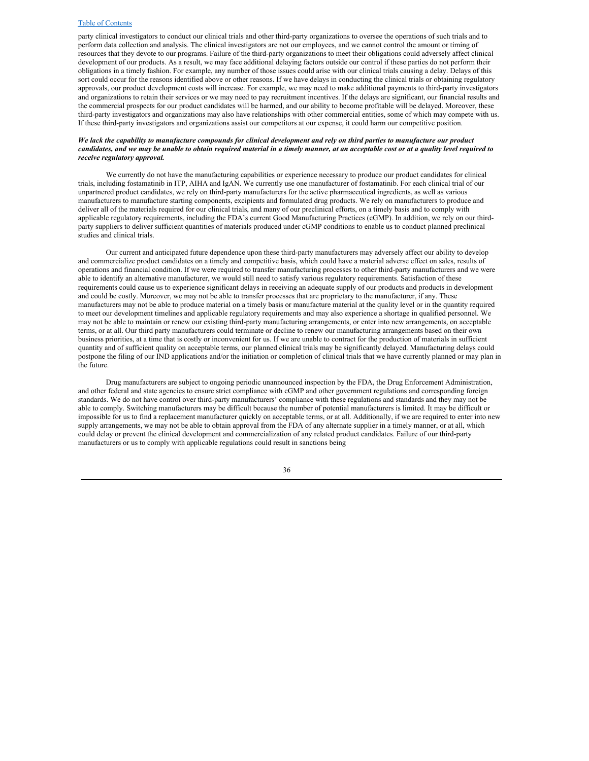party clinical investigators to conduct our clinical trials and other third-party organizations to oversee the operations of such trials and to perform data collection and analysis. The clinical investigators are not our employees, and we cannot control the amount or timing of resources that they devote to our programs. Failure of the third-party organizations to meet their obligations could adversely affect clinical development of our products. As a result, we may face additional delaying factors outside our control if these parties do not perform their obligations in a timely fashion. For example, any number of those issues could arise with our clinical trials causing a delay. Delays of this sort could occur for the reasons identified above or other reasons. If we have delays in conducting the clinical trials or obtaining regulatory approvals, our product development costs will increase. For example, we may need to make additional payments to third-party investigators and organizations to retain their services or we may need to pay recruitment incentives. If the delays are significant, our financial results and the commercial prospects for our product candidates will be harmed, and our ability to become profitable will be delayed. Moreover, these third-party investigators and organizations may also have relationships with other commercial entities, some of which may compete with us. If these third-party investigators and organizations assist our competitors at our expense, it could harm our competitive position.

***We lack the capability to manufacture compounds for clinical development and rely on third parties to manufacture our product candidates, and we may be unable to obtain required material in a timely manner, at an acceptable cost or at a quality level required to receive regulatory approval.***

We currently do not have the manufacturing capabilities or experience necessary to produce our product candidates for clinical trials, including fostamatinib in ITP, AIHA and IgAN. We currently use one manufacturer of fostamatinib. For each clinical trial of our unpartnered product candidates, we rely on third-party manufacturers for the active pharmaceutical ingredients, as well as various manufacturers to manufacture starting components, excipients and formulated drug products. We rely on manufacturers to produce and deliver all of the materials required for our clinical trials, and many of our preclinical efforts, on a timely basis and to comply with applicable regulatory requirements, including the FDA's current Good Manufacturing Practices (cGMP). In addition, we rely on our third-party suppliers to deliver sufficient quantities of materials produced under cGMP conditions to enable us to conduct planned preclinical studies and clinical trials.

Our current and anticipated future dependence upon these third-party manufacturers may adversely affect our ability to develop and commercialize product candidates on a timely and competitive basis, which could have a material adverse effect on sales, results of operations and financial condition. If we were required to transfer manufacturing processes to other third-party manufacturers and we were able to identify an alternative manufacturer, we would still need to satisfy various regulatory requirements. Satisfaction of these requirements could cause us to experience significant delays in receiving an adequate supply of our products and products in development and could be costly. Moreover, we may not be able to transfer processes that are proprietary to the manufacturer, if any. These manufacturers may not be able to produce material on a timely basis or manufacture material at the quality level or in the quantity required to meet our development timelines and applicable regulatory requirements and may also experience a shortage in qualified personnel. We may not be able to maintain or renew our existing third-party manufacturing arrangements, or enter into new arrangements, on acceptable terms, or at all. Our third party manufacturers could terminate or decline to renew our manufacturing arrangements based on their own business priorities, at a time that is costly or inconvenient for us. If we are unable to contract for the production of materials in sufficient quantity and of sufficient quality on acceptable terms, our planned clinical trials may be significantly delayed. Manufacturing delays could postpone the filing of our IND applications and/or the initiation or completion of clinical trials that we have currently planned or may plan in the future.

Drug manufacturers are subject to ongoing periodic unannounced inspection by the FDA, the Drug Enforcement Administration, and other federal and state agencies to ensure strict compliance with cGMP and other government regulations and corresponding foreign standards. We do not have control over third-party manufacturers' compliance with these regulations and standards and they may not be able to comply. Switching manufacturers may be difficult because the number of potential manufacturers is limited. It may be difficult or impossible for us to find a replacement manufacturer quickly on acceptable terms, or at all. Additionally, if we are required to enter into new supply arrangements, we may not be able to obtain approval from the FDA of any alternate supplier in a timely manner, or at all, which could delay or prevent the clinical development and commercialization of any related product candidates. Failure of our third-party manufacturers or us to comply with applicable regulations could result in sanctions being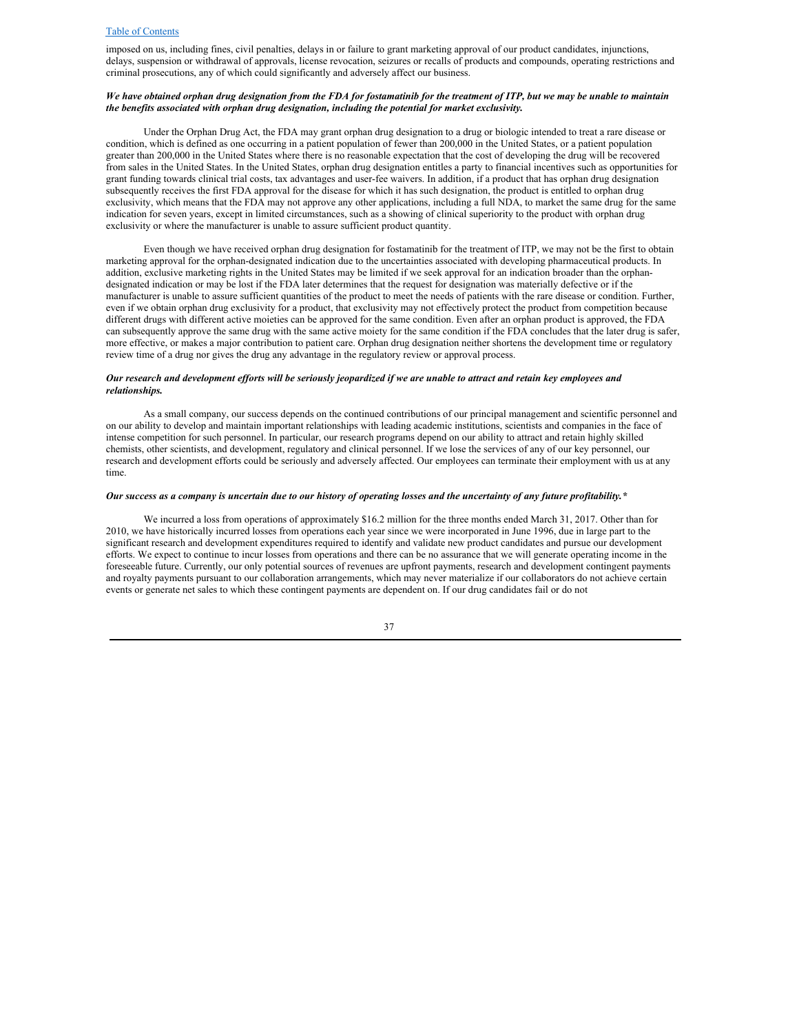imposed on us, including fines, civil penalties, delays in or failure to grant marketing approval of our product candidates, injunctions, delays, suspension or withdrawal of approvals, license revocation, seizures or recalls of products and compounds, operating restrictions and criminal prosecutions, any of which could significantly and adversely affect our business.

***We have obtained orphan drug designation from the FDA for fostamatinib for the treatment of ITP, but we may be unable to maintain the benefits associated with orphan drug designation, including the potential for market exclusivity.***

Under the Orphan Drug Act, the FDA may grant orphan drug designation to a drug or biologic intended to treat a rare disease or condition, which is defined as one occurring in a patient population of fewer than 200,000 in the United States, or a patient population greater than 200,000 in the United States where there is no reasonable expectation that the cost of developing the drug will be recovered from sales in the United States. In the United States, orphan drug designation entitles a party to financial incentives such as opportunities for grant funding towards clinical trial costs, tax advantages and user-fee waivers. In addition, if a product that has orphan drug designation subsequently receives the first FDA approval for the disease for which it has such designation, the product is entitled to orphan drug exclusivity, which means that the FDA may not approve any other applications, including a full NDA, to market the same drug for the same indication for seven years, except in limited circumstances, such as a showing of clinical superiority to the product with orphan drug exclusivity or where the manufacturer is unable to assure sufficient product quantity.

Even though we have received orphan drug designation for fostamatinib for the treatment of ITP, we may not be the first to obtain marketing approval for the orphan-designated indication due to the uncertainties associated with developing pharmaceutical products. In addition, exclusive marketing rights in the United States may be limited if we seek approval for an indication broader than the orphan-designated indication or may be lost if the FDA later determines that the request for designation was materially defective or if the manufacturer is unable to assure sufficient quantities of the product to meet the needs of patients with the rare disease or condition. Further, even if we obtain orphan drug exclusivity for a product, that exclusivity may not effectively protect the product from competition because different drugs with different active moieties can be approved for the same condition. Even after an orphan product is approved, the FDA can subsequently approve the same drug with the same active moiety for the same condition if the FDA concludes that the later drug is safer, more effective, or makes a major contribution to patient care. Orphan drug designation neither shortens the development time or regulatory review time of a drug nor gives the drug any advantage in the regulatory review or approval process.

***Our research and development efforts will be seriously jeopardized if we are unable to attract and retain key employees and relationships.***

As a small company, our success depends on the continued contributions of our principal management and scientific personnel and on our ability to develop and maintain important relationships with leading academic institutions, scientists and companies in the face of intense competition for such personnel. In particular, our research programs depend on our ability to attract and retain highly skilled chemists, other scientists, and development, regulatory and clinical personnel. If we lose the services of any of our key personnel, our research and development efforts could be seriously and adversely affected. Our employees can terminate their employment with us at any time.

***Our success as a company is uncertain due to our history of operating losses and the uncertainty of any future profitability.****

We incurred a loss from operations of approximately $16.2 million for the three months ended March 31, 2017. Other than for 2010, we have historically incurred losses from operations each year since we were incorporated in June 1996, due in large part to the significant research and development expenditures required to identify and validate new product candidates and pursue our development efforts. We expect to continue to incur losses from operations and there can be no assurance that we will generate operating income in the foreseeable future. Currently, our only potential sources of revenues are upfront payments, research and development contingent payments and royalty payments pursuant to our collaboration arrangements, which may never materialize if our collaborators do not achieve certain events or generate net sales to which these contingent payments are dependent on. If our drug candidates fail or do not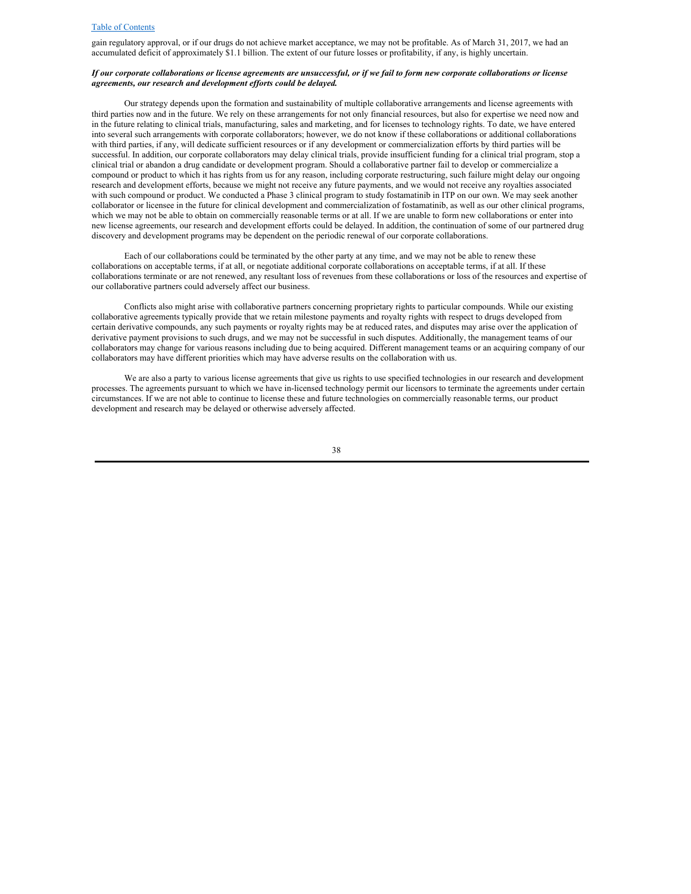gain regulatory approval, or if our drugs do not achieve market acceptance, we may not be profitable. As of March 31, 2017, we had an accumulated deficit of approximately $1.1 billion. The extent of our future losses or profitability, if any, is highly uncertain.

***If our corporate collaborations or license agreements are unsuccessful, or if we fail to form new corporate collaborations or license agreements, our research and development efforts could be delayed.***

Our strategy depends upon the formation and sustainability of multiple collaborative arrangements and license agreements with third parties now and in the future. We rely on these arrangements for not only financial resources, but also for expertise we need now and in the future relating to clinical trials, manufacturing, sales and marketing, and for licenses to technology rights. To date, we have entered into several such arrangements with corporate collaborators; however, we do not know if these collaborations or additional collaborations with third parties, if any, will dedicate sufficient resources or if any development or commercialization efforts by third parties will be successful. In addition, our corporate collaborators may delay clinical trials, provide insufficient funding for a clinical trial program, stop a clinical trial or abandon a drug candidate or development program. Should a collaborative partner fail to develop or commercialize a compound or product to which it has rights from us for any reason, including corporate restructuring, such failure might delay our ongoing research and development efforts, because we might not receive any future payments, and we would not receive any royalties associated with such compound or product. We conducted a Phase 3 clinical program to study fostamatinib in ITP on our own. We may seek another collaborator or licensee in the future for clinical development and commercialization of fostamatinib, as well as our other clinical programs, which we may not be able to obtain on commercially reasonable terms or at all. If we are unable to form new collaborations or enter into new license agreements, our research and development efforts could be delayed. In addition, the continuation of some of our partnered drug discovery and development programs may be dependent on the periodic renewal of our corporate collaborations.

Each of our collaborations could be terminated by the other party at any time, and we may not be able to renew these collaborations on acceptable terms, if at all, or negotiate additional corporate collaborations on acceptable terms, if at all. If these collaborations terminate or are not renewed, any resultant loss of revenues from these collaborations or loss of the resources and expertise of our collaborative partners could adversely affect our business.

Conflicts also might arise with collaborative partners concerning proprietary rights to particular compounds. While our existing collaborative agreements typically provide that we retain milestone payments and royalty rights with respect to drugs developed from certain derivative compounds, any such payments or royalty rights may be at reduced rates, and disputes may arise over the application of derivative payment provisions to such drugs, and we may not be successful in such disputes. Additionally, the management teams of our collaborators may change for various reasons including due to being acquired. Different management teams or an acquiring company of our collaborators may have different priorities which may have adverse results on the collaboration with us.

We are also a party to various license agreements that give us rights to use specified technologies in our research and development processes. The agreements pursuant to which we have in-licensed technology permit our licensors to terminate the agreements under certain circumstances. If we are not able to continue to license these and future technologies on commercially reasonable terms, our product development and research may be delayed or otherwise adversely affected.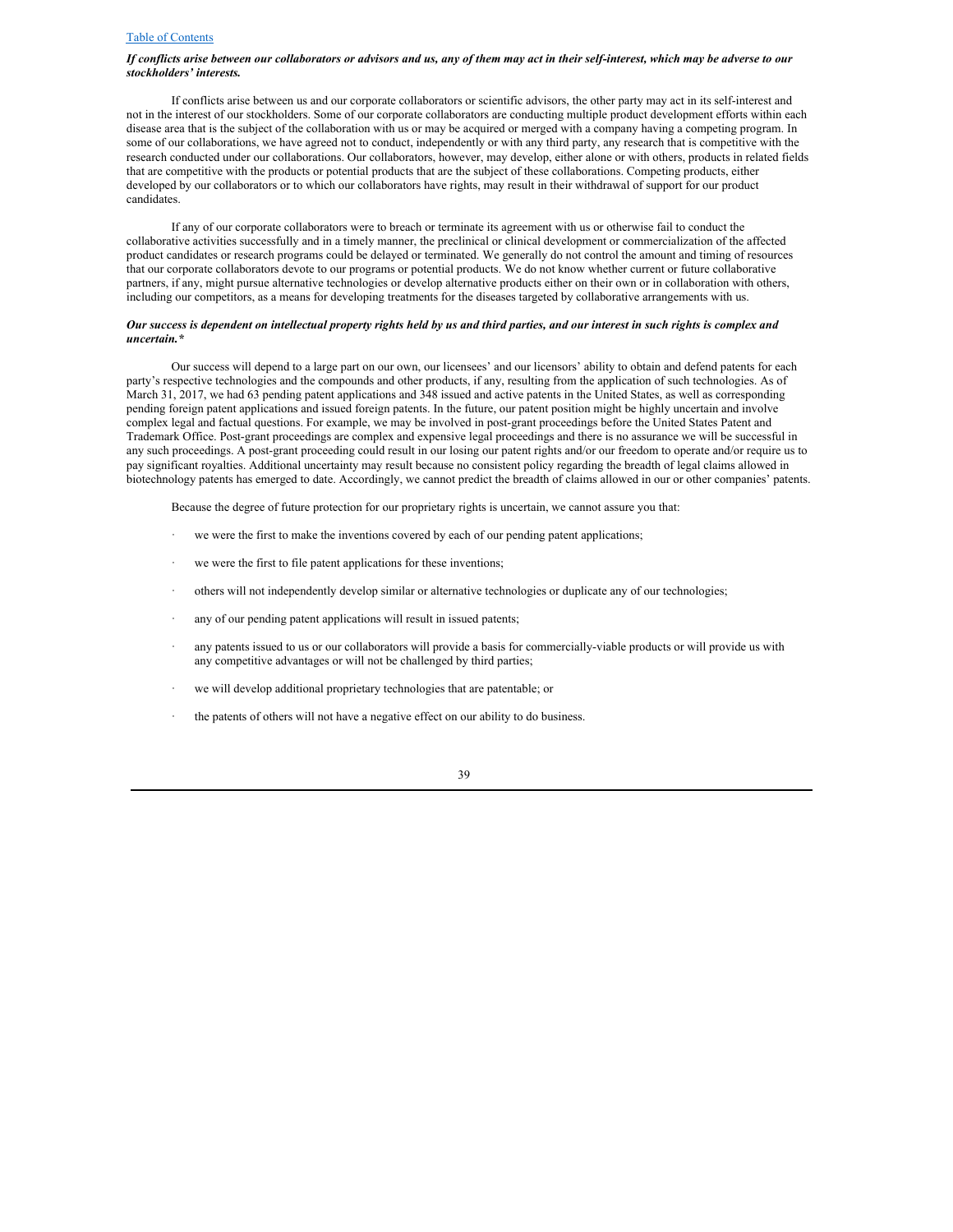***If conflicts arise between our collaborators or advisors and us, any of them may act in their self-interest, which may be adverse to our stockholders' interests.***

If conflicts arise between us and our corporate collaborators or scientific advisors, the other party may act in its self-interest and not in the interest of our stockholders. Some of our corporate collaborators are conducting multiple product development efforts within each disease area that is the subject of the collaboration with us or may be acquired or merged with a company having a competing program. In some of our collaborations, we have agreed not to conduct, independently or with any third party, any research that is competitive with the research conducted under our collaborations. Our collaborators, however, may develop, either alone or with others, products in related fields that are competitive with the products or potential products that are the subject of these collaborations. Competing products, either developed by our collaborators or to which our collaborators have rights, may result in their withdrawal of support for our product candidates.

If any of our corporate collaborators were to breach or terminate its agreement with us or otherwise fail to conduct the collaborative activities successfully and in a timely manner, the preclinical or clinical development or commercialization of the affected product candidates or research programs could be delayed or terminated. We generally do not control the amount and timing of resources that our corporate collaborators devote to our programs or potential products. We do not know whether current or future collaborative partners, if any, might pursue alternative technologies or develop alternative products either on their own or in collaboration with others, including our competitors, as a means for developing treatments for the diseases targeted by collaborative arrangements with us.

***Our success is dependent on intellectual property rights held by us and third parties, and our interest in such rights is complex and uncertain.****

Our success will depend to a large part on our own, our licensees' and our licensors' ability to obtain and defend patents for each party's respective technologies and the compounds and other products, if any, resulting from the application of such technologies. As of March 31, 2017, we had 63 pending patent applications and 348 issued and active patents in the United States, as well as corresponding pending foreign patent applications and issued foreign patents. In the future, our patent position might be highly uncertain and involve complex legal and factual questions. For example, we may be involved in post-grant proceedings before the United States Patent and Trademark Office. Post-grant proceedings are complex and expensive legal proceedings and there is no assurance we will be successful in any such proceedings. A post-grant proceeding could result in our losing our patent rights and/or our freedom to operate and/or require us to pay significant royalties. Additional uncertainty may result because no consistent policy regarding the breadth of legal claims allowed in biotechnology patents has emerged to date. Accordingly, we cannot predict the breadth of claims allowed in our or other companies' patents.

Because the degree of future protection for our proprietary rights is uncertain, we cannot assure you that:

- we were the first to make the inventions covered by each of our pending patent applications;
- we were the first to file patent applications for these inventions;
- others will not independently develop similar or alternative technologies or duplicate any of our technologies;
- any of our pending patent applications will result in issued patents;
- any patents issued to us or our collaborators will provide a basis for commercially-viable products or will provide us with any competitive advantages or will not be challenged by third parties;
- we will develop additional proprietary technologies that are patentable; or
- the patents of others will not have a negative effect on our ability to do business.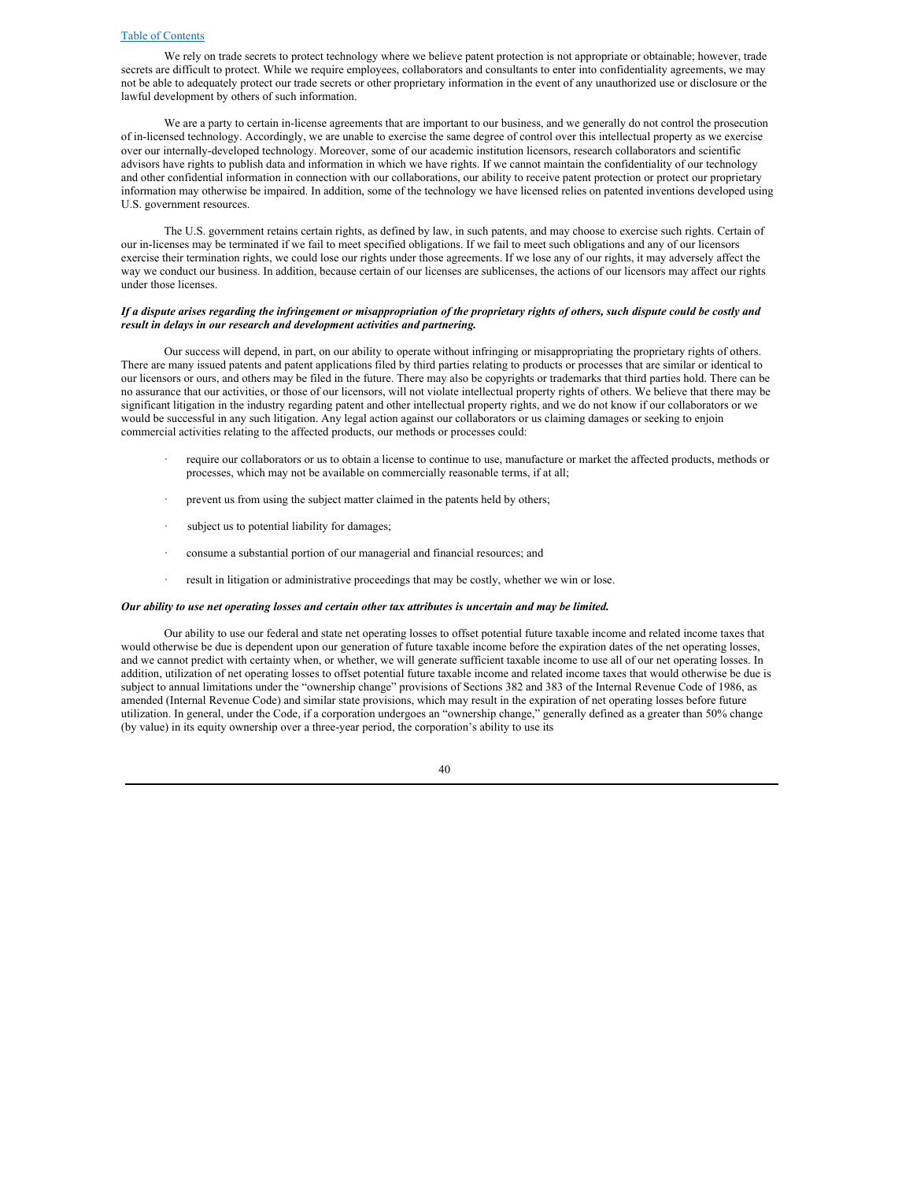We rely on trade secrets to protect technology where we believe patent protection is not appropriate or obtainable; however, trade secrets are difficult to protect. While we require employees, collaborators and consultants to enter into confidentiality agreements, we may not be able to adequately protect our trade secrets or other proprietary information in the event of any unauthorized use or disclosure or the lawful development by others of such information.

We are a party to certain in-license agreements that are important to our business, and we generally do not control the prosecution of in-licensed technology. Accordingly, we are unable to exercise the same degree of control over this intellectual property as we exercise over our internally-developed technology. Moreover, some of our academic institution licensors, research collaborators and scientific advisors have rights to publish data and information in which we have rights. If we cannot maintain the confidentiality of our technology and other confidential information in connection with our collaborations, our ability to receive patent protection or protect our proprietary information may otherwise be impaired. In addition, some of the technology we have licensed relies on patented inventions developed using U.S. government resources.

The U.S. government retains certain rights, as defined by law, in such patents, and may choose to exercise such rights. Certain of our in-licenses may be terminated if we fail to meet specified obligations. If we fail to meet such obligations and any of our licensors exercise their termination rights, we could lose our rights under those agreements. If we lose any of our rights, it may adversely affect the way we conduct our business. In addition, because certain of our licenses are sublicenses, the actions of our licensors may affect our rights under those licenses.

***If a dispute arises regarding the infringement or misappropriation of the proprietary rights of others, such dispute could be costly and result in delays in our research and development activities and partnering.***

Our success will depend, in part, on our ability to operate without infringing or misappropriating the proprietary rights of others. There are many issued patents and patent applications filed by third parties relating to products or processes that are similar or identical to our licensors or ours, and others may be filed in the future. There may also be copyrights or trademarks that third parties hold. There can be no assurance that our activities, or those of our licensors, will not violate intellectual property rights of others. We believe that there may be significant litigation in the industry regarding patent and other intellectual property rights, and we do not know if our collaborators or we would be successful in any such litigation. Any legal action against our collaborators or us claiming damages or seeking to enjoin commercial activities relating to the affected products, our methods or processes could:

- require our collaborators or us to obtain a license to continue to use, manufacture or market the affected products, methods or processes, which may not be available on commercially reasonable terms, if at all;
- prevent us from using the subject matter claimed in the patents held by others;
- subject us to potential liability for damages;
- consume a substantial portion of our managerial and financial resources; and
- result in litigation or administrative proceedings that may be costly, whether we win or lose.

***Our ability to use net operating losses and certain other tax attributes is uncertain and may be limited.***

Our ability to use our federal and state net operating losses to offset potential future taxable income and related income taxes that would otherwise be due is dependent upon our generation of future taxable income before the expiration dates of the net operating losses, and we cannot predict with certainty when, or whether, we will generate sufficient taxable income to use all of our net operating losses. In addition, utilization of net operating losses to offset potential future taxable income and related income taxes that would otherwise be due is subject to annual limitations under the "ownership change" provisions of Sections 382 and 383 of the Internal Revenue Code of 1986, as amended (Internal Revenue Code) and similar state provisions, which may result in the expiration of net operating losses before future utilization. In general, under the Code, if a corporation undergoes an "ownership change," generally defined as a greater than 50% change (by value) in its equity ownership over a three-year period, the corporation's ability to use its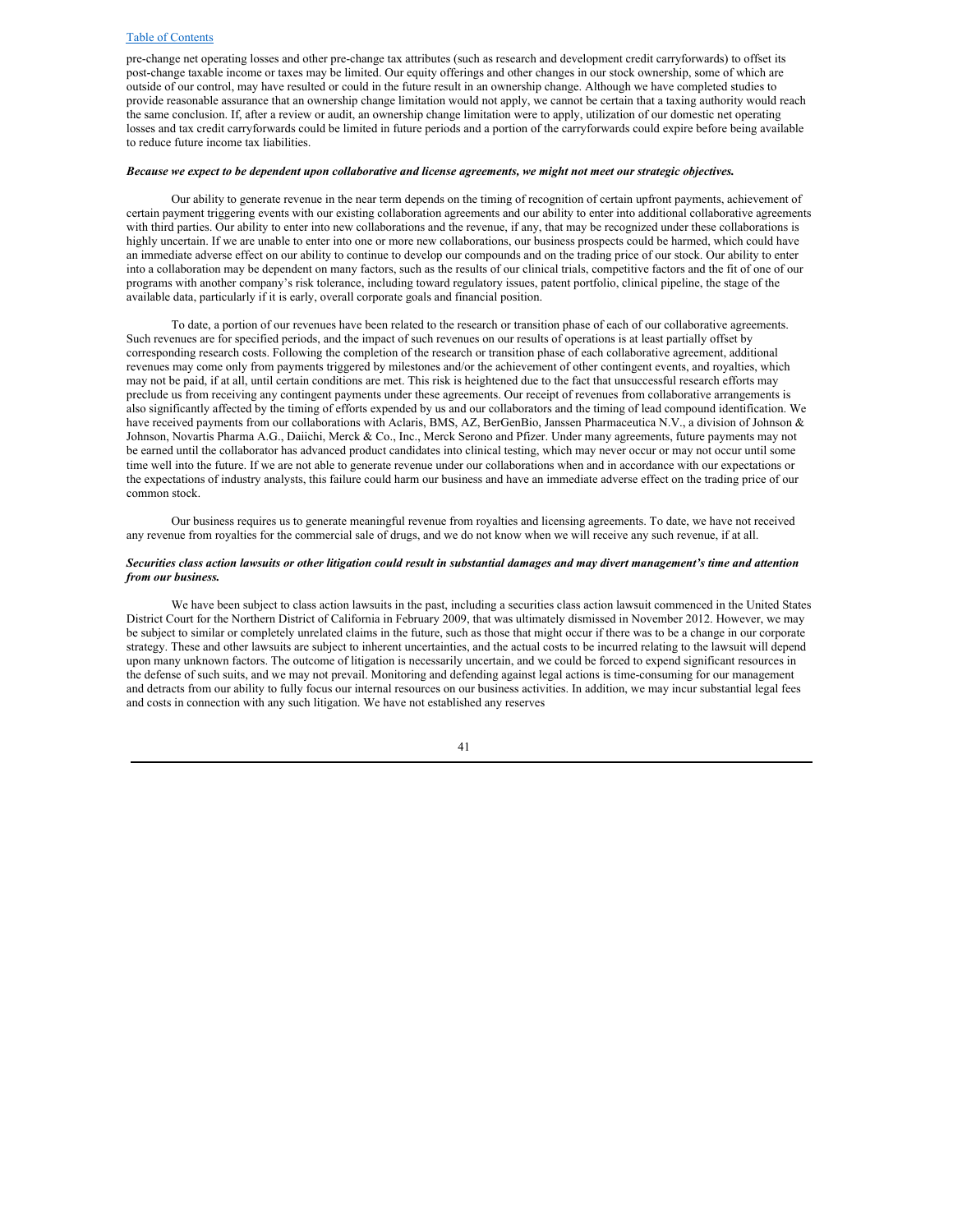pre-change net operating losses and other pre-change tax attributes (such as research and development credit carryforwards) to offset its post-change taxable income or taxes may be limited. Our equity offerings and other changes in our stock ownership, some of which are outside of our control, may have resulted or could in the future result in an ownership change. Although we have completed studies to provide reasonable assurance that an ownership change limitation would not apply, we cannot be certain that a taxing authority would reach the same conclusion. If, after a review or audit, an ownership change limitation were to apply, utilization of our domestic net operating losses and tax credit carryforwards could be limited in future periods and a portion of the carryforwards could expire before being available to reduce future income tax liabilities.

***Because we expect to be dependent upon collaborative and license agreements, we might not meet our strategic objectives.***

Our ability to generate revenue in the near term depends on the timing of recognition of certain upfront payments, achievement of certain payment triggering events with our existing collaboration agreements and our ability to enter into additional collaborative agreements with third parties. Our ability to enter into new collaborations and the revenue, if any, that may be recognized under these collaborations is highly uncertain. If we are unable to enter into one or more new collaborations, our business prospects could be harmed, which could have an immediate adverse effect on our ability to continue to develop our compounds and on the trading price of our stock. Our ability to enter into a collaboration may be dependent on many factors, such as the results of our clinical trials, competitive factors and the fit of one of our programs with another company's risk tolerance, including toward regulatory issues, patent portfolio, clinical pipeline, the stage of the available data, particularly if it is early, overall corporate goals and financial position.

To date, a portion of our revenues have been related to the research or transition phase of each of our collaborative agreements. Such revenues are for specified periods, and the impact of such revenues on our results of operations is at least partially offset by corresponding research costs. Following the completion of the research or transition phase of each collaborative agreement, additional revenues may come only from payments triggered by milestones and/or the achievement of other contingent events, and royalties, which may not be paid, if at all, until certain conditions are met. This risk is heightened due to the fact that unsuccessful research efforts may preclude us from receiving any contingent payments under these agreements. Our receipt of revenues from collaborative arrangements is also significantly affected by the timing of efforts expended by us and our collaborators and the timing of lead compound identification. We have received payments from our collaborations with Aclaris, BMS, AZ, BerGenBio, Janssen Pharmaceutica N.V., a division of Johnson & Johnson, Novartis Pharma A.G., Daiichi, Merck & Co., Inc., Merck Serono and Pfizer. Under many agreements, future payments may not be earned until the collaborator has advanced product candidates into clinical testing, which may never occur or may not occur until some time well into the future. If we are not able to generate revenue under our collaborations when and in accordance with our expectations or the expectations of industry analysts, this failure could harm our business and have an immediate adverse effect on the trading price of our common stock.

Our business requires us to generate meaningful revenue from royalties and licensing agreements. To date, we have not received any revenue from royalties for the commercial sale of drugs, and we do not know when we will receive any such revenue, if at all.

***Securities class action lawsuits or other litigation could result in substantial damages and may divert management's time and attention from our business.***

We have been subject to class action lawsuits in the past, including a securities class action lawsuit commenced in the United States District Court for the Northern District of California in February 2009, that was ultimately dismissed in November 2012. However, we may be subject to similar or completely unrelated claims in the future, such as those that might occur if there was to be a change in our corporate strategy. These and other lawsuits are subject to inherent uncertainties, and the actual costs to be incurred relating to the lawsuit will depend upon many unknown factors. The outcome of litigation is necessarily uncertain, and we could be forced to expend significant resources in the defense of such suits, and we may not prevail. Monitoring and defending against legal actions is time-consuming for our management and detracts from our ability to fully focus our internal resources on our business activities. In addition, we may incur substantial legal fees and costs in connection with any such litigation. We have not established any reserves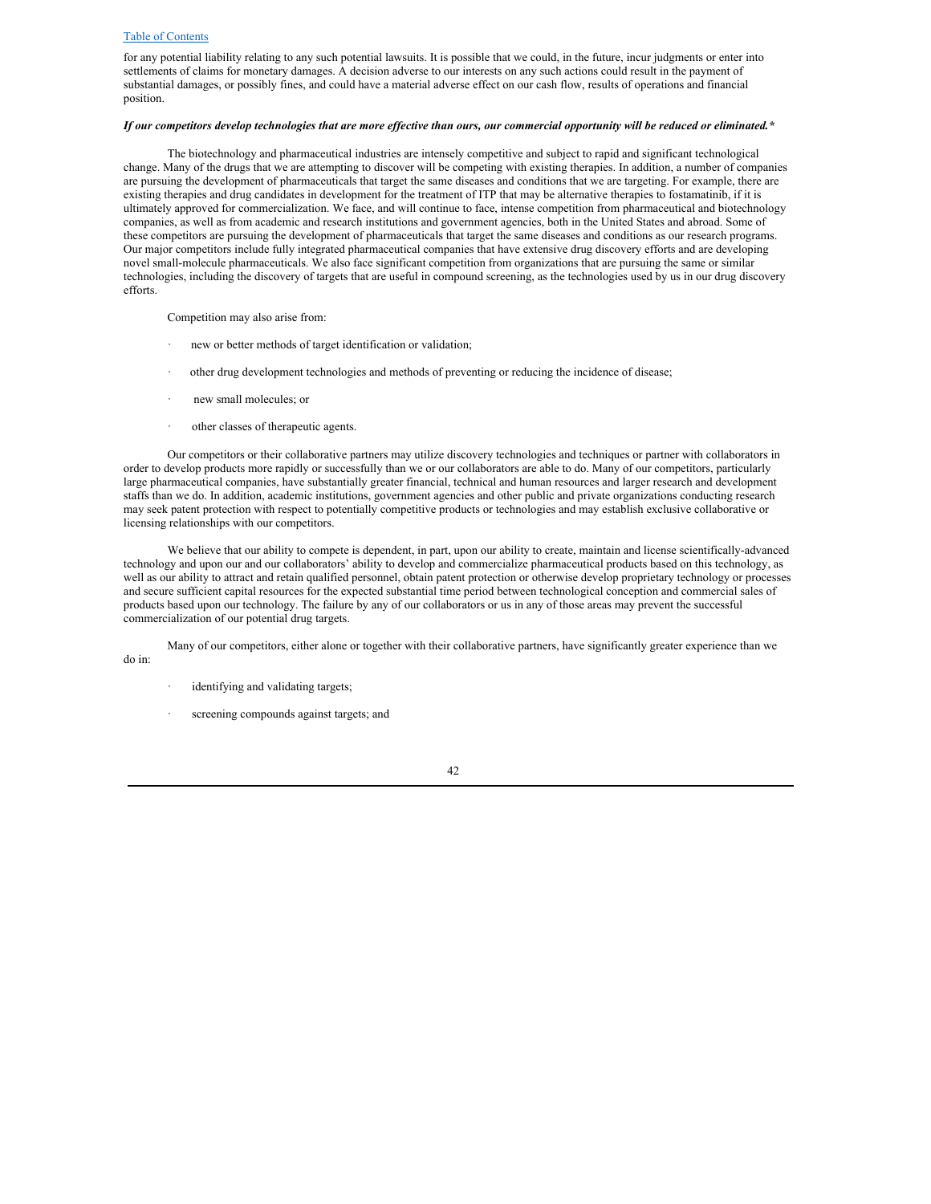for any potential liability relating to any such potential lawsuits. It is possible that we could, in the future, incur judgments or enter into settlements of claims for monetary damages. A decision adverse to our interests on any such actions could result in the payment of substantial damages, or possibly fines, and could have a material adverse effect on our cash flow, results of operations and financial position.

***If our competitors develop technologies that are more effective than ours, our commercial opportunity will be reduced or eliminated.****

The biotechnology and pharmaceutical industries are intensely competitive and subject to rapid and significant technological change. Many of the drugs that we are attempting to discover will be competing with existing therapies. In addition, a number of companies are pursuing the development of pharmaceuticals that target the same diseases and conditions that we are targeting. For example, there are existing therapies and drug candidates in development for the treatment of ITP that may be alternative therapies to fostamatinib, if it is ultimately approved for commercialization. We face, and will continue to face, intense competition from pharmaceutical and biotechnology companies, as well as from academic and research institutions and government agencies, both in the United States and abroad. Some of these competitors are pursuing the development of pharmaceuticals that target the same diseases and conditions as our research programs. Our major competitors include fully integrated pharmaceutical companies that have extensive drug discovery efforts and are developing novel small-molecule pharmaceuticals. We also face significant competition from organizations that are pursuing the same or similar technologies, including the discovery of targets that are useful in compound screening, as the technologies used by us in our drug discovery efforts.

Competition may also arise from:

- new or better methods of target identification or validation;
- other drug development technologies and methods of preventing or reducing the incidence of disease;
- new small molecules; or
- other classes of therapeutic agents.

Our competitors or their collaborative partners may utilize discovery technologies and techniques or partner with collaborators in order to develop products more rapidly or successfully than we or our collaborators are able to do. Many of our competitors, particularly large pharmaceutical companies, have substantially greater financial, technical and human resources and larger research and development staffs than we do. In addition, academic institutions, government agencies and other public and private organizations conducting research may seek patent protection with respect to potentially competitive products or technologies and may establish exclusive collaborative or licensing relationships with our competitors.

We believe that our ability to compete is dependent, in part, upon our ability to create, maintain and license scientifically-advanced technology and upon our and our collaborators' ability to develop and commercialize pharmaceutical products based on this technology, as well as our ability to attract and retain qualified personnel, obtain patent protection or otherwise develop proprietary technology or processes and secure sufficient capital resources for the expected substantial time period between technological conception and commercial sales of products based upon our technology. The failure by any of our collaborators or us in any of those areas may prevent the successful commercialization of our potential drug targets.

Many of our competitors, either alone or together with their collaborative partners, have significantly greater experience than we do in:

- identifying and validating targets;
- screening compounds against targets; and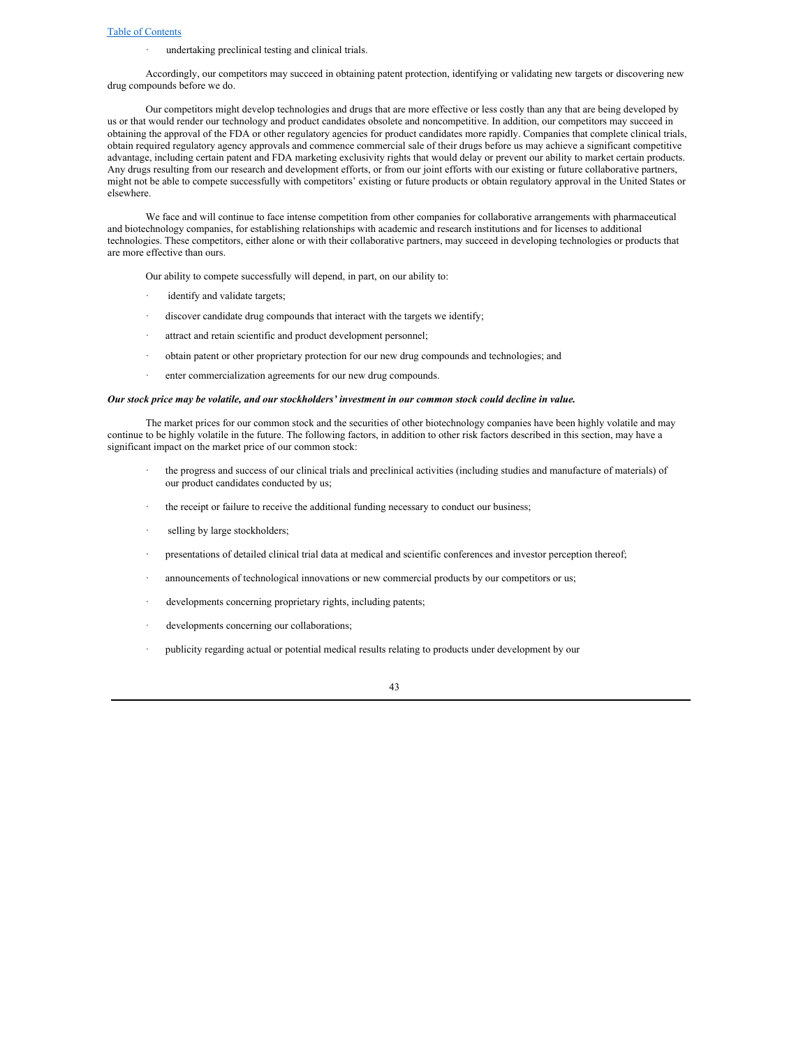- undertaking preclinical testing and clinical trials.

Accordingly, our competitors may succeed in obtaining patent protection, identifying or validating new targets or discovering new drug compounds before we do.

Our competitors might develop technologies and drugs that are more effective or less costly than any that are being developed by us or that would render our technology and product candidates obsolete and noncompetitive. In addition, our competitors may succeed in obtaining the approval of the FDA or other regulatory agencies for product candidates more rapidly. Companies that complete clinical trials, obtain required regulatory agency approvals and commence commercial sale of their drugs before us may achieve a significant competitive advantage, including certain patent and FDA marketing exclusivity rights that would delay or prevent our ability to market certain products. Any drugs resulting from our research and development efforts, or from our joint efforts with our existing or future collaborative partners, might not be able to compete successfully with competitors' existing or future products or obtain regulatory approval in the United States or elsewhere.

We face and will continue to face intense competition from other companies for collaborative arrangements with pharmaceutical and biotechnology companies, for establishing relationships with academic and research institutions and for licenses to additional technologies. These competitors, either alone or with their collaborative partners, may succeed in developing technologies or products that are more effective than ours.

Our ability to compete successfully will depend, in part, on our ability to:

- identify and validate targets;
- discover candidate drug compounds that interact with the targets we identify;
- attract and retain scientific and product development personnel;
- obtain patent or other proprietary protection for our new drug compounds and technologies; and
- enter commercialization agreements for our new drug compounds.

***Our stock price may be volatile, and our stockholders' investment in our common stock could decline in value.***

The market prices for our common stock and the securities of other biotechnology companies have been highly volatile and may continue to be highly volatile in the future. The following factors, in addition to other risk factors described in this section, may have a significant impact on the market price of our common stock:

- the progress and success of our clinical trials and preclinical activities (including studies and manufacture of materials) of our product candidates conducted by us;
- the receipt or failure to receive the additional funding necessary to conduct our business;
- selling by large stockholders;
- presentations of detailed clinical trial data at medical and scientific conferences and investor perception thereof;
- announcements of technological innovations or new commercial products by our competitors or us;
- developments concerning proprietary rights, including patents;
- developments concerning our collaborations;
- publicity regarding actual or potential medical results relating to products under development by our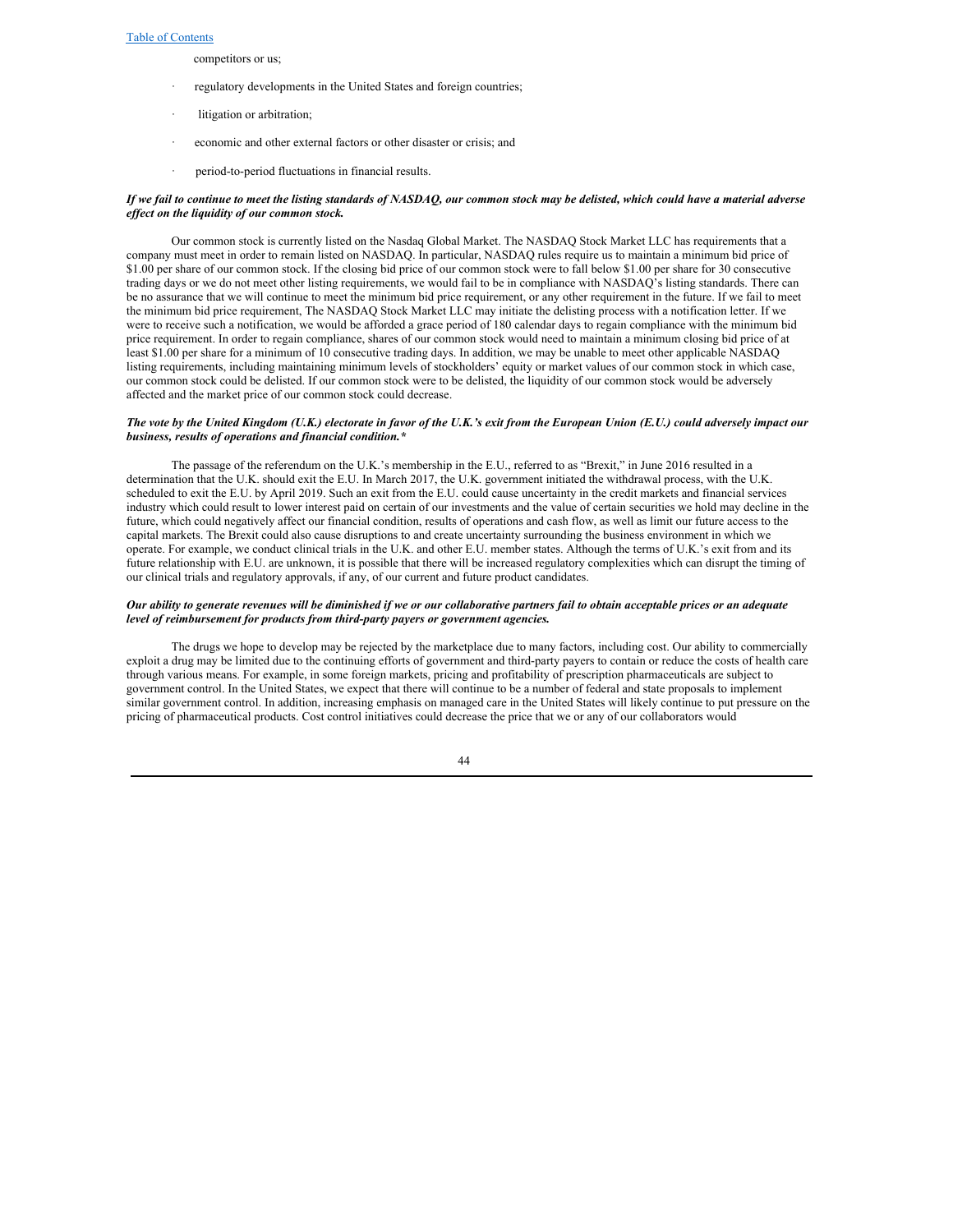competitors or us;

- regulatory developments in the United States and foreign countries;
- litigation or arbitration;
- economic and other external factors or other disaster or crisis; and
- period-to-period fluctuations in financial results.

***If we fail to continue to meet the listing standards of NASDAQ, our common stock may be delisted, which could have a material adverse effect on the liquidity of our common stock.***

Our common stock is currently listed on the Nasdaq Global Market. The NASDAQ Stock Market LLC has requirements that a company must meet in order to remain listed on NASDAQ. In particular, NASDAQ rules require us to maintain a minimum bid price of $1.00 per share of our common stock. If the closing bid price of our common stock were to fall below $1.00 per share for 30 consecutive trading days or we do not meet other listing requirements, we would fail to be in compliance with NASDAQ's listing standards. There can be no assurance that we will continue to meet the minimum bid price requirement, or any other requirement in the future. If we fail to meet the minimum bid price requirement, The NASDAQ Stock Market LLC may initiate the delisting process with a notification letter. If we were to receive such a notification, we would be afforded a grace period of 180 calendar days to regain compliance with the minimum bid price requirement. In order to regain compliance, shares of our common stock would need to maintain a minimum closing bid price of at least $1.00 per share for a minimum of 10 consecutive trading days. In addition, we may be unable to meet other applicable NASDAQ listing requirements, including maintaining minimum levels of stockholders' equity or market values of our common stock in which case, our common stock could be delisted. If our common stock were to be delisted, the liquidity of our common stock would be adversely affected and the market price of our common stock could decrease.

***The vote by the United Kingdom (U.K.) electorate in favor of the U.K.'s exit from the European Union (E.U.) could adversely impact our business, results of operations and financial condition.****

The passage of the referendum on the U.K.'s membership in the E.U., referred to as "Brexit," in June 2016 resulted in a determination that the U.K. should exit the E.U. In March 2017, the U.K. government initiated the withdrawal process, with the U.K. scheduled to exit the E.U. by April 2019. Such an exit from the E.U. could cause uncertainty in the credit markets and financial services industry which could result to lower interest paid on certain of our investments and the value of certain securities we hold may decline in the future, which could negatively affect our financial condition, results of operations and cash flow, as well as limit our future access to the capital markets. The Brexit could also cause disruptions to and create uncertainty surrounding the business environment in which we operate. For example, we conduct clinical trials in the U.K. and other E.U. member states. Although the terms of U.K.'s exit from and its future relationship with E.U. are unknown, it is possible that there will be increased regulatory complexities which can disrupt the timing of our clinical trials and regulatory approvals, if any, of our current and future product candidates.

***Our ability to generate revenues will be diminished if we or our collaborative partners fail to obtain acceptable prices or an adequate level of reimbursement for products from third-party payers or government agencies.***

The drugs we hope to develop may be rejected by the marketplace due to many factors, including cost. Our ability to commercially exploit a drug may be limited due to the continuing efforts of government and third-party payers to contain or reduce the costs of health care through various means. For example, in some foreign markets, pricing and profitability of prescription pharmaceuticals are subject to government control. In the United States, we expect that there will continue to be a number of federal and state proposals to implement similar government control. In addition, increasing emphasis on managed care in the United States will likely continue to put pressure on the pricing of pharmaceutical products. Cost control initiatives could decrease the price that we or any of our collaborators would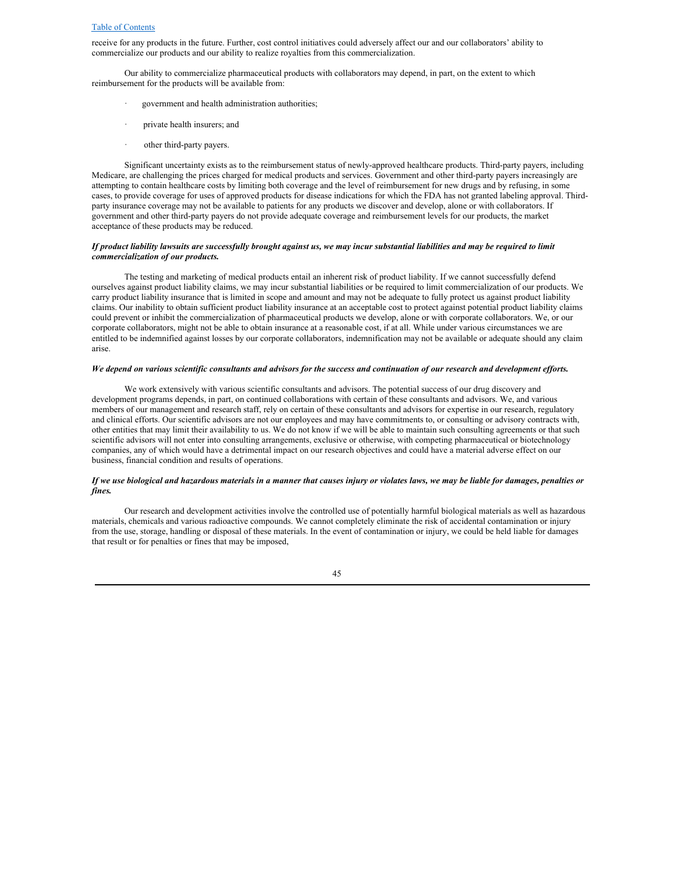receive for any products in the future. Further, cost control initiatives could adversely affect our and our collaborators' ability to commercialize our products and our ability to realize royalties from this commercialization.

Our ability to commercialize pharmaceutical products with collaborators may depend, in part, on the extent to which reimbursement for the products will be available from:

- government and health administration authorities;
- private health insurers; and
- other third-party payers.

Significant uncertainty exists as to the reimbursement status of newly-approved healthcare products. Third-party payers, including Medicare, are challenging the prices charged for medical products and services. Government and other third-party payers increasingly are attempting to contain healthcare costs by limiting both coverage and the level of reimbursement for new drugs and by refusing, in some cases, to provide coverage for uses of approved products for disease indications for which the FDA has not granted labeling approval. Third-party insurance coverage may not be available to patients for any products we discover and develop, alone or with collaborators. If government and other third-party payers do not provide adequate coverage and reimbursement levels for our products, the market acceptance of these products may be reduced.

***If product liability lawsuits are successfully brought against us, we may incur substantial liabilities and may be required to limit commercialization of our products.***

The testing and marketing of medical products entail an inherent risk of product liability. If we cannot successfully defend ourselves against product liability claims, we may incur substantial liabilities or be required to limit commercialization of our products. We carry product liability insurance that is limited in scope and amount and may not be adequate to fully protect us against product liability claims. Our inability to obtain sufficient product liability insurance at an acceptable cost to protect against potential product liability claims could prevent or inhibit the commercialization of pharmaceutical products we develop, alone or with corporate collaborators. We, or our corporate collaborators, might not be able to obtain insurance at a reasonable cost, if at all. While under various circumstances we are entitled to be indemnified against losses by our corporate collaborators, indemnification may not be available or adequate should any claim arise.

***We depend on various scientific consultants and advisors for the success and continuation of our research and development efforts.***

We work extensively with various scientific consultants and advisors. The potential success of our drug discovery and development programs depends, in part, on continued collaborations with certain of these consultants and advisors. We, and various members of our management and research staff, rely on certain of these consultants and advisors for expertise in our research, regulatory and clinical efforts. Our scientific advisors are not our employees and may have commitments to, or consulting or advisory contracts with, other entities that may limit their availability to us. We do not know if we will be able to maintain such consulting agreements or that such scientific advisors will not enter into consulting arrangements, exclusive or otherwise, with competing pharmaceutical or biotechnology companies, any of which would have a detrimental impact on our research objectives and could have a material adverse effect on our business, financial condition and results of operations.

***If we use biological and hazardous materials in a manner that causes injury or violates laws, we may be liable for damages, penalties or fines.***

Our research and development activities involve the controlled use of potentially harmful biological materials as well as hazardous materials, chemicals and various radioactive compounds. We cannot completely eliminate the risk of accidental contamination or injury from the use, storage, handling or disposal of these materials. In the event of contamination or injury, we could be held liable for damages that result or for penalties or fines that may be imposed,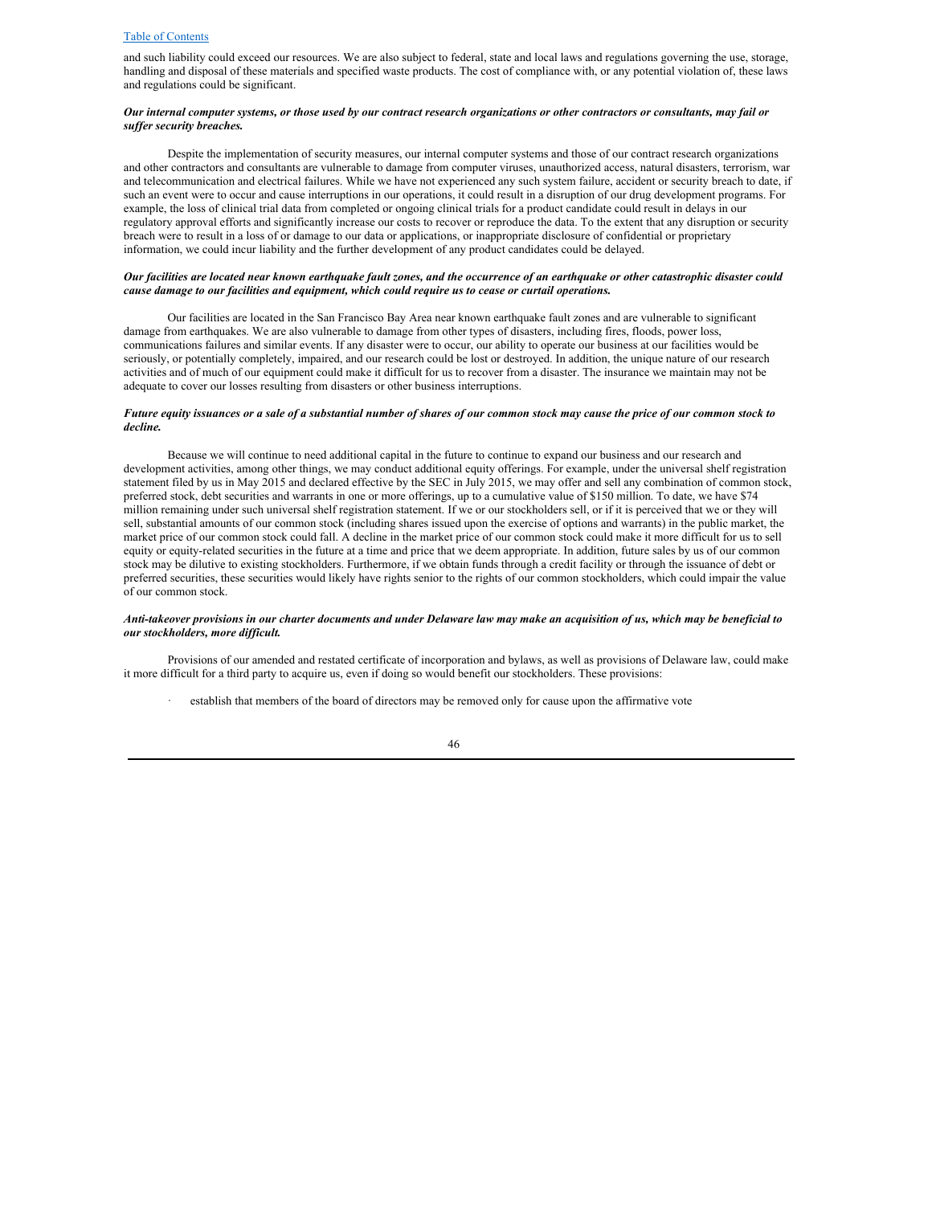and such liability could exceed our resources. We are also subject to federal, state and local laws and regulations governing the use, storage, handling and disposal of these materials and specified waste products. The cost of compliance with, or any potential violation of, these laws and regulations could be significant.

***Our internal computer systems, or those used by our contract research organizations or other contractors or consultants, may fail or suffer security breaches.***

Despite the implementation of security measures, our internal computer systems and those of our contract research organizations and other contractors and consultants are vulnerable to damage from computer viruses, unauthorized access, natural disasters, terrorism, war and telecommunication and electrical failures. While we have not experienced any such system failure, accident or security breach to date, if such an event were to occur and cause interruptions in our operations, it could result in a disruption of our drug development programs. For example, the loss of clinical trial data from completed or ongoing clinical trials for a product candidate could result in delays in our regulatory approval efforts and significantly increase our costs to recover or reproduce the data. To the extent that any disruption or security breach were to result in a loss of or damage to our data or applications, or inappropriate disclosure of confidential or proprietary information, we could incur liability and the further development of any product candidates could be delayed.

***Our facilities are located near known earthquake fault zones, and the occurrence of an earthquake or other catastrophic disaster could cause damage to our facilities and equipment, which could require us to cease or curtail operations.***

Our facilities are located in the San Francisco Bay Area near known earthquake fault zones and are vulnerable to significant damage from earthquakes. We are also vulnerable to damage from other types of disasters, including fires, floods, power loss, communications failures and similar events. If any disaster were to occur, our ability to operate our business at our facilities would be seriously, or potentially completely, impaired, and our research could be lost or destroyed. In addition, the unique nature of our research activities and of much of our equipment could make it difficult for us to recover from a disaster. The insurance we maintain may not be adequate to cover our losses resulting from disasters or other business interruptions.

***Future equity issuances or a sale of a substantial number of shares of our common stock may cause the price of our common stock to decline.***

Because we will continue to need additional capital in the future to continue to expand our business and our research and development activities, among other things, we may conduct additional equity offerings. For example, under the universal shelf registration statement filed by us in May 2015 and declared effective by the SEC in July 2015, we may offer and sell any combination of common stock, preferred stock, debt securities and warrants in one or more offerings, up to a cumulative value of $150 million. To date, we have $74 million remaining under such universal shelf registration statement. If we or our stockholders sell, or if it is perceived that we or they will sell, substantial amounts of our common stock (including shares issued upon the exercise of options and warrants) in the public market, the market price of our common stock could fall. A decline in the market price of our common stock could make it more difficult for us to sell equity or equity-related securities in the future at a time and price that we deem appropriate. In addition, future sales by us of our common stock may be dilutive to existing stockholders. Furthermore, if we obtain funds through a credit facility or through the issuance of debt or preferred securities, these securities would likely have rights senior to the rights of our common stockholders, which could impair the value of our common stock.

***Anti-takeover provisions in our charter documents and under Delaware law may make an acquisition of us, which may be beneficial to our stockholders, more difficult.***

Provisions of our amended and restated certificate of incorporation and bylaws, as well as provisions of Delaware law, could make it more difficult for a third party to acquire us, even if doing so would benefit our stockholders. These provisions:

- establish that members of the board of directors may be removed only for cause upon the affirmative vote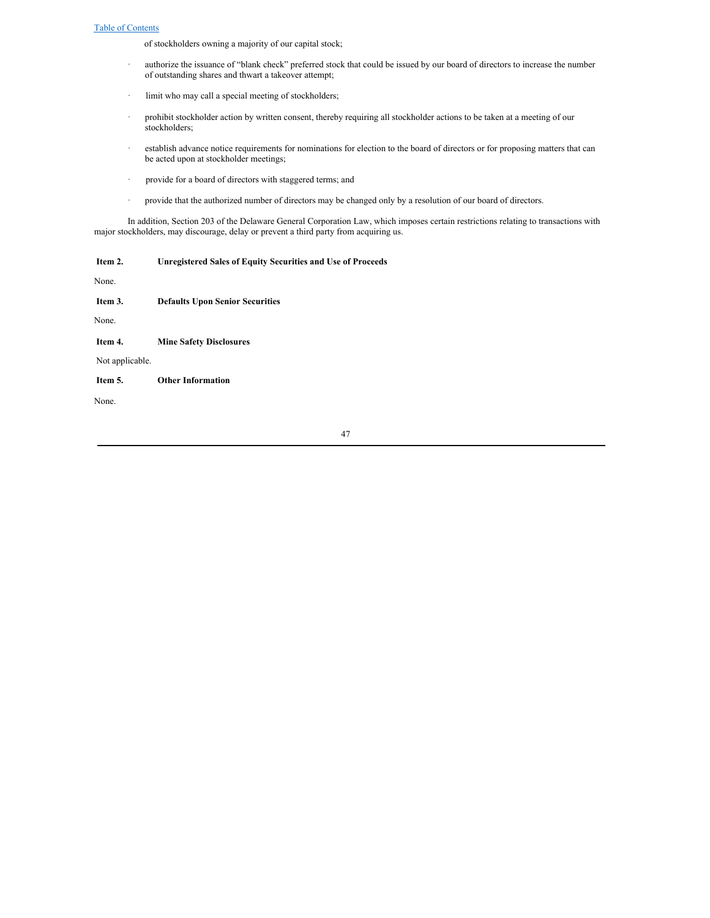of stockholders owning a majority of our capital stock;

- authorize the issuance of "blank check" preferred stock that could be issued by our board of directors to increase the number of outstanding shares and thwart a takeover attempt;
- limit who may call a special meeting of stockholders;
- prohibit stockholder action by written consent, thereby requiring all stockholder actions to be taken at a meeting of our stockholders;
- establish advance notice requirements for nominations for election to the board of directors or for proposing matters that can be acted upon at stockholder meetings;
- provide for a board of directors with staggered terms; and
- provide that the authorized number of directors may be changed only by a resolution of our board of directors.

In addition, Section 203 of the Delaware General Corporation Law, which imposes certain restrictions relating to transactions with major stockholders, may discourage, delay or prevent a third party from acquiring us.

## Item 2. Unregistered Sales of Equity Securities and Use of Proceeds

None.

## Item 3. Defaults Upon Senior Securities

None.

## Item 4. Mine Safety Disclosures

Not applicable.

## Item 5. Other Information

None.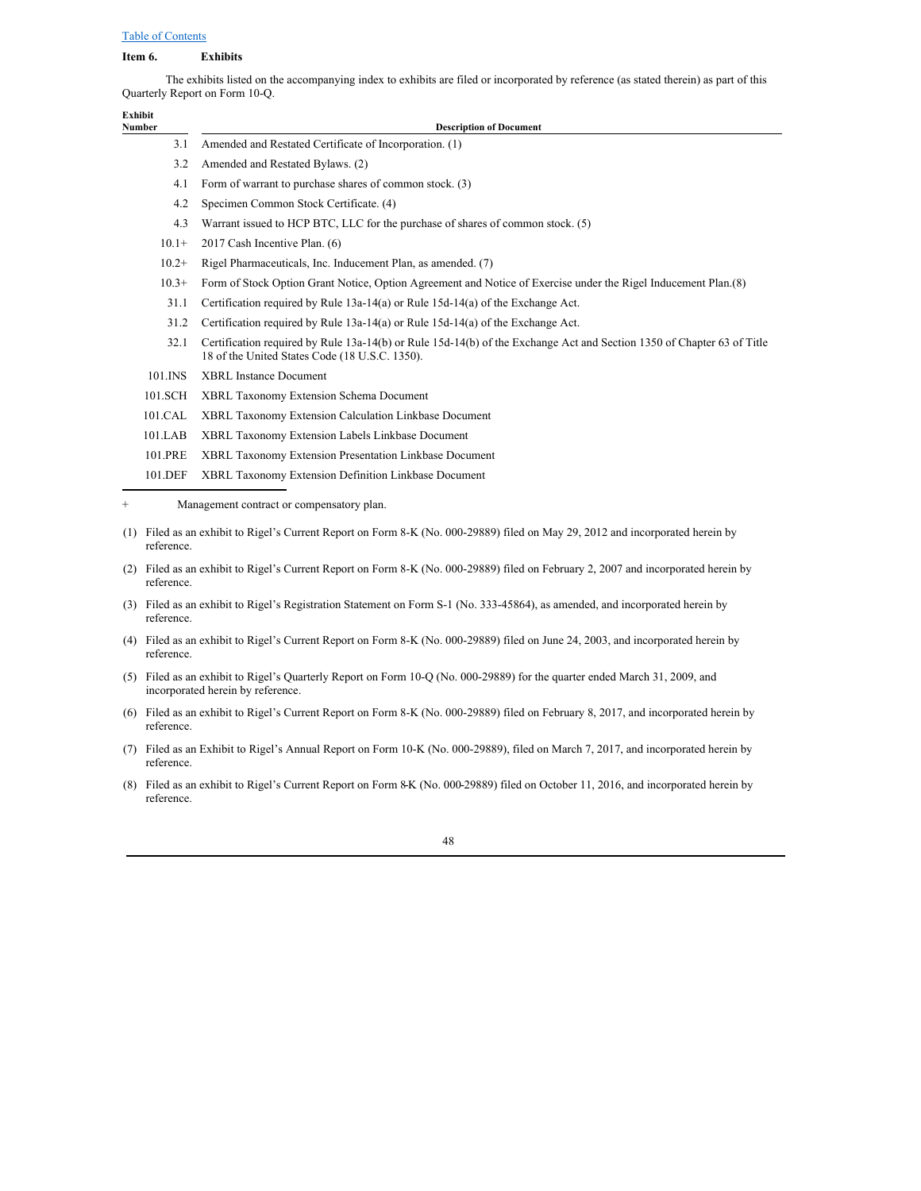[Table of Contents](#)

**Item 6. Exhibits**

The exhibits listed on the accompanying index to exhibits are filed or incorporated by reference (as stated therein) as part of this Quarterly Report on Form 10-Q.

| Exhibit Number | Description of Document |
|---|---|
| 3.1 | Amended and Restated Certificate of Incorporation. (1) |
| 3.2 | Amended and Restated Bylaws. (2) |
| 4.1 | Form of warrant to purchase shares of common stock. (3) |
| 4.2 | Specimen Common Stock Certificate. (4) |
| 4.3 | Warrant issued to HCP BTC, LLC for the purchase of shares of common stock. (5) |
| 10.1+ | 2017 Cash Incentive Plan. (6) |
| 10.2+ | Rigel Pharmaceuticals, Inc. Inducement Plan, as amended. (7) |
| 10.3+ | Form of Stock Option Grant Notice, Option Agreement and Notice of Exercise under the Rigel Inducement Plan.(8) |
| 31.1 | Certification required by Rule 13a-14(a) or Rule 15d-14(a) of the Exchange Act. |
| 31.2 | Certification required by Rule 13a-14(a) or Rule 15d-14(a) of the Exchange Act. |
| 32.1 | Certification required by Rule 13a-14(b) or Rule 15d-14(b) of the Exchange Act and Section 1350 of Chapter 63 of Title 18 of the United States Code (18 U.S.C. 1350). |
| 101.INS | XBRL Instance Document |
| 101.SCH | XBRL Taxonomy Extension Schema Document |
| 101.CAL | XBRL Taxonomy Extension Calculation Linkbase Document |
| 101.LAB | XBRL Taxonomy Extension Labels Linkbase Document |
| 101.PRE | XBRL Taxonomy Extension Presentation Linkbase Document |
| 101.DEF | XBRL Taxonomy Extension Definition Linkbase Document |

\+ Management contract or compensatory plan.

(1) Filed as an exhibit to Rigel's Current Report on Form 8-K (No. 000-29889) filed on May 29, 2012 and incorporated herein by reference.

(2) Filed as an exhibit to Rigel's Current Report on Form 8-K (No. 000-29889) filed on February 2, 2007 and incorporated herein by reference.

(3) Filed as an exhibit to Rigel's Registration Statement on Form S-1 (No. 333-45864), as amended, and incorporated herein by reference.

(4) Filed as an exhibit to Rigel's Current Report on Form 8-K (No. 000-29889) filed on June 24, 2003, and incorporated herein by reference.

(5) Filed as an exhibit to Rigel's Quarterly Report on Form 10-Q (No. 000-29889) for the quarter ended March 31, 2009, and incorporated herein by reference.

(6) Filed as an exhibit to Rigel's Current Report on Form 8-K (No. 000-29889) filed on February 8, 2017, and incorporated herein by reference.

(7) Filed as an Exhibit to Rigel's Annual Report on Form 10-K (No. 000-29889), filed on March 7, 2017, and incorporated herein by reference.

(8) Filed as an exhibit to Rigel's Current Report on Form 8-K (No. 000-29889) filed on October 11, 2016, and incorporated herein by reference.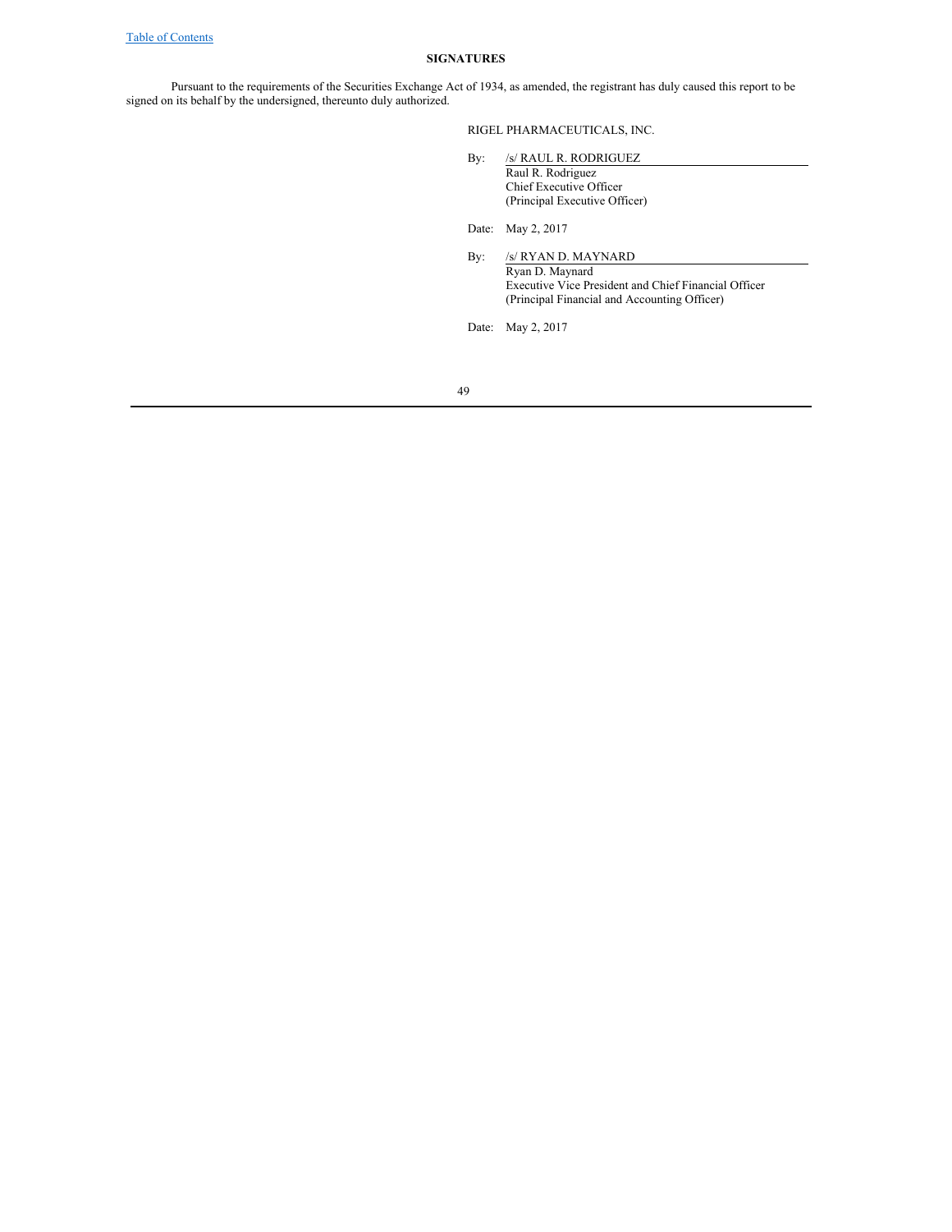## SIGNATURES

Pursuant to the requirements of the Securities Exchange Act of 1934, as amended, the registrant has duly caused this report to be signed on its behalf by the undersigned, thereunto duly authorized.

RIGEL PHARMACEUTICALS, INC.

By: /s/ RAUL R. RODRIGUEZ
Raul R. Rodriguez
Chief Executive Officer
(Principal Executive Officer)

Date: May 2, 2017

By: /s/ RYAN D. MAYNARD
Ryan D. Maynard
Executive Vice President and Chief Financial Officer
(Principal Financial and Accounting Officer)

Date: May 2, 2017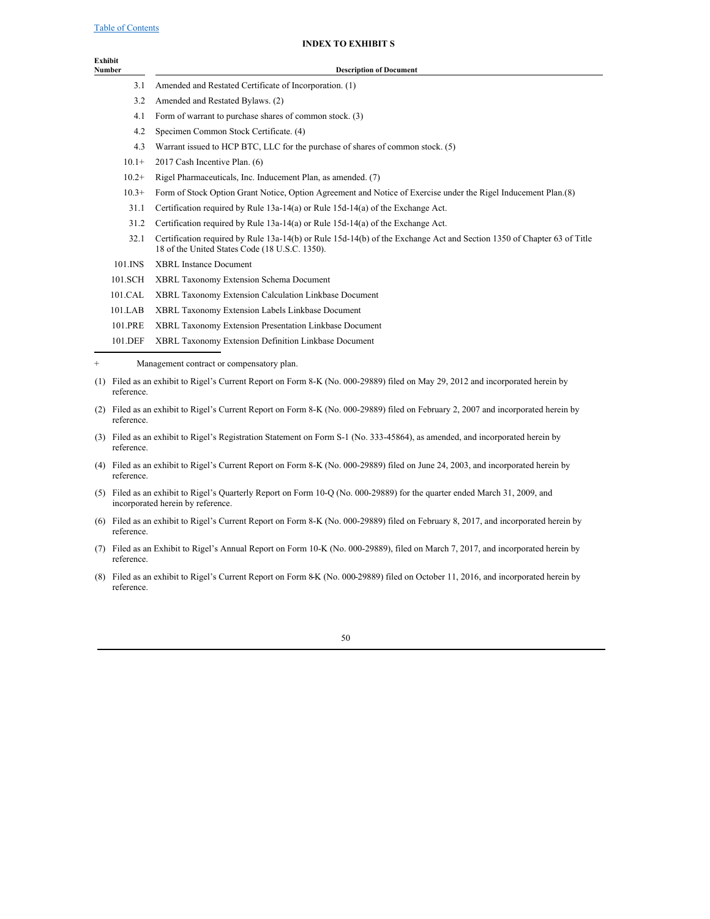## INDEX TO EXHIBIT S

| Exhibit Number | Description of Document |
|---|---|
| 3.1 | Amended and Restated Certificate of Incorporation. (1) |
| 3.2 | Amended and Restated Bylaws. (2) |
| 4.1 | Form of warrant to purchase shares of common stock. (3) |
| 4.2 | Specimen Common Stock Certificate. (4) |
| 4.3 | Warrant issued to HCP BTC, LLC for the purchase of shares of common stock. (5) |
| 10.1+ | 2017 Cash Incentive Plan. (6) |
| 10.2+ | Rigel Pharmaceuticals, Inc. Inducement Plan, as amended. (7) |
| 10.3+ | Form of Stock Option Grant Notice, Option Agreement and Notice of Exercise under the Rigel Inducement Plan.(8) |
| 31.1 | Certification required by Rule 13a-14(a) or Rule 15d-14(a) of the Exchange Act. |
| 31.2 | Certification required by Rule 13a-14(a) or Rule 15d-14(a) of the Exchange Act. |
| 32.1 | Certification required by Rule 13a-14(b) or Rule 15d-14(b) of the Exchange Act and Section 1350 of Chapter 63 of Title 18 of the United States Code (18 U.S.C. 1350). |
| 101.INS | XBRL Instance Document |
| 101.SCH | XBRL Taxonomy Extension Schema Document |
| 101.CAL | XBRL Taxonomy Extension Calculation Linkbase Document |
| 101.LAB | XBRL Taxonomy Extension Labels Linkbase Document |
| 101.PRE | XBRL Taxonomy Extension Presentation Linkbase Document |
| 101.DEF | XBRL Taxonomy Extension Definition Linkbase Document |

+ Management contract or compensatory plan.

(1) Filed as an exhibit to Rigel's Current Report on Form 8-K (No. 000-29889) filed on May 29, 2012 and incorporated herein by reference.

(2) Filed as an exhibit to Rigel's Current Report on Form 8-K (No. 000-29889) filed on February 2, 2007 and incorporated herein by reference.

(3) Filed as an exhibit to Rigel's Registration Statement on Form S-1 (No. 333-45864), as amended, and incorporated herein by reference.

(4) Filed as an exhibit to Rigel's Current Report on Form 8-K (No. 000-29889) filed on June 24, 2003, and incorporated herein by reference.

(5) Filed as an exhibit to Rigel's Quarterly Report on Form 10-Q (No. 000-29889) for the quarter ended March 31, 2009, and incorporated herein by reference.

(6) Filed as an exhibit to Rigel's Current Report on Form 8-K (No. 000-29889) filed on February 8, 2017, and incorporated herein by reference.

(7) Filed as an Exhibit to Rigel's Annual Report on Form 10-K (No. 000-29889), filed on March 7, 2017, and incorporated herein by reference.

(8) Filed as an exhibit to Rigel's Current Report on Form 8-K (No. 000-29889) filed on October 11, 2016, and incorporated herein by reference.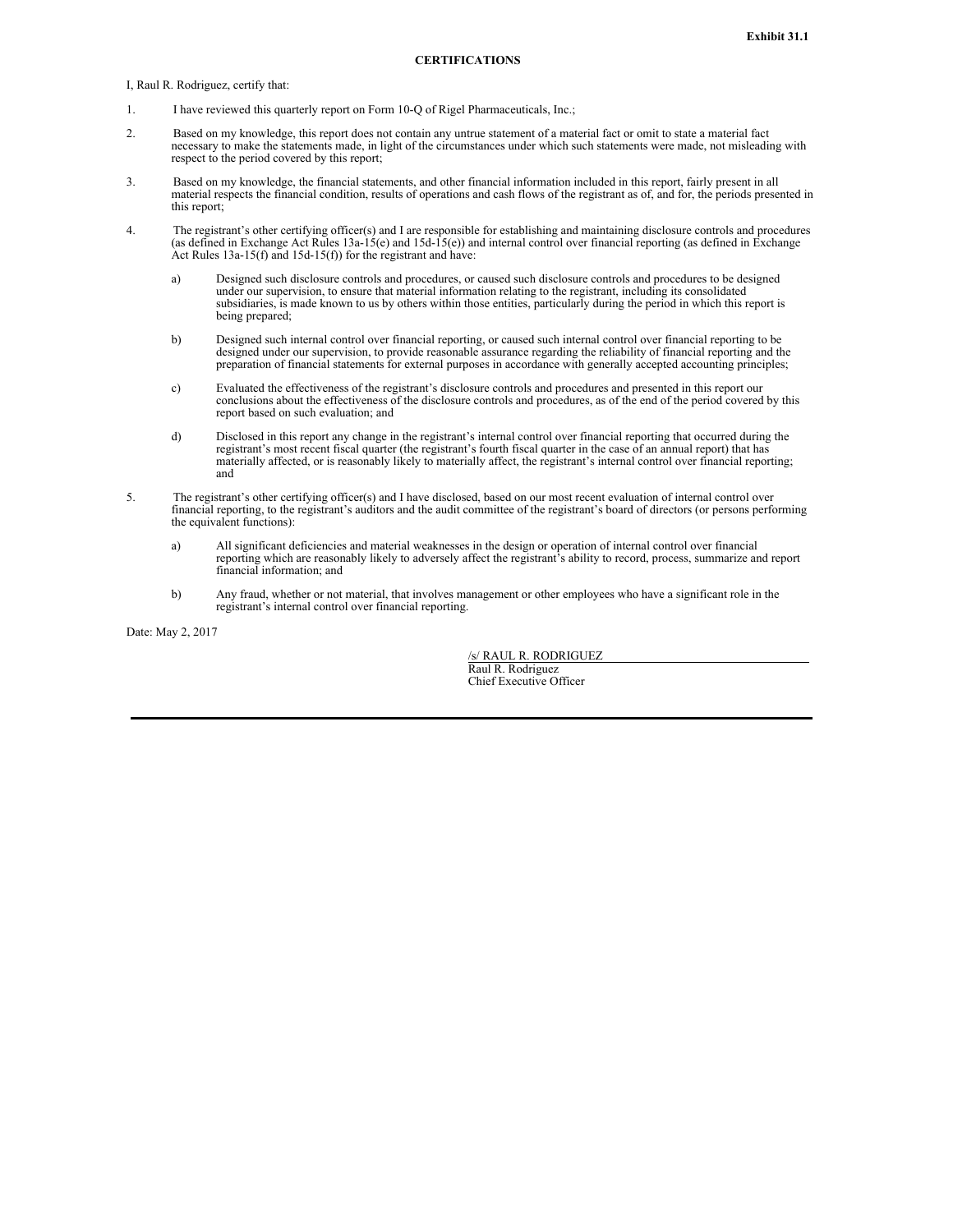**Exhibit 31.1**

**CERTIFICATIONS**

I, Raul R. Rodriguez, certify that:

1. I have reviewed this quarterly report on Form 10-Q of Rigel Pharmaceuticals, Inc.;

2. Based on my knowledge, this report does not contain any untrue statement of a material fact or omit to state a material fact necessary to make the statements made, in light of the circumstances under which such statements were made, not misleading with respect to the period covered by this report;

3. Based on my knowledge, the financial statements, and other financial information included in this report, fairly present in all material respects the financial condition, results of operations and cash flows of the registrant as of, and for, the periods presented in this report;

4. The registrant's other certifying officer(s) and I are responsible for establishing and maintaining disclosure controls and procedures (as defined in Exchange Act Rules 13a-15(e) and 15d-15(e)) and internal control over financial reporting (as defined in Exchange Act Rules 13a-15(f) and 15d-15(f)) for the registrant and have:

   a) Designed such disclosure controls and procedures, or caused such disclosure controls and procedures to be designed under our supervision, to ensure that material information relating to the registrant, including its consolidated subsidiaries, is made known to us by others within those entities, particularly during the period in which this report is being prepared;

   b) Designed such internal control over financial reporting, or caused such internal control over financial reporting to be designed under our supervision, to provide reasonable assurance regarding the reliability of financial reporting and the preparation of financial statements for external purposes in accordance with generally accepted accounting principles;

   c) Evaluated the effectiveness of the registrant's disclosure controls and procedures and presented in this report our conclusions about the effectiveness of the disclosure controls and procedures, as of the end of the period covered by this report based on such evaluation; and

   d) Disclosed in this report any change in the registrant's internal control over financial reporting that occurred during the registrant's most recent fiscal quarter (the registrant's fourth fiscal quarter in the case of an annual report) that has materially affected, or is reasonably likely to materially affect, the registrant's internal control over financial reporting; and

5. The registrant's other certifying officer(s) and I have disclosed, based on our most recent evaluation of internal control over financial reporting, to the registrant's auditors and the audit committee of the registrant's board of directors (or persons performing the equivalent functions):

   a) All significant deficiencies and material weaknesses in the design or operation of internal control over financial reporting which are reasonably likely to adversely affect the registrant's ability to record, process, summarize and report financial information; and

   b) Any fraud, whether or not material, that involves management or other employees who have a significant role in the registrant's internal control over financial reporting.

Date: May 2, 2017

/s/ RAUL R. RODRIGUEZ
Raul R. Rodriguez
Chief Executive Officer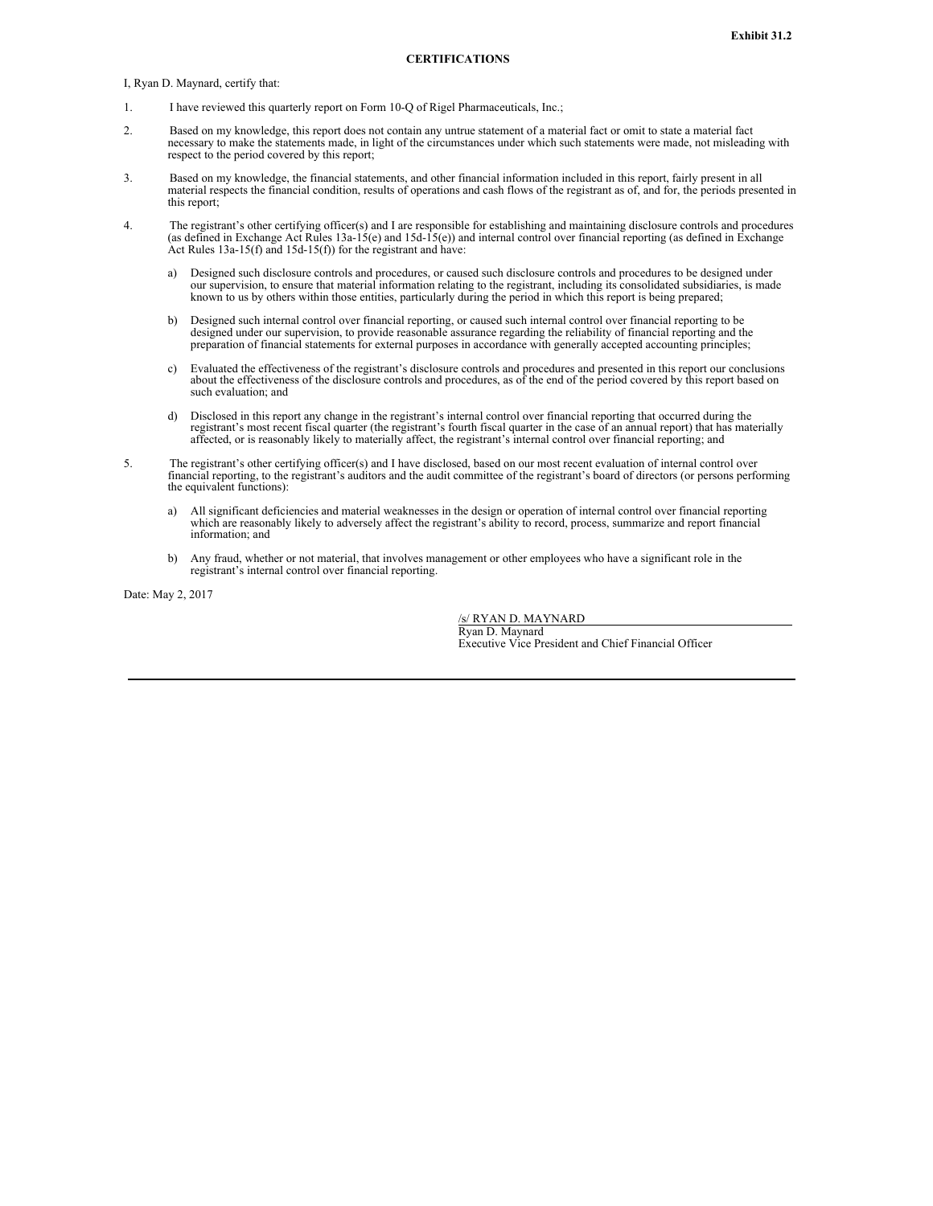**Exhibit 31.2**

**CERTIFICATIONS**

I, Ryan D. Maynard, certify that:

1. I have reviewed this quarterly report on Form 10-Q of Rigel Pharmaceuticals, Inc.;

2. Based on my knowledge, this report does not contain any untrue statement of a material fact or omit to state a material fact necessary to make the statements made, in light of the circumstances under which such statements were made, not misleading with respect to the period covered by this report;

3. Based on my knowledge, the financial statements, and other financial information included in this report, fairly present in all material respects the financial condition, results of operations and cash flows of the registrant as of, and for, the periods presented in this report;

4. The registrant's other certifying officer(s) and I are responsible for establishing and maintaining disclosure controls and procedures (as defined in Exchange Act Rules 13a-15(e) and 15d-15(e)) and internal control over financial reporting (as defined in Exchange Act Rules 13a-15(f) and 15d-15(f)) for the registrant and have:

   a) Designed such disclosure controls and procedures, or caused such disclosure controls and procedures to be designed under our supervision, to ensure that material information relating to the registrant, including its consolidated subsidiaries, is made known to us by others within those entities, particularly during the period in which this report is being prepared;

   b) Designed such internal control over financial reporting, or caused such internal control over financial reporting to be designed under our supervision, to provide reasonable assurance regarding the reliability of financial reporting and the preparation of financial statements for external purposes in accordance with generally accepted accounting principles;

   c) Evaluated the effectiveness of the registrant's disclosure controls and procedures and presented in this report our conclusions about the effectiveness of the disclosure controls and procedures, as of the end of the period covered by this report based on such evaluation; and

   d) Disclosed in this report any change in the registrant's internal control over financial reporting that occurred during the registrant's most recent fiscal quarter (the registrant's fourth fiscal quarter in the case of an annual report) that has materially affected, or is reasonably likely to materially affect, the registrant's internal control over financial reporting; and

5. The registrant's other certifying officer(s) and I have disclosed, based on our most recent evaluation of internal control over financial reporting, to the registrant's auditors and the audit committee of the registrant's board of directors (or persons performing the equivalent functions):

   a) All significant deficiencies and material weaknesses in the design or operation of internal control over financial reporting which are reasonably likely to adversely affect the registrant's ability to record, process, summarize and report financial information; and

   b) Any fraud, whether or not material, that involves management or other employees who have a significant role in the registrant's internal control over financial reporting.

Date: May 2, 2017

/s/ RYAN D. MAYNARD
Ryan D. Maynard
Executive Vice President and Chief Financial Officer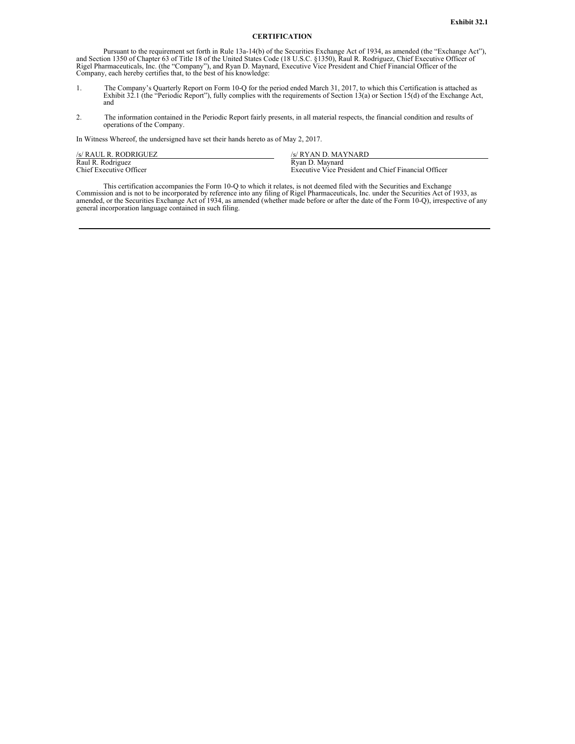**Exhibit 32.1**

**CERTIFICATION**

Pursuant to the requirement set forth in Rule 13a-14(b) of the Securities Exchange Act of 1934, as amended (the "Exchange Act"), and Section 1350 of Chapter 63 of Title 18 of the United States Code (18 U.S.C. §1350), Raul R. Rodriguez, Chief Executive Officer of Rigel Pharmaceuticals, Inc. (the "Company"), and Ryan D. Maynard, Executive Vice President and Chief Financial Officer of the Company, each hereby certifies that, to the best of his knowledge:

1. The Company's Quarterly Report on Form 10-Q for the period ended March 31, 2017, to which this Certification is attached as Exhibit 32.1 (the "Periodic Report"), fully complies with the requirements of Section 13(a) or Section 15(d) of the Exchange Act, and

2. The information contained in the Periodic Report fairly presents, in all material respects, the financial condition and results of operations of the Company.

In Witness Whereof, the undersigned have set their hands hereto as of May 2, 2017.

| | |
|---|---|
| /s/ RAUL R. RODRIGUEZ | /s/ RYAN D. MAYNARD |
| Raul R. Rodriguez | Ryan D. Maynard |
| Chief Executive Officer | Executive Vice President and Chief Financial Officer |

This certification accompanies the Form 10-Q to which it relates, is not deemed filed with the Securities and Exchange Commission and is not to be incorporated by reference into any filing of Rigel Pharmaceuticals, Inc. under the Securities Act of 1933, as amended, or the Securities Exchange Act of 1934, as amended (whether made before or after the date of the Form 10-Q), irrespective of any general incorporation language contained in such filing.